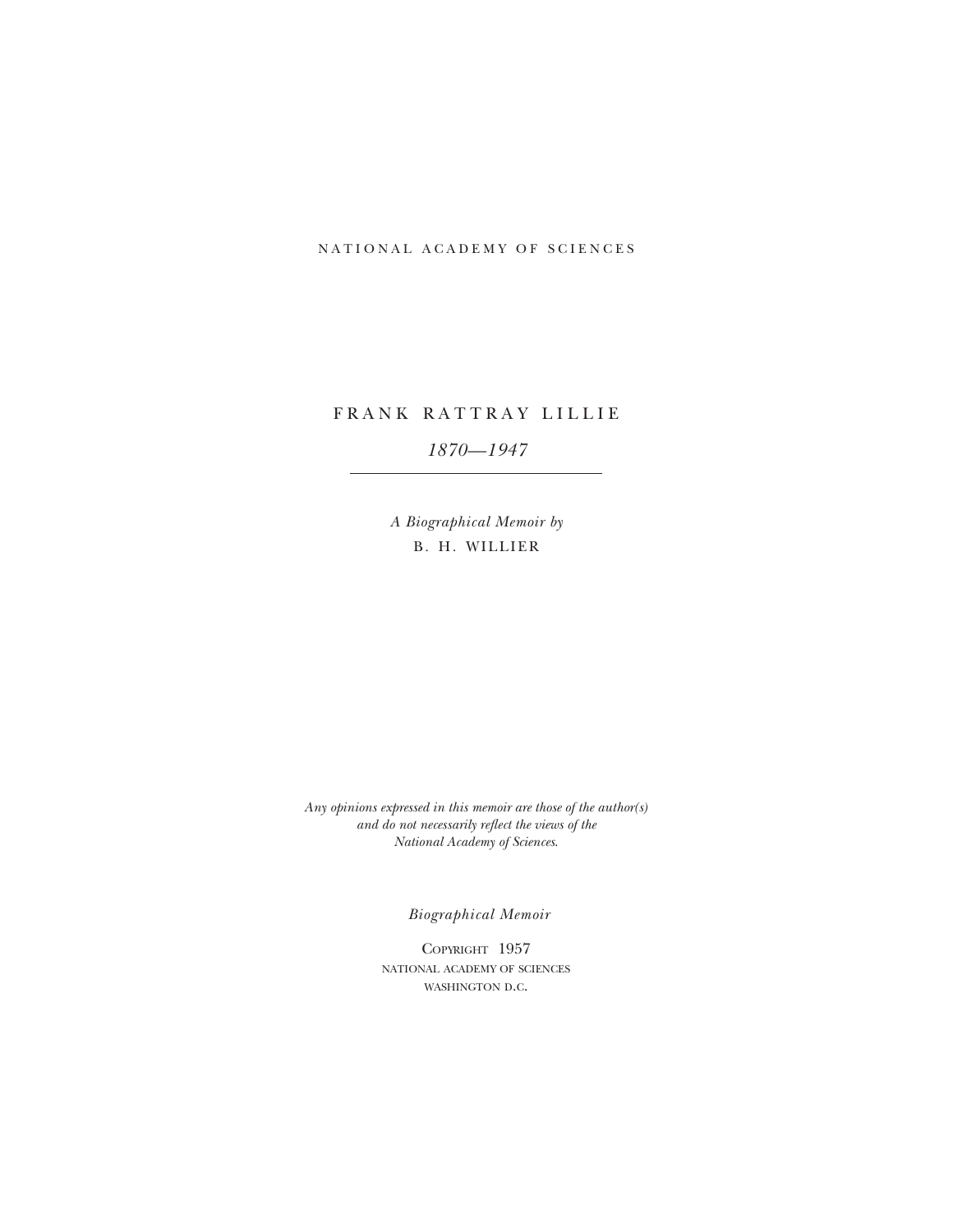NATIONAL ACADEMY OF SCIENCES

# FRANK RATTRAY LILLIE

*1870—1947*

---

*A Biographical Memoir by*

B. H. WILLIER

*Any opinions expressed in this memoir are those of the author(s) and do not necessarily reflect the views of the National Academy of Sciences.*

*Biographical Memoir*

COPYRIGHT 1957
NATIONAL ACADEMY OF SCIENCES
WASHINGTON D.C.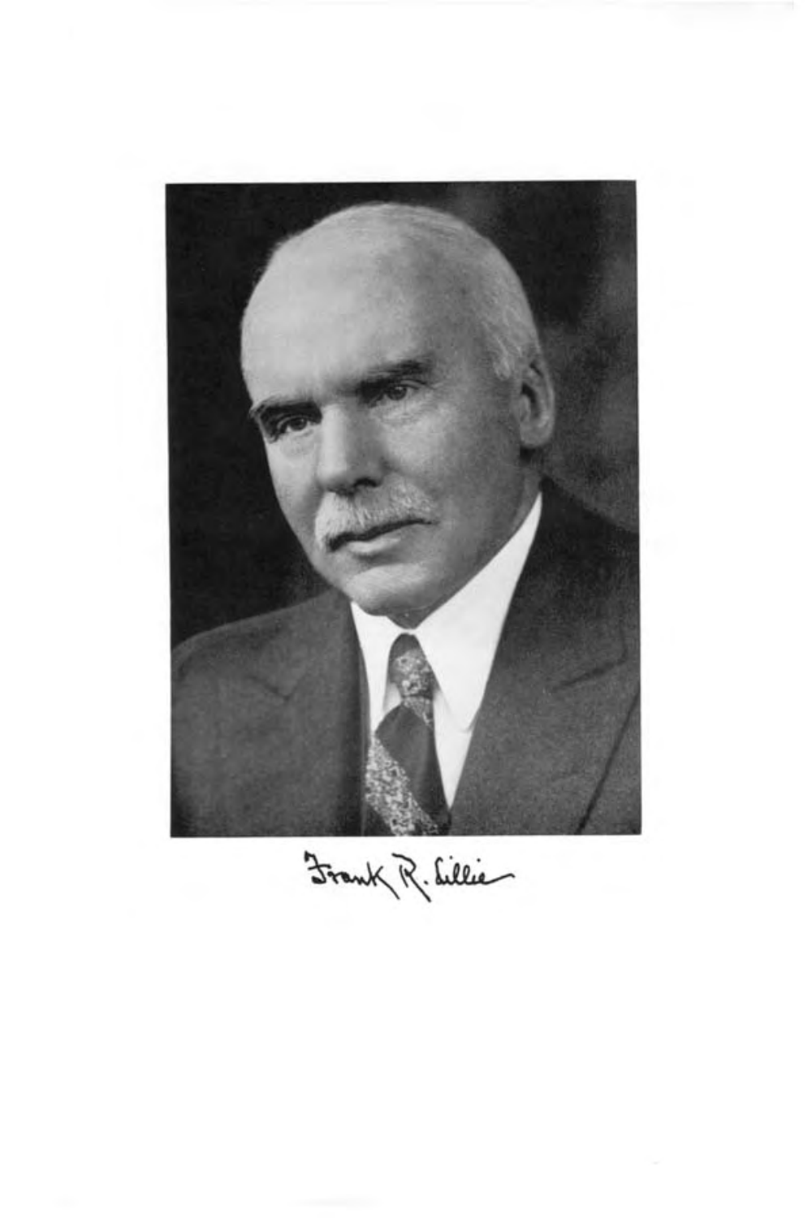Frank R. Lillie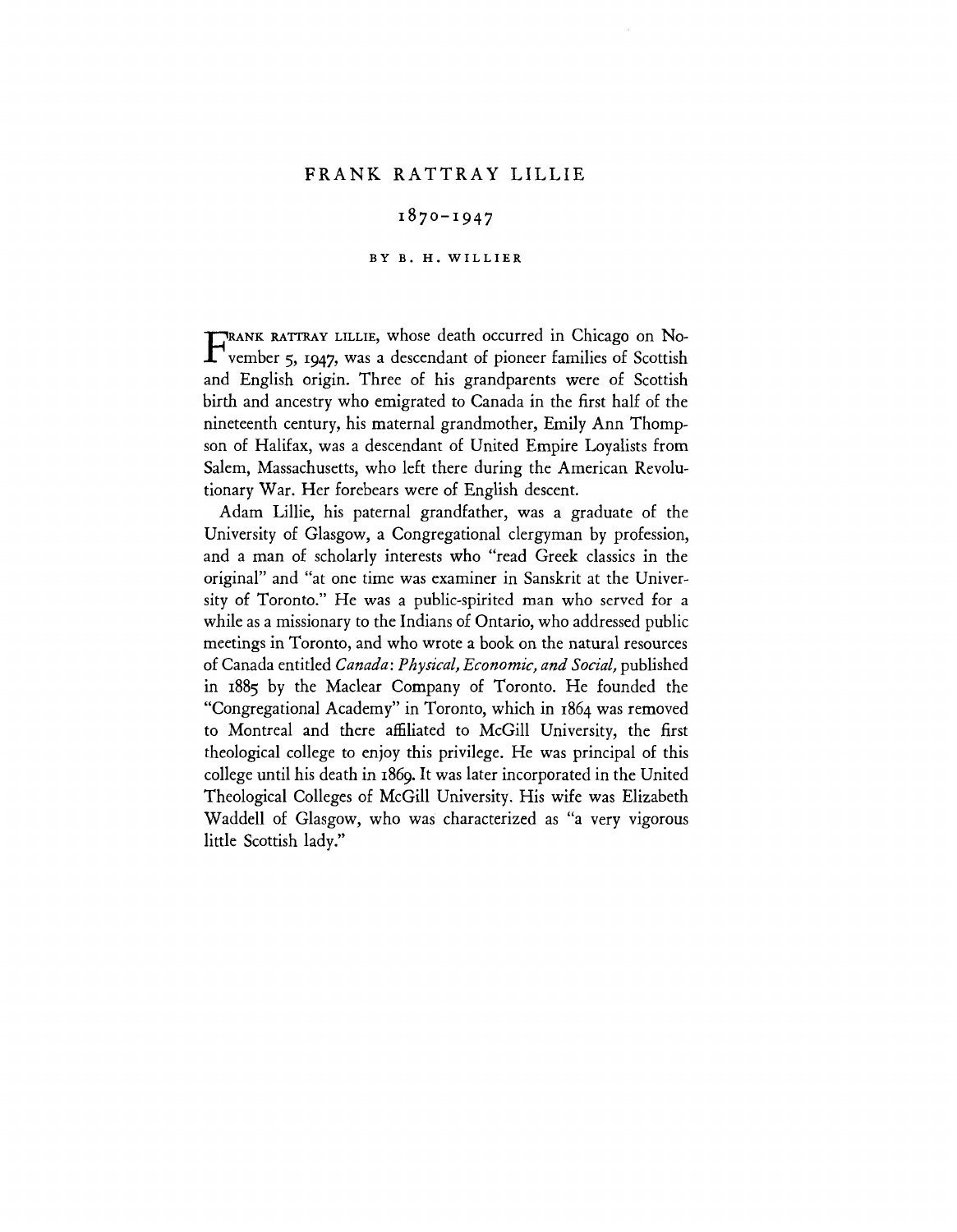# FRANK RATTRAY LILLIE

## 1870–1947

### BY B. H. WILLIER

FRANK RATTRAY LILLIE, whose death occurred in Chicago on November 5, 1947, was a descendant of pioneer families of Scottish and English origin. Three of his grandparents were of Scottish birth and ancestry who emigrated to Canada in the first half of the nineteenth century, his maternal grandmother, Emily Ann Thompson of Halifax, was a descendant of United Empire Loyalists from Salem, Massachusetts, who left there during the American Revolutionary War. Her forebears were of English descent.

Adam Lillie, his paternal grandfather, was a graduate of the University of Glasgow, a Congregational clergyman by profession, and a man of scholarly interests who "read Greek classics in the original" and "at one time was examiner in Sanskrit at the University of Toronto." He was a public-spirited man who served for a while as a missionary to the Indians of Ontario, who addressed public meetings in Toronto, and who wrote a book on the natural resources of Canada entitled *Canada: Physical, Economic, and Social,* published in 1885 by the Maclear Company of Toronto. He founded the "Congregational Academy" in Toronto, which in 1864 was removed to Montreal and there affiliated to McGill University, the first theological college to enjoy this privilege. He was principal of this college until his death in 1869. It was later incorporated in the United Theological Colleges of McGill University. His wife was Elizabeth Waddell of Glasgow, who was characterized as "a very vigorous little Scottish lady."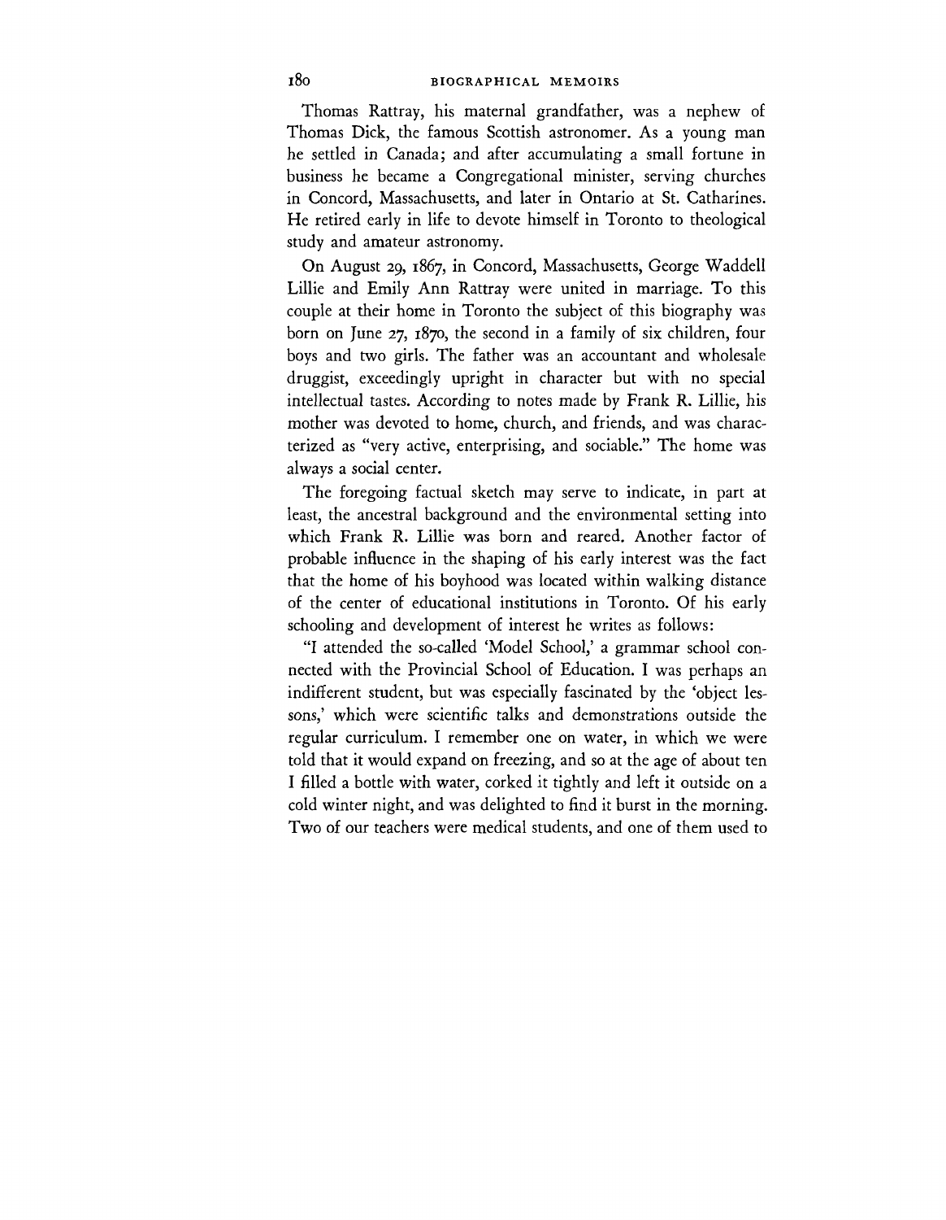Thomas Rattray, his maternal grandfather, was a nephew of Thomas Dick, the famous Scottish astronomer. As a young man he settled in Canada; and after accumulating a small fortune in business he became a Congregational minister, serving churches in Concord, Massachusetts, and later in Ontario at St. Catharines. He retired early in life to devote himself in Toronto to theological study and amateur astronomy.

On August 29, 1867, in Concord, Massachusetts, George Waddell Lillie and Emily Ann Rattray were united in marriage. To this couple at their home in Toronto the subject of this biography was born on June 27, 1870, the second in a family of six children, four boys and two girls. The father was an accountant and wholesale druggist, exceedingly upright in character but with no special intellectual tastes. According to notes made by Frank R. Lillie, his mother was devoted to home, church, and friends, and was characterized as "very active, enterprising, and sociable." The home was always a social center.

The foregoing factual sketch may serve to indicate, in part at least, the ancestral background and the environmental setting into which Frank R. Lillie was born and reared. Another factor of probable influence in the shaping of his early interest was the fact that the home of his boyhood was located within walking distance of the center of educational institutions in Toronto. Of his early schooling and development of interest he writes as follows:

"I attended the so-called 'Model School,' a grammar school connected with the Provincial School of Education. I was perhaps an indifferent student, but was especially fascinated by the 'object lessons,' which were scientific talks and demonstrations outside the regular curriculum. I remember one on water, in which we were told that it would expand on freezing, and so at the age of about ten I filled a bottle with water, corked it tightly and left it outside on a cold winter night, and was delighted to find it burst in the morning. Two of our teachers were medical students, and one of them used to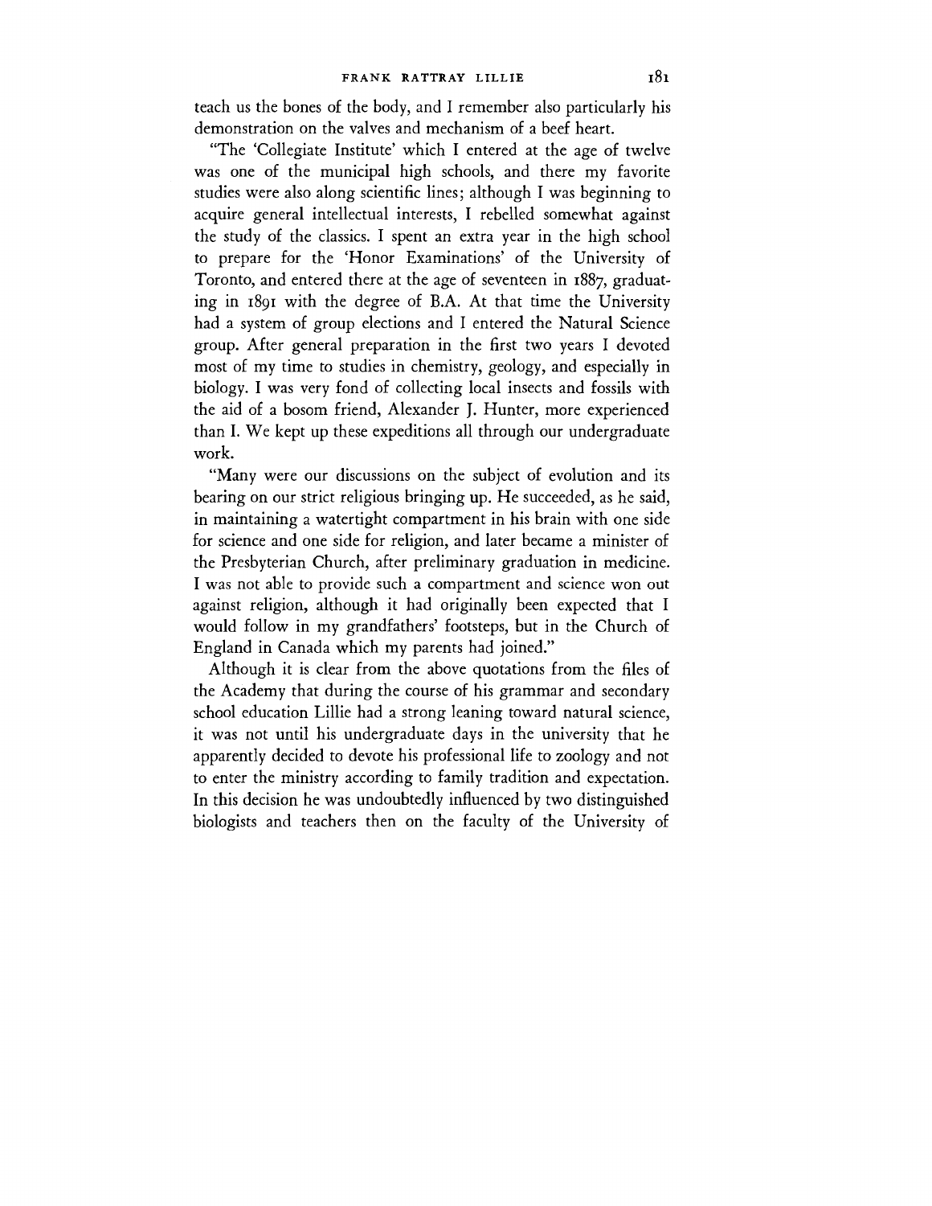teach us the bones of the body, and I remember also particularly his demonstration on the valves and mechanism of a beef heart.

"The 'Collegiate Institute' which I entered at the age of twelve was one of the municipal high schools, and there my favorite studies were also along scientific lines; although I was beginning to acquire general intellectual interests, I rebelled somewhat against the study of the classics. I spent an extra year in the high school to prepare for the 'Honor Examinations' of the University of Toronto, and entered there at the age of seventeen in 1887, graduating in 1891 with the degree of B.A. At that time the University had a system of group elections and I entered the Natural Science group. After general preparation in the first two years I devoted most of my time to studies in chemistry, geology, and especially in biology. I was very fond of collecting local insects and fossils with the aid of a bosom friend, Alexander J. Hunter, more experienced than I. We kept up these expeditions all through our undergraduate work.

"Many were our discussions on the subject of evolution and its bearing on our strict religious bringing up. He succeeded, as he said, in maintaining a watertight compartment in his brain with one side for science and one side for religion, and later became a minister of the Presbyterian Church, after preliminary graduation in medicine. I was not able to provide such a compartment and science won out against religion, although it had originally been expected that I would follow in my grandfathers' footsteps, but in the Church of England in Canada which my parents had joined."

Although it is clear from the above quotations from the files of the Academy that during the course of his grammar and secondary school education Lillie had a strong leaning toward natural science, it was not until his undergraduate days in the university that he apparently decided to devote his professional life to zoology and not to enter the ministry according to family tradition and expectation. In this decision he was undoubtedly influenced by two distinguished biologists and teachers then on the faculty of the University of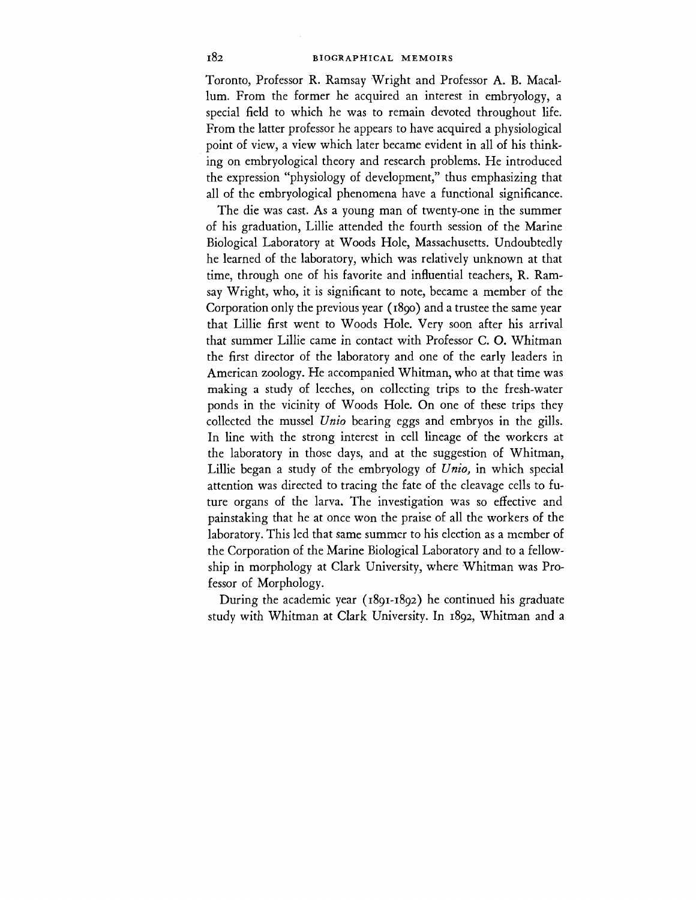Toronto, Professor R. Ramsay Wright and Professor A. B. Macallum. From the former he acquired an interest in embryology, a special field to which he was to remain devoted throughout life. From the latter professor he appears to have acquired a physiological point of view, a view which later became evident in all of his thinking on embryological theory and research problems. He introduced the expression "physiology of development," thus emphasizing that all of the embryological phenomena have a functional significance.

The die was cast. As a young man of twenty-one in the summer of his graduation, Lillie attended the fourth session of the Marine Biological Laboratory at Woods Hole, Massachusetts. Undoubtedly he learned of the laboratory, which was relatively unknown at that time, through one of his favorite and influential teachers, R. Ramsay Wright, who, it is significant to note, became a member of the Corporation only the previous year (1890) and a trustee the same year that Lillie first went to Woods Hole. Very soon after his arrival that summer Lillie came in contact with Professor C. O. Whitman the first director of the laboratory and one of the early leaders in American zoology. He accompanied Whitman, who at that time was making a study of leeches, on collecting trips to the fresh-water ponds in the vicinity of Woods Hole. On one of these trips they collected the mussel *Unio* bearing eggs and embryos in the gills. In line with the strong interest in cell lineage of the workers at the laboratory in those days, and at the suggestion of Whitman, Lillie began a study of the embryology of *Unio,* in which special attention was directed to tracing the fate of the cleavage cells to future organs of the larva. The investigation was so effective and painstaking that he at once won the praise of all the workers of the laboratory. This led that same summer to his election as a member of the Corporation of the Marine Biological Laboratory and to a fellowship in morphology at Clark University, where Whitman was Professor of Morphology.

During the academic year (1891-1892) he continued his graduate study with Whitman at Clark University. In 1892, Whitman and a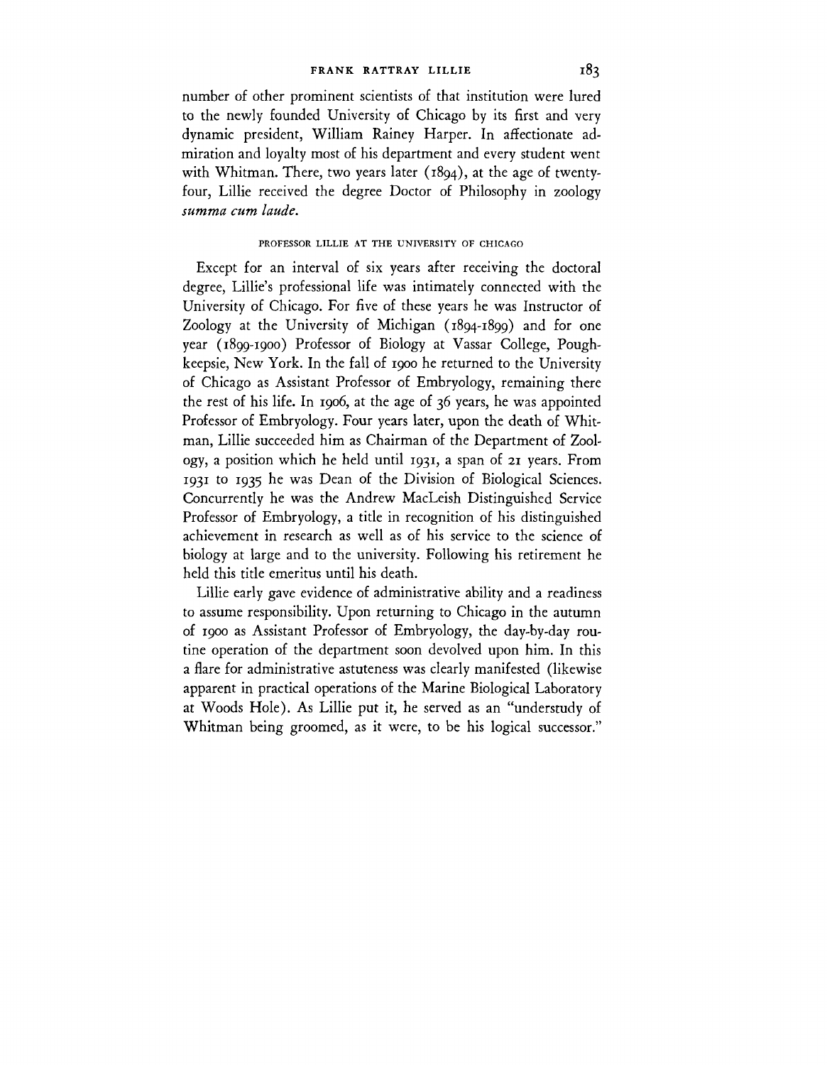number of other prominent scientists of that institution were lured to the newly founded University of Chicago by its first and very dynamic president, William Rainey Harper. In affectionate admiration and loyalty most of his department and every student went with Whitman. There, two years later (1894), at the age of twenty-four, Lillie received the degree Doctor of Philosophy in zoology *summa cum laude*.

## PROFESSOR LILLIE AT THE UNIVERSITY OF CHICAGO

Except for an interval of six years after receiving the doctoral degree, Lillie's professional life was intimately connected with the University of Chicago. For five of these years he was Instructor of Zoology at the University of Michigan (1894-1899) and for one year (1899-1900) Professor of Biology at Vassar College, Poughkeepsie, New York. In the fall of 1900 he returned to the University of Chicago as Assistant Professor of Embryology, remaining there the rest of his life. In 1906, at the age of 36 years, he was appointed Professor of Embryology. Four years later, upon the death of Whitman, Lillie succeeded him as Chairman of the Department of Zoology, a position which he held until 1931, a span of 21 years. From 1931 to 1935 he was Dean of the Division of Biological Sciences. Concurrently he was the Andrew MacLeish Distinguished Service Professor of Embryology, a title in recognition of his distinguished achievement in research as well as of his service to the science of biology at large and to the university. Following his retirement he held this title emeritus until his death.

Lillie early gave evidence of administrative ability and a readiness to assume responsibility. Upon returning to Chicago in the autumn of 1900 as Assistant Professor of Embryology, the day-by-day routine operation of the department soon devolved upon him. In this a flare for administrative astuteness was clearly manifested (likewise apparent in practical operations of the Marine Biological Laboratory at Woods Hole). As Lillie put it, he served as an "understudy of Whitman being groomed, as it were, to be his logical successor."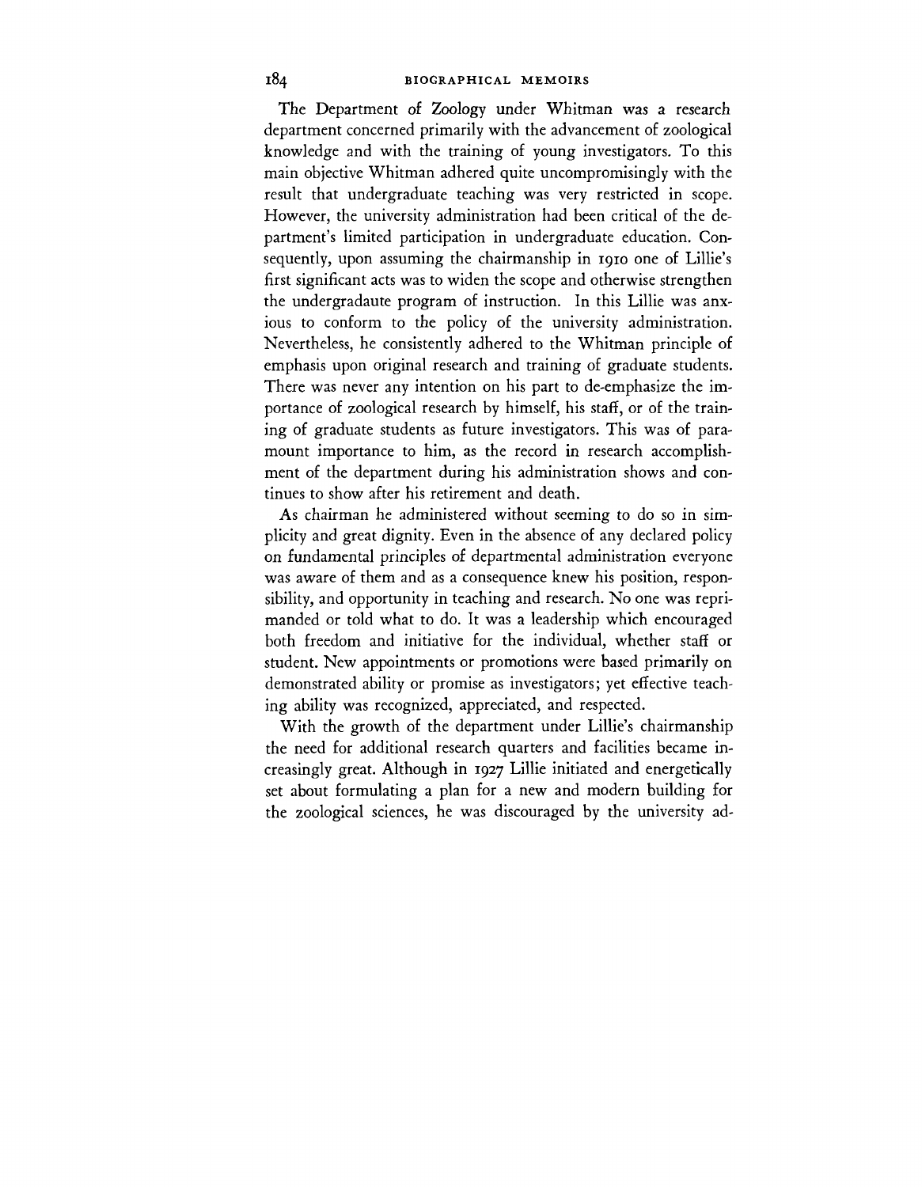The Department of Zoology under Whitman was a research department concerned primarily with the advancement of zoological knowledge and with the training of young investigators. To this main objective Whitman adhered quite uncompromisingly with the result that undergraduate teaching was very restricted in scope. However, the university administration had been critical of the department's limited participation in undergraduate education. Consequently, upon assuming the chairmanship in 1910 one of Lillie's first significant acts was to widen the scope and otherwise strengthen the undergradaute program of instruction. In this Lillie was anxious to conform to the policy of the university administration. Nevertheless, he consistently adhered to the Whitman principle of emphasis upon original research and training of graduate students. There was never any intention on his part to de-emphasize the importance of zoological research by himself, his staff, or of the training of graduate students as future investigators. This was of paramount importance to him, as the record in research accomplishment of the department during his administration shows and continues to show after his retirement and death.

As chairman he administered without seeming to do so in simplicity and great dignity. Even in the absence of any declared policy on fundamental principles of departmental administration everyone was aware of them and as a consequence knew his position, responsibility, and opportunity in teaching and research. No one was reprimanded or told what to do. It was a leadership which encouraged both freedom and initiative for the individual, whether staff or student. New appointments or promotions were based primarily on demonstrated ability or promise as investigators; yet effective teaching ability was recognized, appreciated, and respected.

With the growth of the department under Lillie's chairmanship the need for additional research quarters and facilities became increasingly great. Although in 1927 Lillie initiated and energetically set about formulating a plan for a new and modern building for the zoological sciences, he was discouraged by the university ad-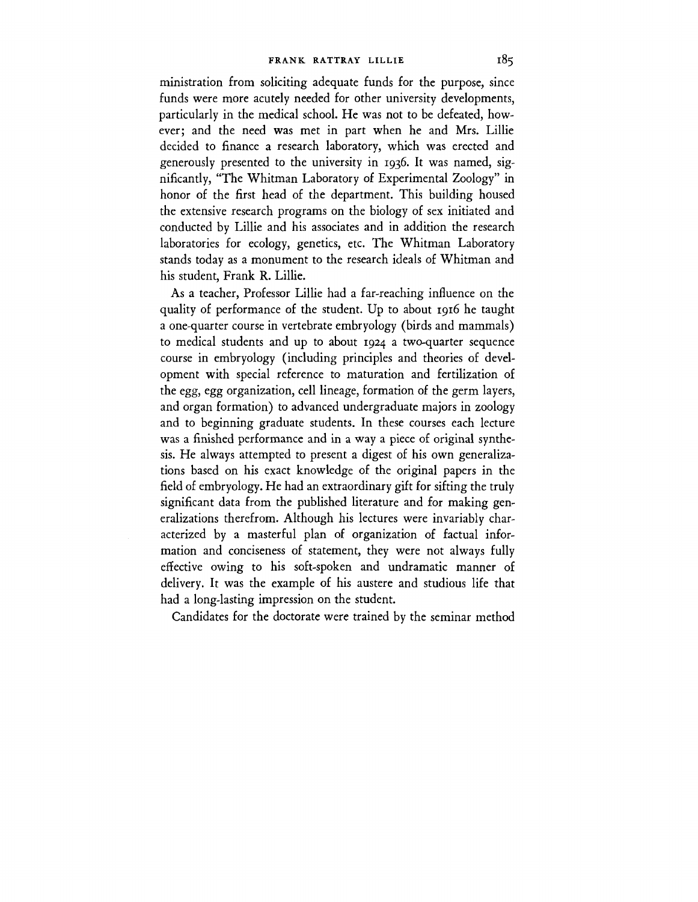ministration from soliciting adequate funds for the purpose, since funds were more acutely needed for other university developments, particularly in the medical school. He was not to be defeated, however; and the need was met in part when he and Mrs. Lillie decided to finance a research laboratory, which was erected and generously presented to the university in 1936. It was named, significantly, "The Whitman Laboratory of Experimental Zoology" in honor of the first head of the department. This building housed the extensive research programs on the biology of sex initiated and conducted by Lillie and his associates and in addition the research laboratories for ecology, genetics, etc. The Whitman Laboratory stands today as a monument to the research ideals of Whitman and his student, Frank R. Lillie.

As a teacher, Professor Lillie had a far-reaching influence on the quality of performance of the student. Up to about 1916 he taught a one-quarter course in vertebrate embryology (birds and mammals) to medical students and up to about 1924 a two-quarter sequence course in embryology (including principles and theories of development with special reference to maturation and fertilization of the egg, egg organization, cell lineage, formation of the germ layers, and organ formation) to advanced undergraduate majors in zoology and to beginning graduate students. In these courses each lecture was a finished performance and in a way a piece of original synthesis. He always attempted to present a digest of his own generalizations based on his exact knowledge of the original papers in the field of embryology. He had an extraordinary gift for sifting the truly significant data from the published literature and for making generalizations therefrom. Although his lectures were invariably characterized by a masterful plan of organization of factual information and conciseness of statement, they were not always fully effective owing to his soft-spoken and undramatic manner of delivery. It was the example of his austere and studious life that had a long-lasting impression on the student.

Candidates for the doctorate were trained by the seminar method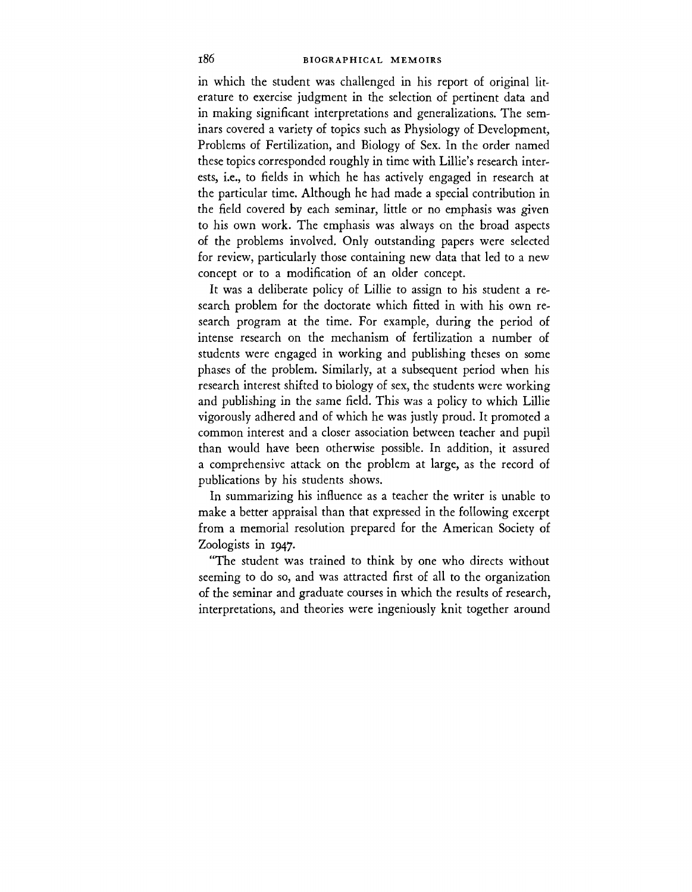in which the student was challenged in his report of original literature to exercise judgment in the selection of pertinent data and in making significant interpretations and generalizations. The seminars covered a variety of topics such as Physiology of Development, Problems of Fertilization, and Biology of Sex. In the order named these topics corresponded roughly in time with Lillie's research interests, i.e., to fields in which he has actively engaged in research at the particular time. Although he had made a special contribution in the field covered by each seminar, little or no emphasis was given to his own work. The emphasis was always on the broad aspects of the problems involved. Only outstanding papers were selected for review, particularly those containing new data that led to a new concept or to a modification of an older concept.

It was a deliberate policy of Lillie to assign to his student a research problem for the doctorate which fitted in with his own research program at the time. For example, during the period of intense research on the mechanism of fertilization a number of students were engaged in working and publishing theses on some phases of the problem. Similarly, at a subsequent period when his research interest shifted to biology of sex, the students were working and publishing in the same field. This was a policy to which Lillie vigorously adhered and of which he was justly proud. It promoted a common interest and a closer association between teacher and pupil than would have been otherwise possible. In addition, it assured a comprehensive attack on the problem at large, as the record of publications by his students shows.

In summarizing his influence as a teacher the writer is unable to make a better appraisal than that expressed in the following excerpt from a memorial resolution prepared for the American Society of Zoologists in 1947.

"The student was trained to think by one who directs without seeming to do so, and was attracted first of all to the organization of the seminar and graduate courses in which the results of research, interpretations, and theories were ingeniously knit together around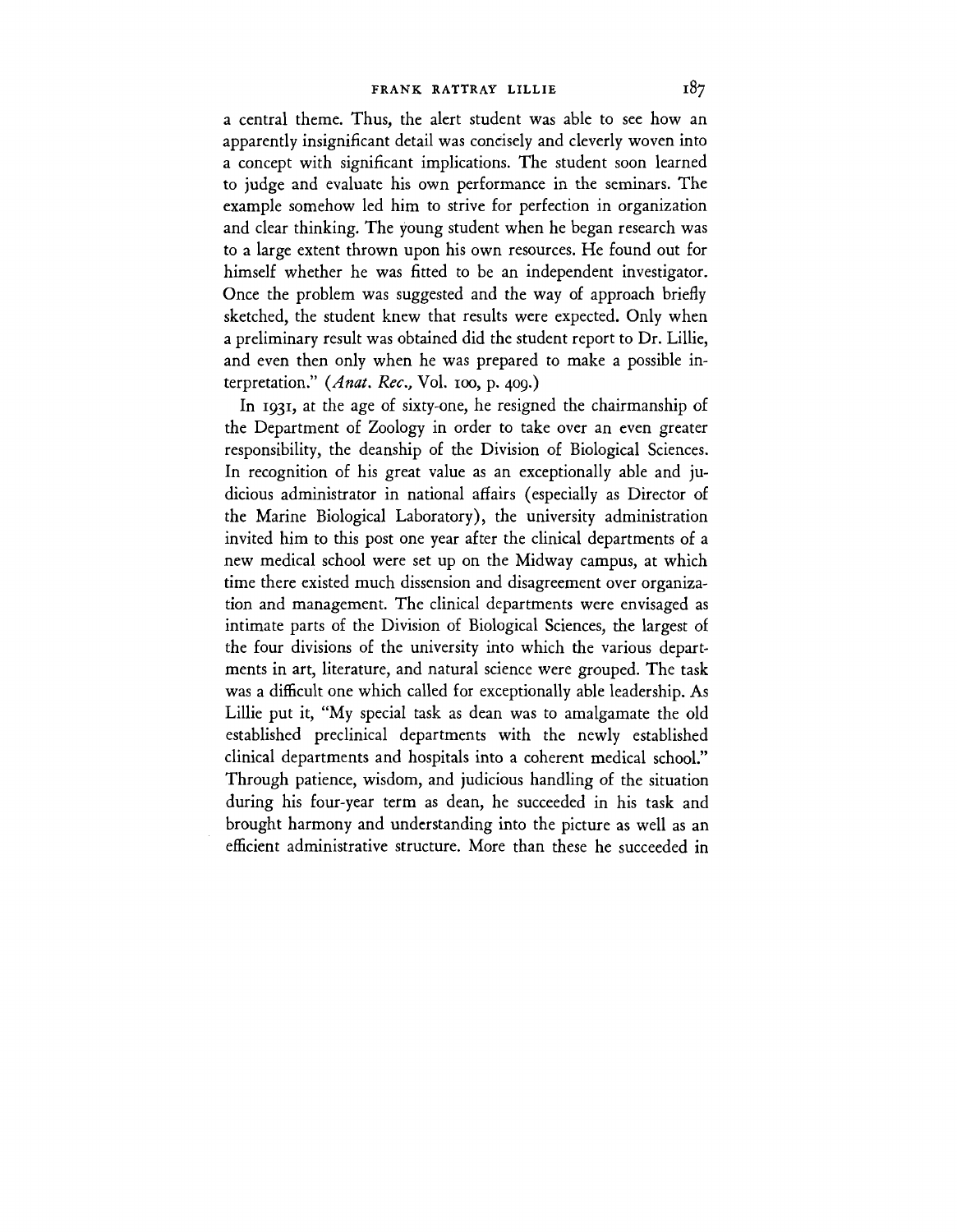a central theme. Thus, the alert student was able to see how an apparently insignificant detail was concisely and cleverly woven into a concept with significant implications. The student soon learned to judge and evaluate his own performance in the seminars. The example somehow led him to strive for perfection in organization and clear thinking. The young student when he began research was to a large extent thrown upon his own resources. He found out for himself whether he was fitted to be an independent investigator. Once the problem was suggested and the way of approach briefly sketched, the student knew that results were expected. Only when a preliminary result was obtained did the student report to Dr. Lillie, and even then only when he was prepared to make a possible interpretation." (*Anat. Rec.*, Vol. 100, p. 409.)

In 1931, at the age of sixty-one, he resigned the chairmanship of the Department of Zoology in order to take over an even greater responsibility, the deanship of the Division of Biological Sciences. In recognition of his great value as an exceptionally able and judicious administrator in national affairs (especially as Director of the Marine Biological Laboratory), the university administration invited him to this post one year after the clinical departments of a new medical school were set up on the Midway campus, at which time there existed much dissension and disagreement over organization and management. The clinical departments were envisaged as intimate parts of the Division of Biological Sciences, the largest of the four divisions of the university into which the various departments in art, literature, and natural science were grouped. The task was a difficult one which called for exceptionally able leadership. As Lillie put it, "My special task as dean was to amalgamate the old established preclinical departments with the newly established clinical departments and hospitals into a coherent medical school." Through patience, wisdom, and judicious handling of the situation during his four-year term as dean, he succeeded in his task and brought harmony and understanding into the picture as well as an efficient administrative structure. More than these he succeeded in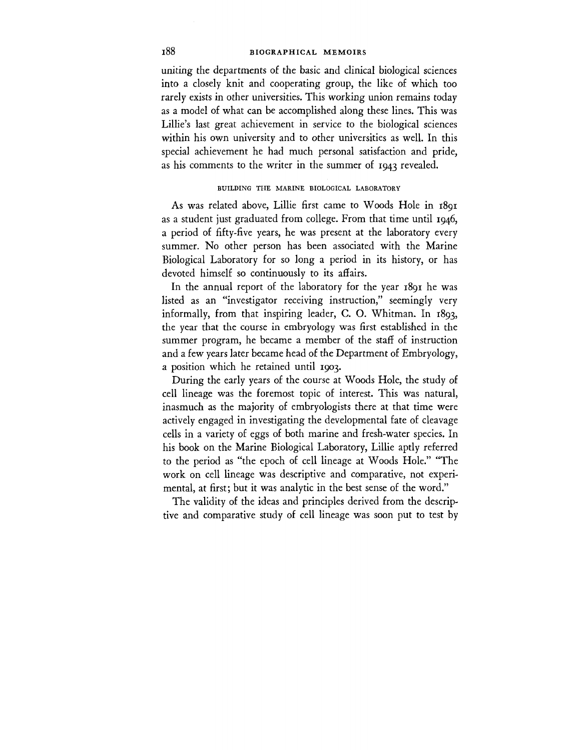uniting the departments of the basic and clinical biological sciences into a closely knit and cooperating group, the like of which too rarely exists in other universities. This working union remains today as a model of what can be accomplished along these lines. This was Lillie's last great achievement in service to the biological sciences within his own university and to other universities as well. In this special achievement he had much personal satisfaction and pride, as his comments to the writer in the summer of 1943 revealed.

## BUILDING THE MARINE BIOLOGICAL LABORATORY

As was related above, Lillie first came to Woods Hole in 1891 as a student just graduated from college. From that time until 1946, a period of fifty-five years, he was present at the laboratory every summer. No other person has been associated with the Marine Biological Laboratory for so long a period in its history, or has devoted himself so continuously to its affairs.

In the annual report of the laboratory for the year 1891 he was listed as an "investigator receiving instruction," seemingly very informally, from that inspiring leader, C. O. Whitman. In 1893, the year that the course in embryology was first established in the summer program, he became a member of the staff of instruction and a few years later became head of the Department of Embryology, a position which he retained until 1903.

During the early years of the course at Woods Hole, the study of cell lineage was the foremost topic of interest. This was natural, inasmuch as the majority of embryologists there at that time were actively engaged in investigating the developmental fate of cleavage cells in a variety of eggs of both marine and fresh-water species. In his book on the Marine Biological Laboratory, Lillie aptly referred to the period as "the epoch of cell lineage at Woods Hole." "The work on cell lineage was descriptive and comparative, not experimental, at first; but it was analytic in the best sense of the word."

The validity of the ideas and principles derived from the descriptive and comparative study of cell lineage was soon put to test by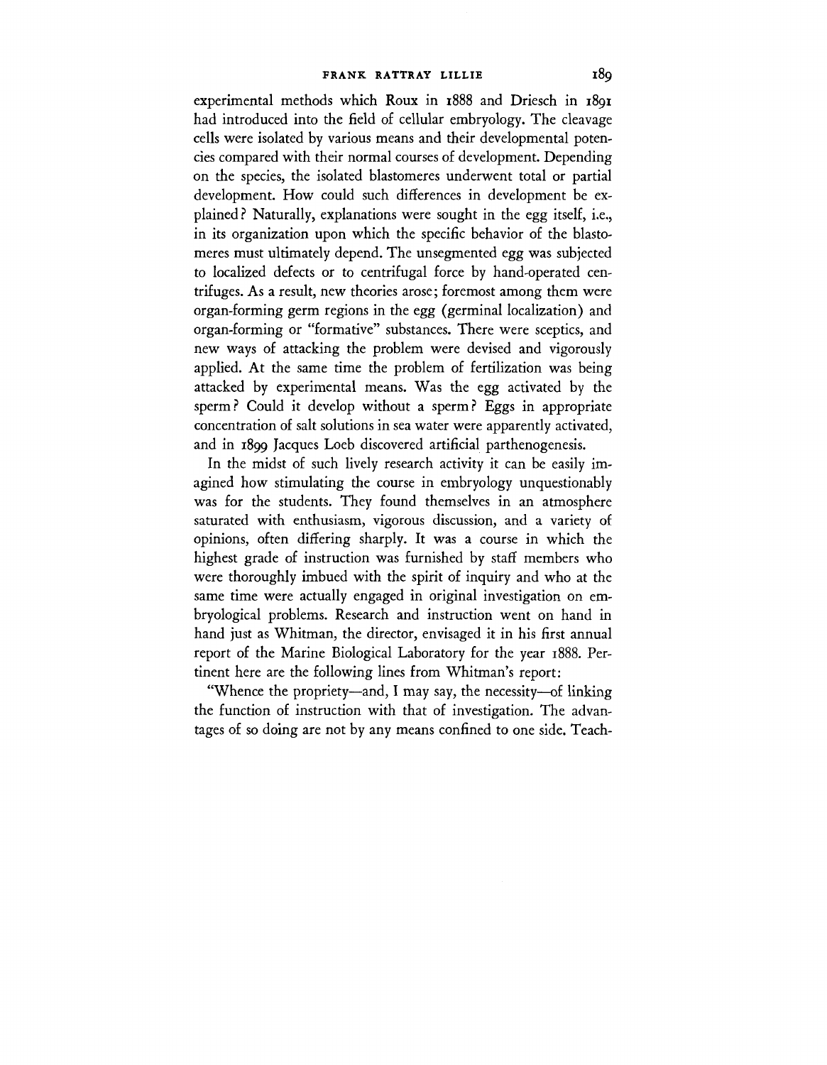experimental methods which Roux in 1888 and Driesch in 1891 had introduced into the field of cellular embryology. The cleavage cells were isolated by various means and their developmental potencies compared with their normal courses of development. Depending on the species, the isolated blastomeres underwent total or partial development. How could such differences in development be explained? Naturally, explanations were sought in the egg itself, i.e., in its organization upon which the specific behavior of the blastomeres must ultimately depend. The unsegmented egg was subjected to localized defects or to centrifugal force by hand-operated centrifuges. As a result, new theories arose; foremost among them were organ-forming germ regions in the egg (germinal localization) and organ-forming or "formative" substances. There were sceptics, and new ways of attacking the problem were devised and vigorously applied. At the same time the problem of fertilization was being attacked by experimental means. Was the egg activated by the sperm? Could it develop without a sperm? Eggs in appropriate concentration of salt solutions in sea water were apparently activated, and in 1899 Jacques Loeb discovered artificial parthenogenesis.

In the midst of such lively research activity it can be easily imagined how stimulating the course in embryology unquestionably was for the students. They found themselves in an atmosphere saturated with enthusiasm, vigorous discussion, and a variety of opinions, often differing sharply. It was a course in which the highest grade of instruction was furnished by staff members who were thoroughly imbued with the spirit of inquiry and who at the same time were actually engaged in original investigation on embryological problems. Research and instruction went on hand in hand just as Whitman, the director, envisaged it in his first annual report of the Marine Biological Laboratory for the year 1888. Pertinent here are the following lines from Whitman's report:

"Whence the propriety—and, I may say, the necessity—of linking the function of instruction with that of investigation. The advantages of so doing are not by any means confined to one side. Teach-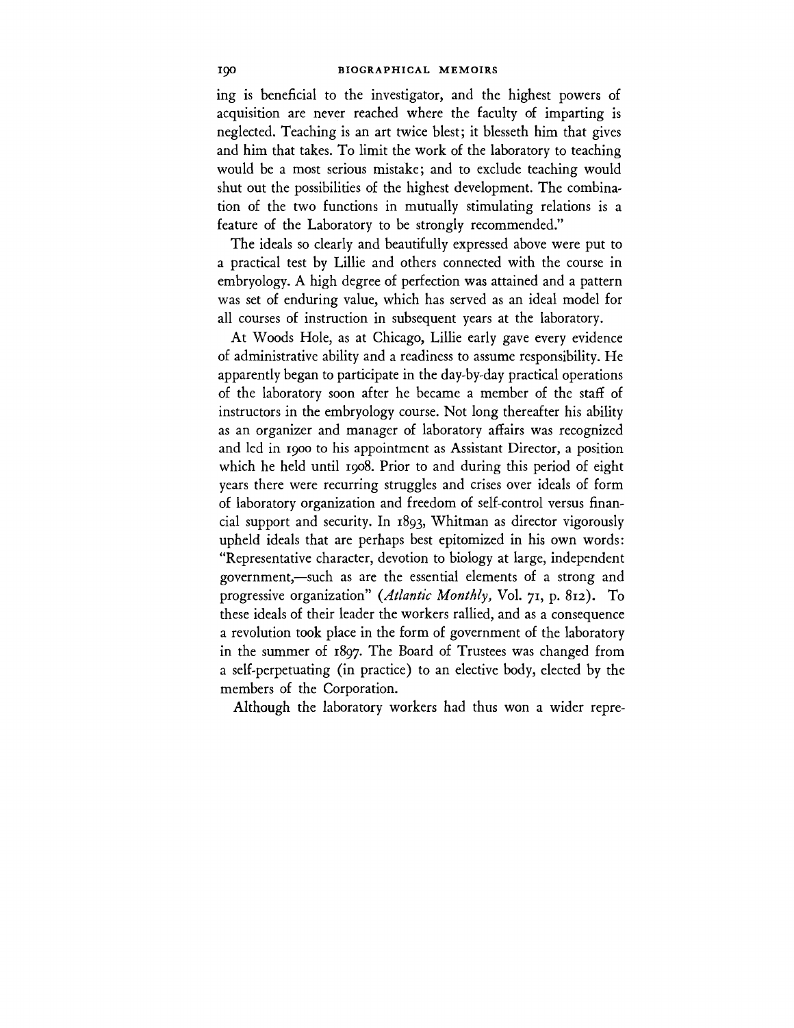ing is beneficial to the investigator, and the highest powers of acquisition are never reached where the faculty of imparting is neglected. Teaching is an art twice blest; it blesseth him that gives and him that takes. To limit the work of the laboratory to teaching would be a most serious mistake; and to exclude teaching would shut out the possibilities of the highest development. The combination of the two functions in mutually stimulating relations is a feature of the Laboratory to be strongly recommended."

The ideals so clearly and beautifully expressed above were put to a practical test by Lillie and others connected with the course in embryology. A high degree of perfection was attained and a pattern was set of enduring value, which has served as an ideal model for all courses of instruction in subsequent years at the laboratory.

At Woods Hole, as at Chicago, Lillie early gave every evidence of administrative ability and a readiness to assume responsibility. He apparently began to participate in the day-by-day practical operations of the laboratory soon after he became a member of the staff of instructors in the embryology course. Not long thereafter his ability as an organizer and manager of laboratory affairs was recognized and led in 1900 to his appointment as Assistant Director, a position which he held until 1908. Prior to and during this period of eight years there were recurring struggles and crises over ideals of form of laboratory organization and freedom of self-control versus financial support and security. In 1893, Whitman as director vigorously upheld ideals that are perhaps best epitomized in his own words: "Representative character, devotion to biology at large, independent government,—such as are the essential elements of a strong and progressive organization" (*Atlantic Monthly,* Vol. 71, p. 812). To these ideals of their leader the workers rallied, and as a consequence a revolution took place in the form of government of the laboratory in the summer of 1897. The Board of Trustees was changed from a self-perpetuating (in practice) to an elective body, elected by the members of the Corporation.

Although the laboratory workers had thus won a wider repre-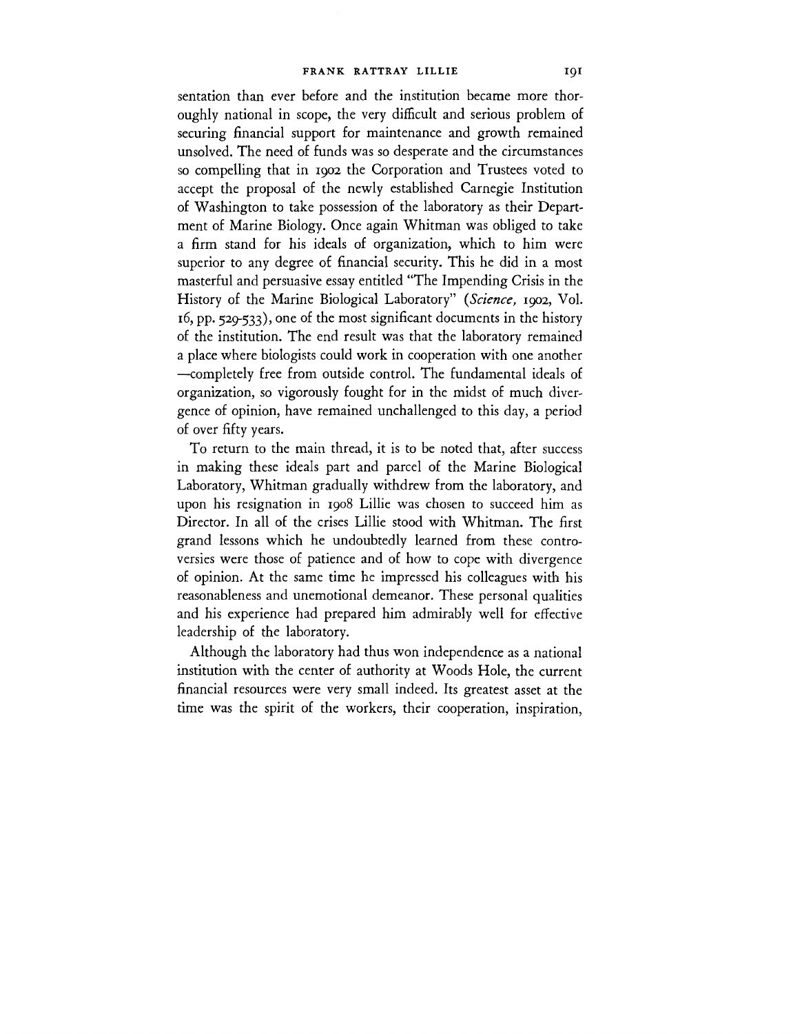sentation than ever before and the institution became more thoroughly national in scope, the very difficult and serious problem of securing financial support for maintenance and growth remained unsolved. The need of funds was so desperate and the circumstances so compelling that in 1902 the Corporation and Trustees voted to accept the proposal of the newly established Carnegie Institution of Washington to take possession of the laboratory as their Department of Marine Biology. Once again Whitman was obliged to take a firm stand for his ideals of organization, which to him were superior to any degree of financial security. This he did in a most masterful and persuasive essay entitled "The Impending Crisis in the History of the Marine Biological Laboratory" (*Science,* 1902, Vol. 16, pp. 529-533), one of the most significant documents in the history of the institution. The end result was that the laboratory remained a place where biologists could work in cooperation with one another —completely free from outside control. The fundamental ideals of organization, so vigorously fought for in the midst of much divergence of opinion, have remained unchallenged to this day, a period of over fifty years.

To return to the main thread, it is to be noted that, after success in making these ideals part and parcel of the Marine Biological Laboratory, Whitman gradually withdrew from the laboratory, and upon his resignation in 1908 Lillie was chosen to succeed him as Director. In all of the crises Lillie stood with Whitman. The first grand lessons which he undoubtedly learned from these controversies were those of patience and of how to cope with divergence of opinion. At the same time he impressed his colleagues with his reasonableness and unemotional demeanor. These personal qualities and his experience had prepared him admirably well for effective leadership of the laboratory.

Although the laboratory had thus won independence as a national institution with the center of authority at Woods Hole, the current financial resources were very small indeed. Its greatest asset at the time was the spirit of the workers, their cooperation, inspiration,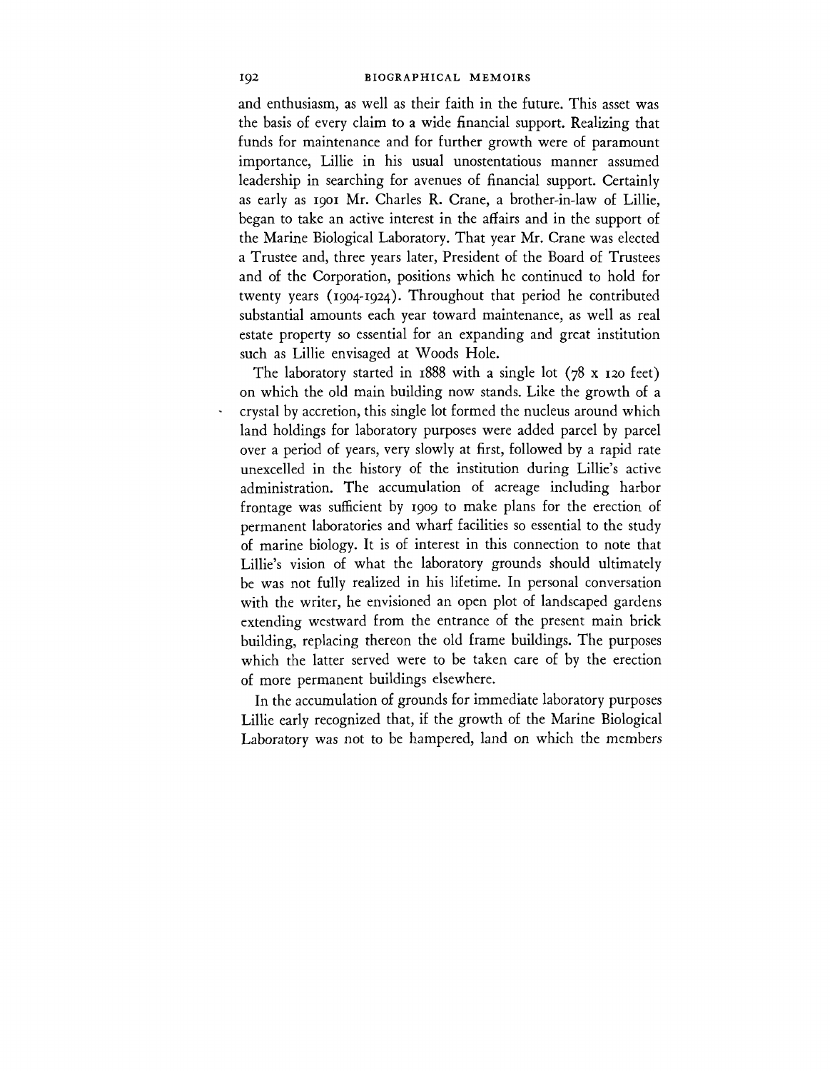and enthusiasm, as well as their faith in the future. This asset was the basis of every claim to a wide financial support. Realizing that funds for maintenance and for further growth were of paramount importance, Lillie in his usual unostentatious manner assumed leadership in searching for avenues of financial support. Certainly as early as 1901 Mr. Charles R. Crane, a brother-in-law of Lillie, began to take an active interest in the affairs and in the support of the Marine Biological Laboratory. That year Mr. Crane was elected a Trustee and, three years later, President of the Board of Trustees and of the Corporation, positions which he continued to hold for twenty years (1904-1924). Throughout that period he contributed substantial amounts each year toward maintenance, as well as real estate property so essential for an expanding and great institution such as Lillie envisaged at Woods Hole.

The laboratory started in 1888 with a single lot (78 x 120 feet) on which the old main building now stands. Like the growth of a crystal by accretion, this single lot formed the nucleus around which land holdings for laboratory purposes were added parcel by parcel over a period of years, very slowly at first, followed by a rapid rate unexcelled in the history of the institution during Lillie's active administration. The accumulation of acreage including harbor frontage was sufficient by 1909 to make plans for the erection of permanent laboratories and wharf facilities so essential to the study of marine biology. It is of interest in this connection to note that Lillie's vision of what the laboratory grounds should ultimately be was not fully realized in his lifetime. In personal conversation with the writer, he envisioned an open plot of landscaped gardens extending westward from the entrance of the present main brick building, replacing thereon the old frame buildings. The purposes which the latter served were to be taken care of by the erection of more permanent buildings elsewhere.

In the accumulation of grounds for immediate laboratory purposes Lillie early recognized that, if the growth of the Marine Biological Laboratory was not to be hampered, land on which the members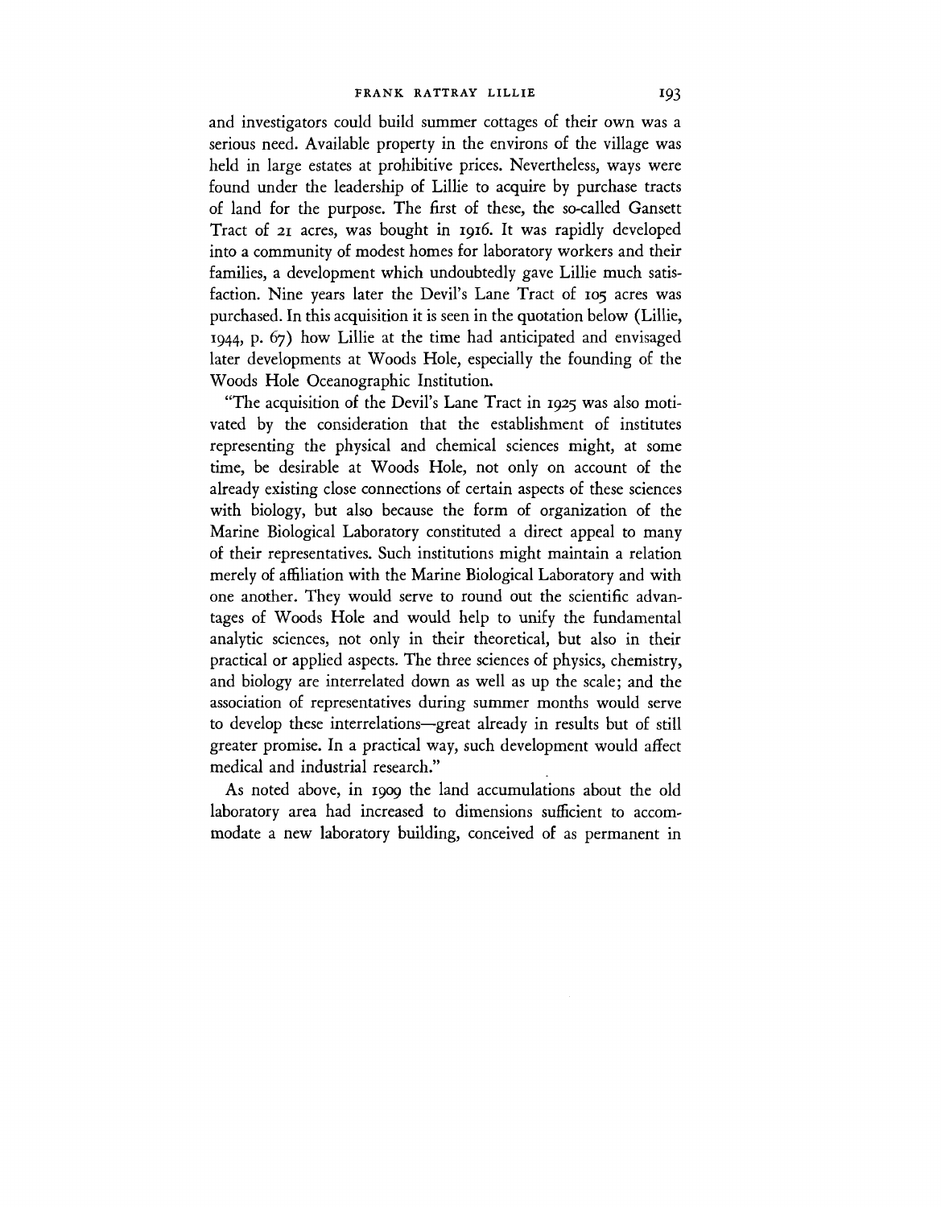and investigators could build summer cottages of their own was a serious need. Available property in the environs of the village was held in large estates at prohibitive prices. Nevertheless, ways were found under the leadership of Lillie to acquire by purchase tracts of land for the purpose. The first of these, the so-called Gansett Tract of 21 acres, was bought in 1916. It was rapidly developed into a community of modest homes for laboratory workers and their families, a development which undoubtedly gave Lillie much satisfaction. Nine years later the Devil's Lane Tract of 105 acres was purchased. In this acquisition it is seen in the quotation below (Lillie, 1944, p. 67) how Lillie at the time had anticipated and envisaged later developments at Woods Hole, especially the founding of the Woods Hole Oceanographic Institution.

"The acquisition of the Devil's Lane Tract in 1925 was also motivated by the consideration that the establishment of institutes representing the physical and chemical sciences might, at some time, be desirable at Woods Hole, not only on account of the already existing close connections of certain aspects of these sciences with biology, but also because the form of organization of the Marine Biological Laboratory constituted a direct appeal to many of their representatives. Such institutions might maintain a relation merely of affiliation with the Marine Biological Laboratory and with one another. They would serve to round out the scientific advantages of Woods Hole and would help to unify the fundamental analytic sciences, not only in their theoretical, but also in their practical or applied aspects. The three sciences of physics, chemistry, and biology are interrelated down as well as up the scale; and the association of representatives during summer months would serve to develop these interrelations—great already in results but of still greater promise. In a practical way, such development would affect medical and industrial research."

As noted above, in 1909 the land accumulations about the old laboratory area had increased to dimensions sufficient to accommodate a new laboratory building, conceived of as permanent in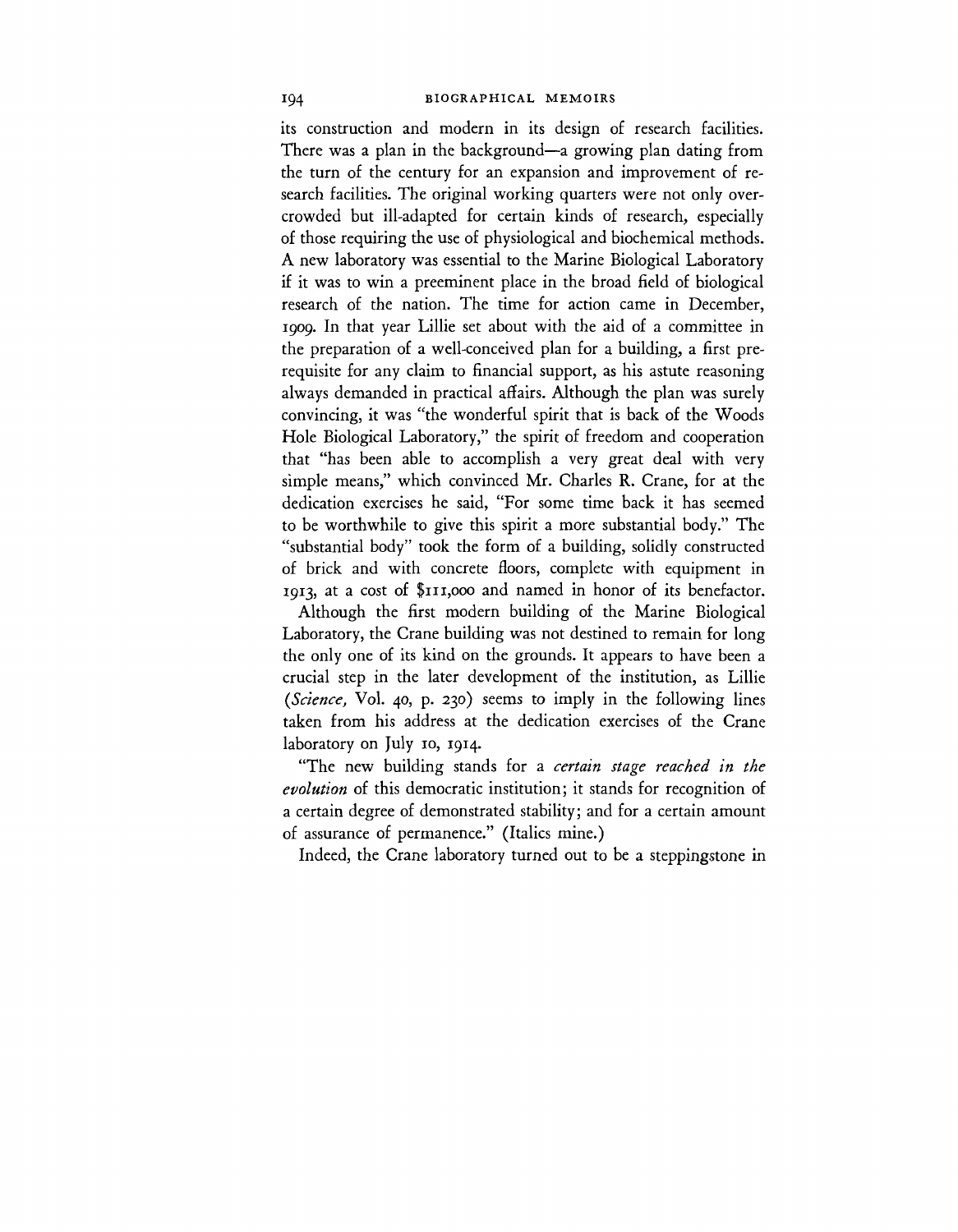its construction and modern in its design of research facilities. There was a plan in the background—a growing plan dating from the turn of the century for an expansion and improvement of research facilities. The original working quarters were not only overcrowded but ill-adapted for certain kinds of research, especially of those requiring the use of physiological and biochemical methods. A new laboratory was essential to the Marine Biological Laboratory if it was to win a preeminent place in the broad field of biological research of the nation. The time for action came in December, 1909. In that year Lillie set about with the aid of a committee in the preparation of a well-conceived plan for a building, a first prerequisite for any claim to financial support, as his astute reasoning always demanded in practical affairs. Although the plan was surely convincing, it was "the wonderful spirit that is back of the Woods Hole Biological Laboratory," the spirit of freedom and cooperation that "has been able to accomplish a very great deal with very simple means," which convinced Mr. Charles R. Crane, for at the dedication exercises he said, "For some time back it has seemed to be worthwhile to give this spirit a more substantial body." The "substantial body" took the form of a building, solidly constructed of brick and with concrete floors, complete with equipment in 1913, at a cost of $111,000 and named in honor of its benefactor.

Although the first modern building of the Marine Biological Laboratory, the Crane building was not destined to remain for long the only one of its kind on the grounds. It appears to have been a crucial step in the later development of the institution, as Lillie (*Science,* Vol. 40, p. 230) seems to imply in the following lines taken from his address at the dedication exercises of the Crane laboratory on July 10, 1914.

"The new building stands for a *certain stage reached in the evolution* of this democratic institution; it stands for recognition of a certain degree of demonstrated stability; and for a certain amount of assurance of permanence." (Italics mine.)

Indeed, the Crane laboratory turned out to be a steppingstone in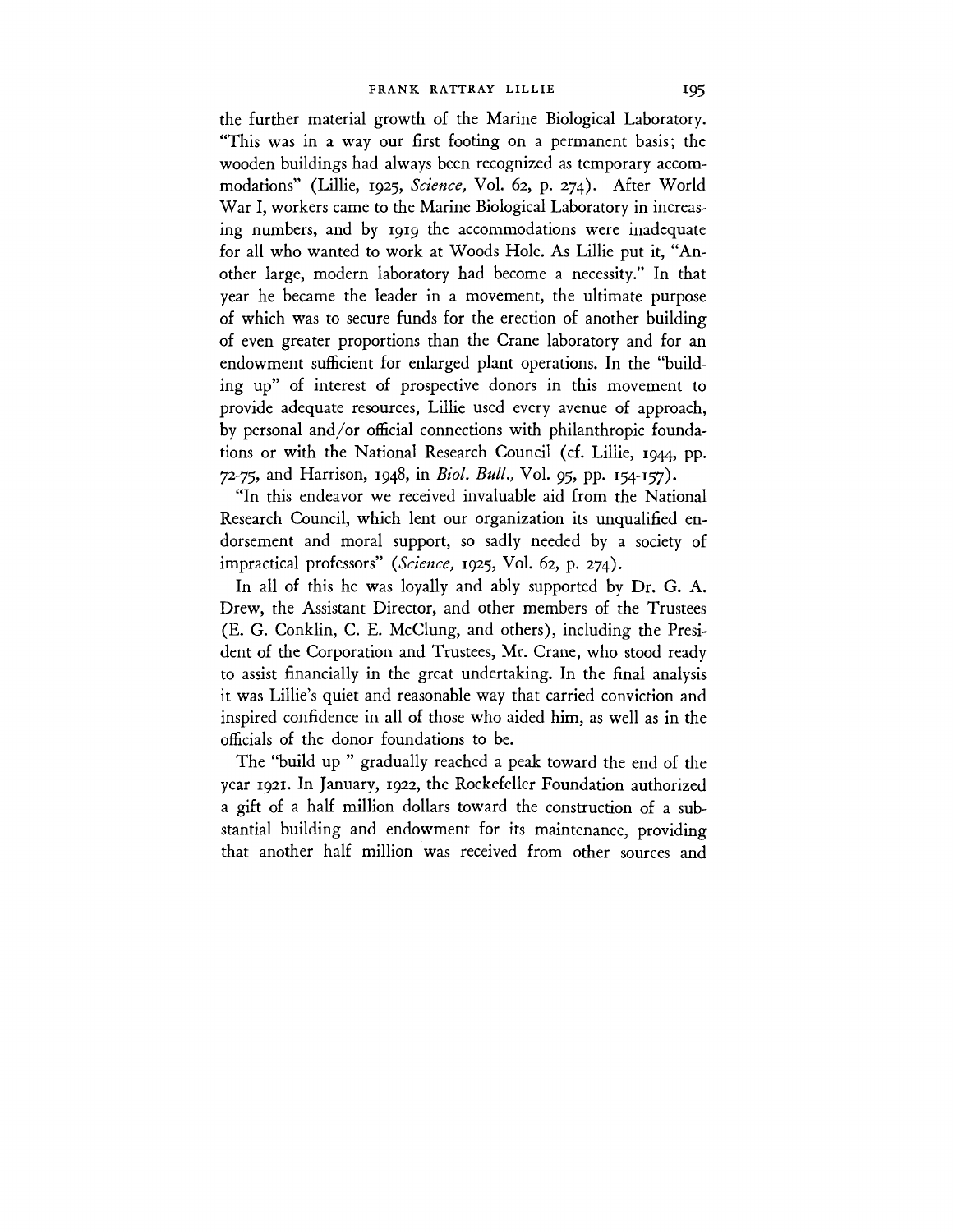the further material growth of the Marine Biological Laboratory. "This was in a way our first footing on a permanent basis; the wooden buildings had always been recognized as temporary accommodations" (Lillie, 1925, *Science*, Vol. 62, p. 274). After World War I, workers came to the Marine Biological Laboratory in increasing numbers, and by 1919 the accommodations were inadequate for all who wanted to work at Woods Hole. As Lillie put it, "Another large, modern laboratory had become a necessity." In that year he became the leader in a movement, the ultimate purpose of which was to secure funds for the erection of another building of even greater proportions than the Crane laboratory and for an endowment sufficient for enlarged plant operations. In the "building up" of interest of prospective donors in this movement to provide adequate resources, Lillie used every avenue of approach, by personal and/or official connections with philanthropic foundations or with the National Research Council (cf. Lillie, 1944, pp. 72-75, and Harrison, 1948, in *Biol. Bull.*, Vol. 95, pp. 154-157).

"In this endeavor we received invaluable aid from the National Research Council, which lent our organization its unqualified endorsement and moral support, so sadly needed by a society of impractical professors" (*Science*, 1925, Vol. 62, p. 274).

In all of this he was loyally and ably supported by Dr. G. A. Drew, the Assistant Director, and other members of the Trustees (E. G. Conklin, C. E. McClung, and others), including the President of the Corporation and Trustees, Mr. Crane, who stood ready to assist financially in the great undertaking. In the final analysis it was Lillie's quiet and reasonable way that carried conviction and inspired confidence in all of those who aided him, as well as in the officials of the donor foundations to be.

The "build up " gradually reached a peak toward the end of the year 1921. In January, 1922, the Rockefeller Foundation authorized a gift of a half million dollars toward the construction of a substantial building and endowment for its maintenance, providing that another half million was received from other sources and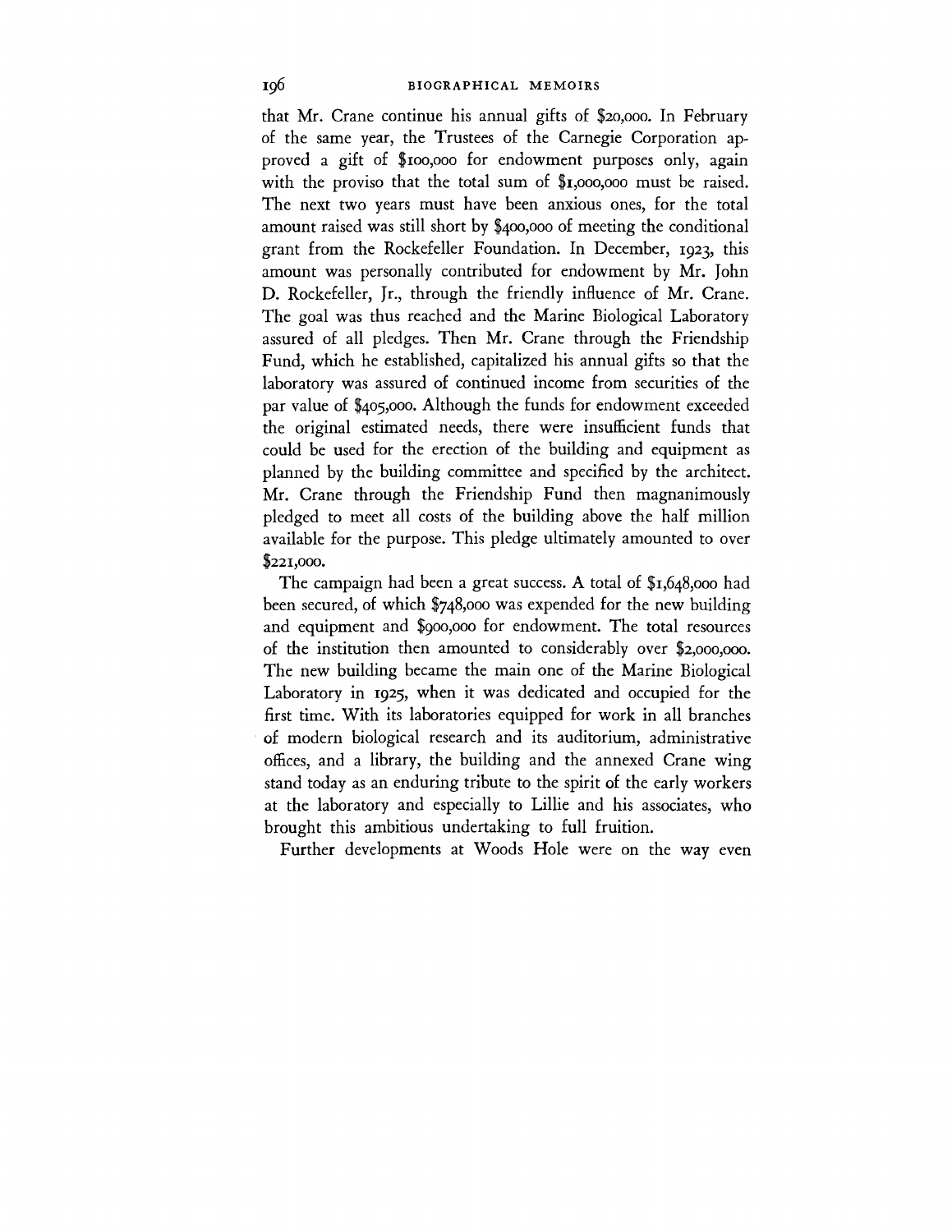that Mr. Crane continue his annual gifts of $20,000. In February of the same year, the Trustees of the Carnegie Corporation approved a gift of $100,000 for endowment purposes only, again with the proviso that the total sum of $1,000,000 must be raised. The next two years must have been anxious ones, for the total amount raised was still short by $400,000 of meeting the conditional grant from the Rockefeller Foundation. In December, 1923, this amount was personally contributed for endowment by Mr. John D. Rockefeller, Jr., through the friendly influence of Mr. Crane. The goal was thus reached and the Marine Biological Laboratory assured of all pledges. Then Mr. Crane through the Friendship Fund, which he established, capitalized his annual gifts so that the laboratory was assured of continued income from securities of the par value of $405,000. Although the funds for endowment exceeded the original estimated needs, there were insufficient funds that could be used for the erection of the building and equipment as planned by the building committee and specified by the architect. Mr. Crane through the Friendship Fund then magnanimously pledged to meet all costs of the building above the half million available for the purpose. This pledge ultimately amounted to over $221,000.

The campaign had been a great success. A total of $1,648,000 had been secured, of which $748,000 was expended for the new building and equipment and $900,000 for endowment. The total resources of the institution then amounted to considerably over $2,000,000. The new building became the main one of the Marine Biological Laboratory in 1925, when it was dedicated and occupied for the first time. With its laboratories equipped for work in all branches of modern biological research and its auditorium, administrative offices, and a library, the building and the annexed Crane wing stand today as an enduring tribute to the spirit of the early workers at the laboratory and especially to Lillie and his associates, who brought this ambitious undertaking to full fruition.

Further developments at Woods Hole were on the way even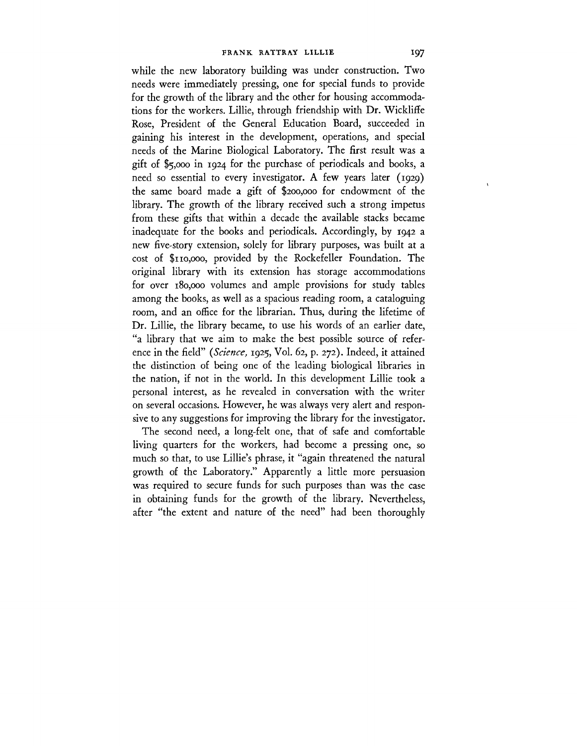while the new laboratory building was under construction. Two needs were immediately pressing, one for special funds to provide for the growth of the library and the other for housing accommodations for the workers. Lillie, through friendship with Dr. Wickliffe Rose, President of the General Education Board, succeeded in gaining his interest in the development, operations, and special needs of the Marine Biological Laboratory. The first result was a gift of $5,000 in 1924 for the purchase of periodicals and books, a need so essential to every investigator. A few years later (1929) the same board made a gift of $200,000 for endowment of the library. The growth of the library received such a strong impetus from these gifts that within a decade the available stacks became inadequate for the books and periodicals. Accordingly, by 1942 a new five-story extension, solely for library purposes, was built at a cost of $110,000, provided by the Rockefeller Foundation. The original library with its extension has storage accommodations for over 180,000 volumes and ample provisions for study tables among the books, as well as a spacious reading room, a cataloguing room, and an office for the librarian. Thus, during the lifetime of Dr. Lillie, the library became, to use his words of an earlier date, "a library that we aim to make the best possible source of reference in the field" (*Science,* 1925, Vol. 62, p. 272). Indeed, it attained the distinction of being one of the leading biological libraries in the nation, if not in the world. In this development Lillie took a personal interest, as he revealed in conversation with the writer on several occasions. However, he was always very alert and responsive to any suggestions for improving the library for the investigator.

The second need, a long-felt one, that of safe and comfortable living quarters for the workers, had become a pressing one, so much so that, to use Lillie's phrase, it "again threatened the natural growth of the Laboratory." Apparently a little more persuasion was required to secure funds for such purposes than was the case in obtaining funds for the growth of the library. Nevertheless, after "the extent and nature of the need" had been thoroughly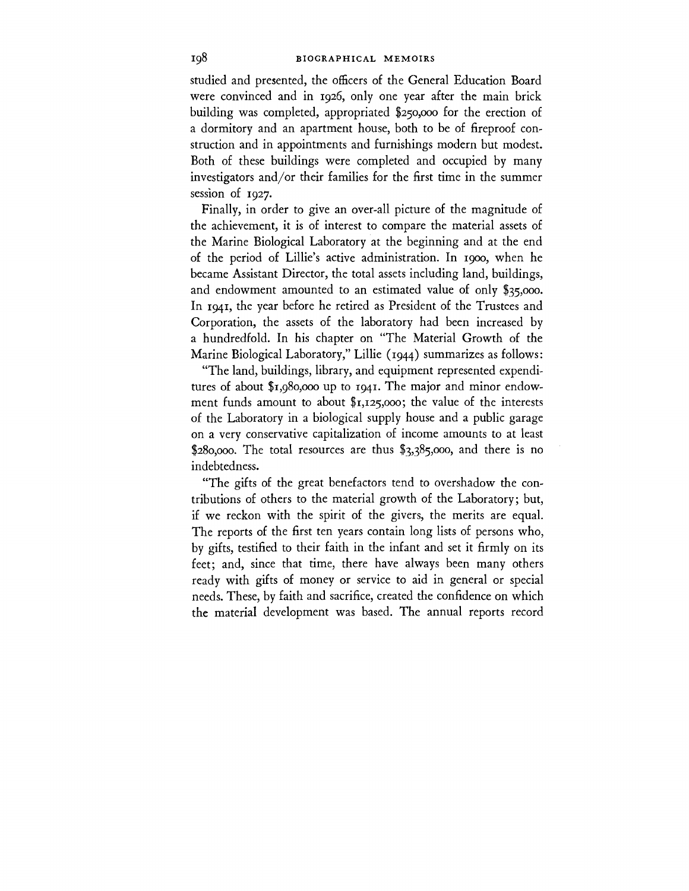studied and presented, the officers of the General Education Board were convinced and in 1926, only one year after the main brick building was completed, appropriated $250,000 for the erection of a dormitory and an apartment house, both to be of fireproof construction and in appointments and furnishings modern but modest. Both of these buildings were completed and occupied by many investigators and/or their families for the first time in the summer session of 1927.

Finally, in order to give an over-all picture of the magnitude of the achievement, it is of interest to compare the material assets of the Marine Biological Laboratory at the beginning and at the end of the period of Lillie's active administration. In 1900, when he became Assistant Director, the total assets including land, buildings, and endowment amounted to an estimated value of only $35,000. In 1941, the year before he retired as President of the Trustees and Corporation, the assets of the laboratory had been increased by a hundredfold. In his chapter on "The Material Growth of the Marine Biological Laboratory," Lillie (1944) summarizes as follows:

"The land, buildings, library, and equipment represented expenditures of about $1,980,000 up to 1941. The major and minor endowment funds amount to about $1,125,000; the value of the interests of the Laboratory in a biological supply house and a public garage on a very conservative capitalization of income amounts to at least $280,000. The total resources are thus $3,385,000, and there is no indebtedness.

"The gifts of the great benefactors tend to overshadow the contributions of others to the material growth of the Laboratory; but, if we reckon with the spirit of the givers, the merits are equal. The reports of the first ten years contain long lists of persons who, by gifts, testified to their faith in the infant and set it firmly on its feet; and, since that time, there have always been many others ready with gifts of money or service to aid in general or special needs. These, by faith and sacrifice, created the confidence on which the material development was based. The annual reports record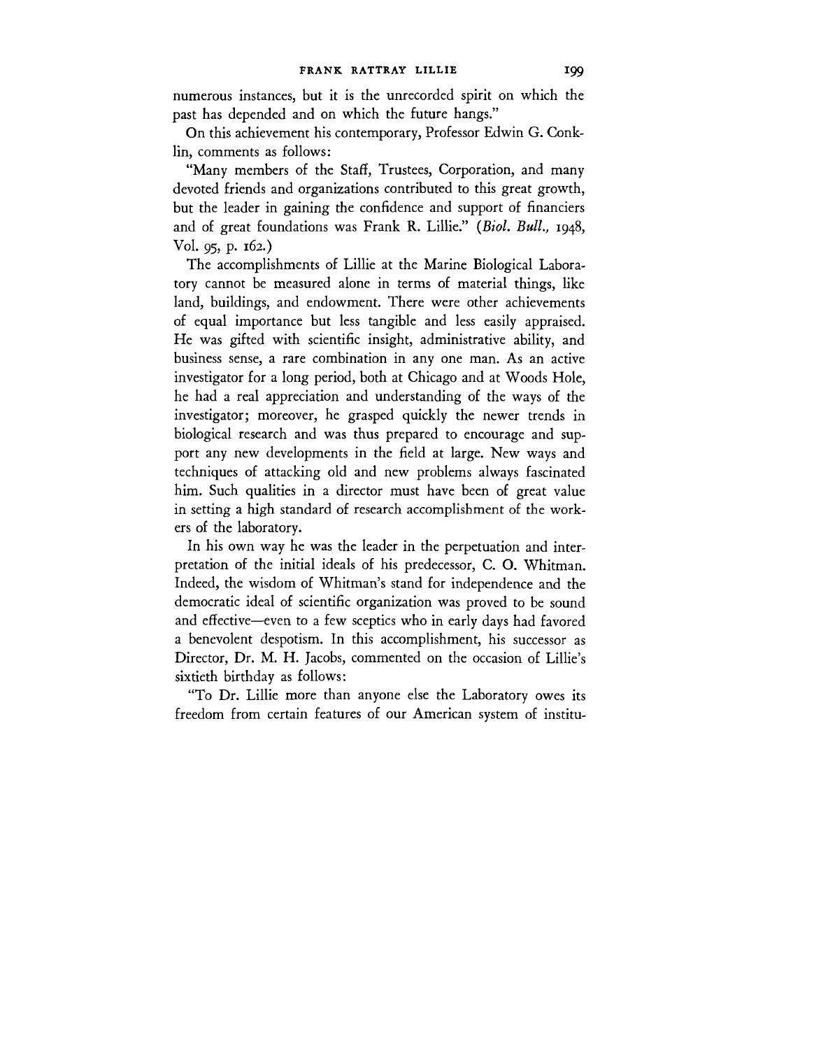numerous instances, but it is the unrecorded spirit on which the past has depended and on which the future hangs."

On this achievement his contemporary, Professor Edwin G. Conklin, comments as follows:

"Many members of the Staff, Trustees, Corporation, and many devoted friends and organizations contributed to this great growth, but the leader in gaining the confidence and support of financiers and of great foundations was Frank R. Lillie." (*Biol. Bull.*, 1948, Vol. 95, p. 162.)

The accomplishments of Lillie at the Marine Biological Laboratory cannot be measured alone in terms of material things, like land, buildings, and endowment. There were other achievements of equal importance but less tangible and less easily appraised. He was gifted with scientific insight, administrative ability, and business sense, a rare combination in any one man. As an active investigator for a long period, both at Chicago and at Woods Hole, he had a real appreciation and understanding of the ways of the investigator; moreover, he grasped quickly the newer trends in biological research and was thus prepared to encourage and support any new developments in the field at large. New ways and techniques of attacking old and new problems always fascinated him. Such qualities in a director must have been of great value in setting a high standard of research accomplishment of the workers of the laboratory.

In his own way he was the leader in the perpetuation and interpretation of the initial ideals of his predecessor, C. O. Whitman. Indeed, the wisdom of Whitman's stand for independence and the democratic ideal of scientific organization was proved to be sound and effective—even to a few sceptics who in early days had favored a benevolent despotism. In this accomplishment, his successor as Director, Dr. M. H. Jacobs, commented on the occasion of Lillie's sixtieth birthday as follows:

"To Dr. Lillie more than anyone else the Laboratory owes its freedom from certain features of our American system of institu-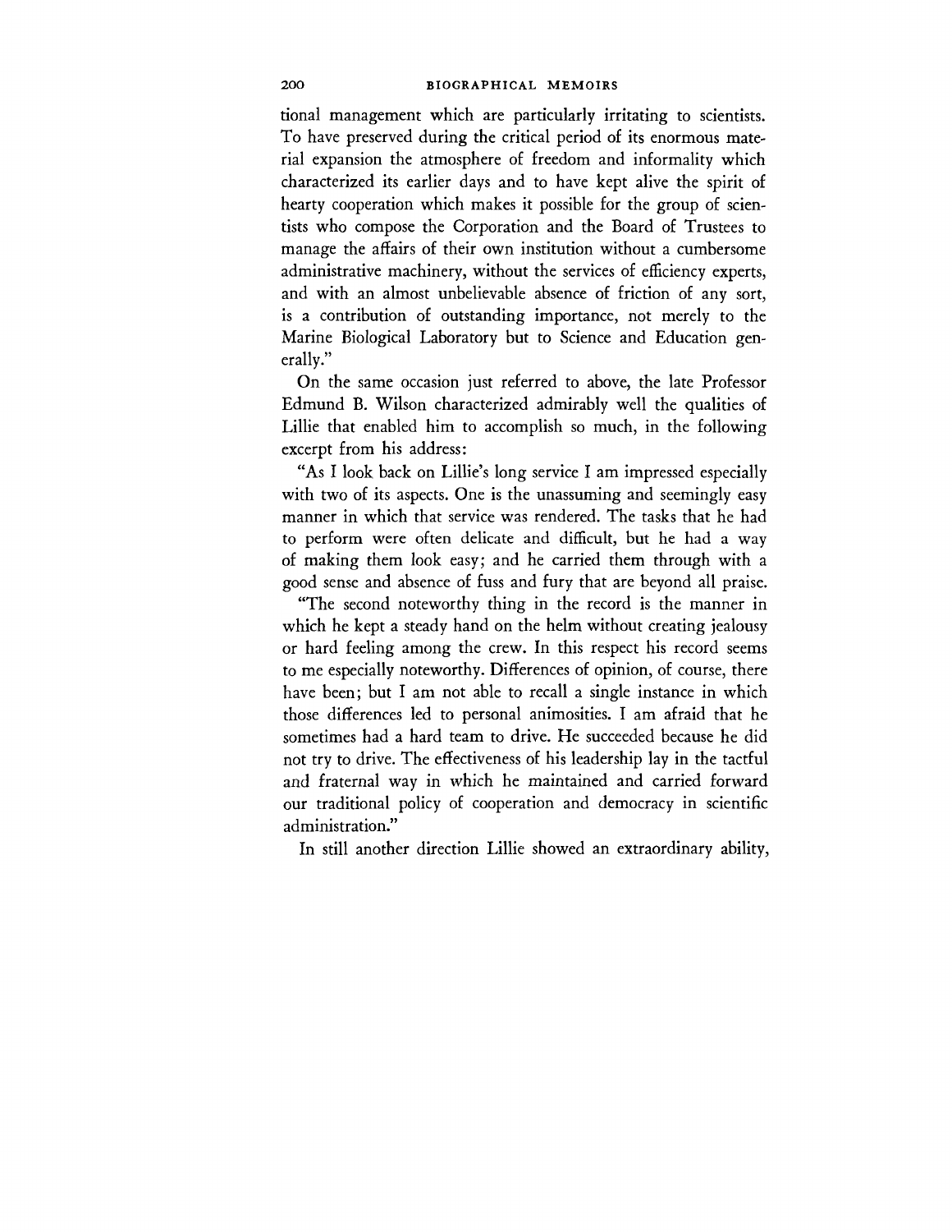tional management which are particularly irritating to scientists. To have preserved during the critical period of its enormous material expansion the atmosphere of freedom and informality which characterized its earlier days and to have kept alive the spirit of hearty cooperation which makes it possible for the group of scientists who compose the Corporation and the Board of Trustees to manage the affairs of their own institution without a cumbersome administrative machinery, without the services of efficiency experts, and with an almost unbelievable absence of friction of any sort, is a contribution of outstanding importance, not merely to the Marine Biological Laboratory but to Science and Education generally."

On the same occasion just referred to above, the late Professor Edmund B. Wilson characterized admirably well the qualities of Lillie that enabled him to accomplish so much, in the following excerpt from his address:

"As I look back on Lillie's long service I am impressed especially with two of its aspects. One is the unassuming and seemingly easy manner in which that service was rendered. The tasks that he had to perform were often delicate and difficult, but he had a way of making them look easy; and he carried them through with a good sense and absence of fuss and fury that are beyond all praise.

"The second noteworthy thing in the record is the manner in which he kept a steady hand on the helm without creating jealousy or hard feeling among the crew. In this respect his record seems to me especially noteworthy. Differences of opinion, of course, there have been; but I am not able to recall a single instance in which those differences led to personal animosities. I am afraid that he sometimes had a hard team to drive. He succeeded because he did not try to drive. The effectiveness of his leadership lay in the tactful and fraternal way in which he maintained and carried forward our traditional policy of cooperation and democracy in scientific administration."

In still another direction Lillie showed an extraordinary ability,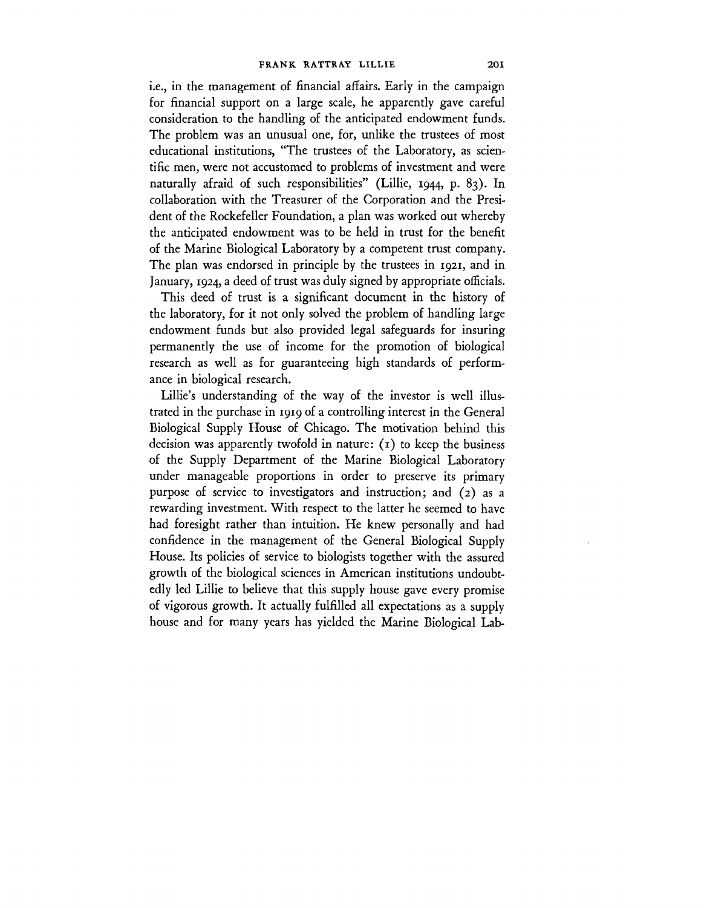i.e., in the management of financial affairs. Early in the campaign for financial support on a large scale, he apparently gave careful consideration to the handling of the anticipated endowment funds. The problem was an unusual one, for, unlike the trustees of most educational institutions, "The trustees of the Laboratory, as scientific men, were not accustomed to problems of investment and were naturally afraid of such responsibilities" (Lillie, 1944, p. 83). In collaboration with the Treasurer of the Corporation and the President of the Rockefeller Foundation, a plan was worked out whereby the anticipated endowment was to be held in trust for the benefit of the Marine Biological Laboratory by a competent trust company. The plan was endorsed in principle by the trustees in 1921, and in January, 1924, a deed of trust was duly signed by appropriate officials.

This deed of trust is a significant document in the history of the laboratory, for it not only solved the problem of handling large endowment funds but also provided legal safeguards for insuring permanently the use of income for the promotion of biological research as well as for guaranteeing high standards of performance in biological research.

Lillie's understanding of the way of the investor is well illustrated in the purchase in 1919 of a controlling interest in the General Biological Supply House of Chicago. The motivation behind this decision was apparently twofold in nature: (1) to keep the business of the Supply Department of the Marine Biological Laboratory under manageable proportions in order to preserve its primary purpose of service to investigators and instruction; and (2) as a rewarding investment. With respect to the latter he seemed to have had foresight rather than intuition. He knew personally and had confidence in the management of the General Biological Supply House. Its policies of service to biologists together with the assured growth of the biological sciences in American institutions undoubtedly led Lillie to believe that this supply house gave every promise of vigorous growth. It actually fulfilled all expectations as a supply house and for many years has yielded the Marine Biological Lab-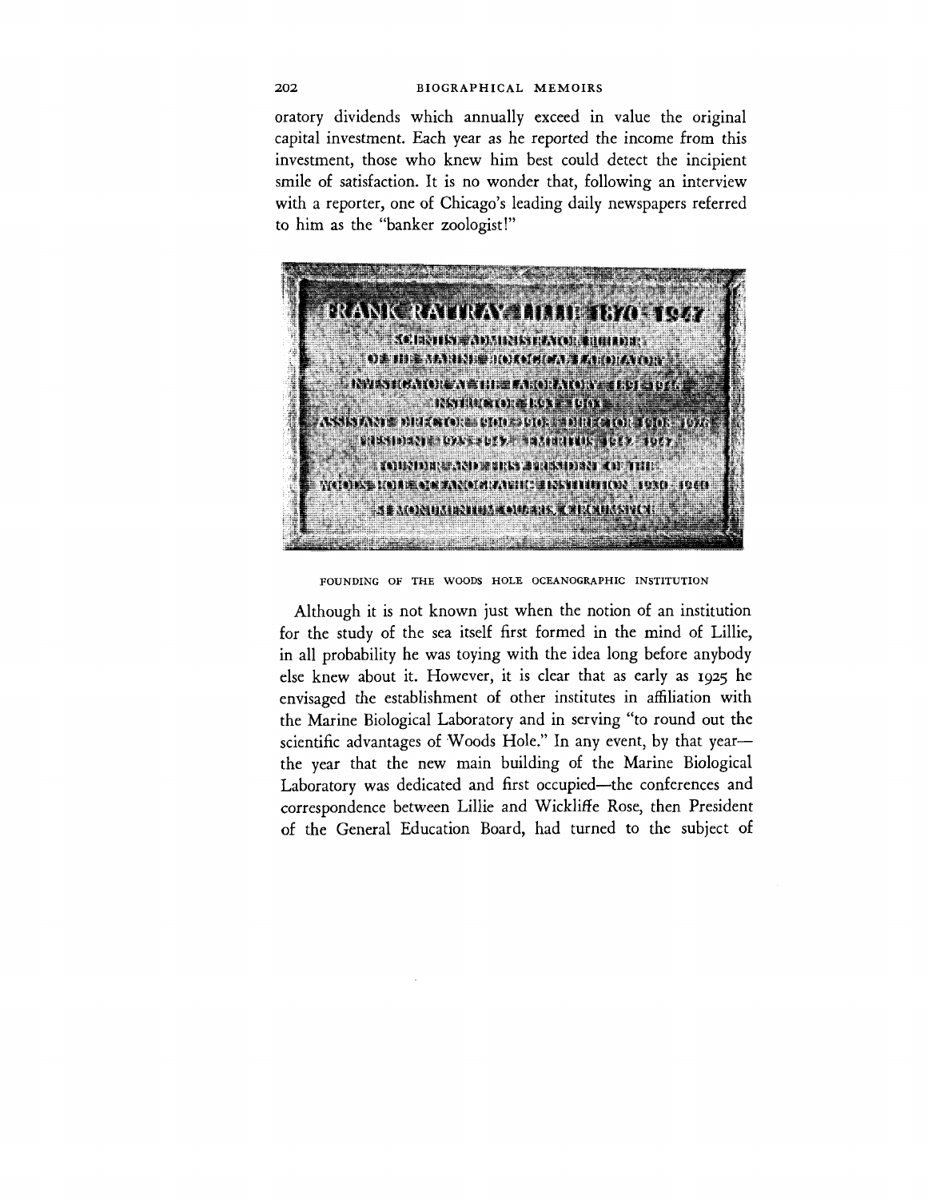oratory dividends which annually exceed in value the original capital investment. Each year as he reported the income from this investment, those who knew him best could detect the incipient smile of satisfaction. It is no wonder that, following an interview with a reporter, one of Chicago's leading daily newspapers referred to him as the "banker zoologist!"

## FOUNDING OF THE WOODS HOLE OCEANOGRAPHIC INSTITUTION

Although it is not known just when the notion of an institution for the study of the sea itself first formed in the mind of Lillie, in all probability he was toying with the idea long before anybody else knew about it. However, it is clear that as early as 1925 he envisaged the establishment of other institutes in affiliation with the Marine Biological Laboratory and in serving "to round out the scientific advantages of Woods Hole." In any event, by that year—the year that the new main building of the Marine Biological Laboratory was dedicated and first occupied—the conferences and correspondence between Lillie and Wickliffe Rose, then President of the General Education Board, had turned to the subject of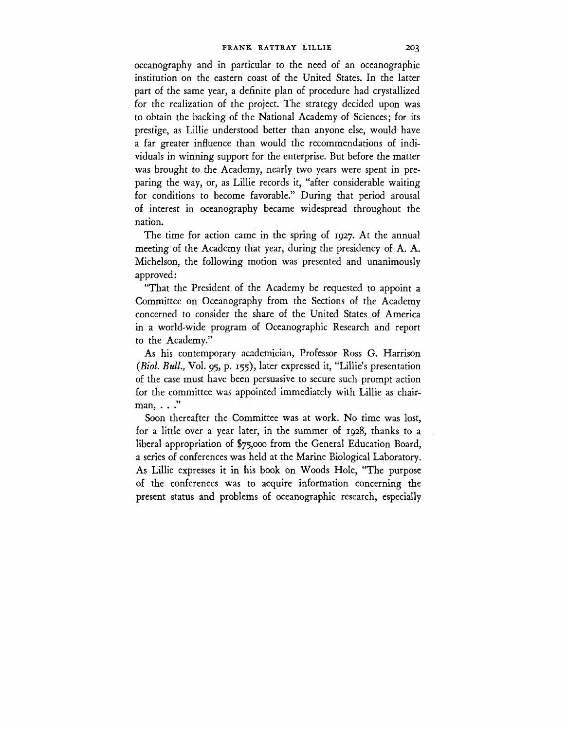oceanography and in particular to the need of an oceanographic institution on the eastern coast of the United States. In the latter part of the same year, a definite plan of procedure had crystallized for the realization of the project. The strategy decided upon was to obtain the backing of the National Academy of Sciences; for its prestige, as Lillie understood better than anyone else, would have a far greater influence than would the recommendations of individuals in winning support for the enterprise. But before the matter was brought to the Academy, nearly two years were spent in preparing the way, or, as Lillie records it, "after considerable waiting for conditions to become favorable." During that period arousal of interest in oceanography became widespread throughout the nation.

The time for action came in the spring of 1927. At the annual meeting of the Academy that year, during the presidency of A. A. Michelson, the following motion was presented and unanimously approved:

"That the President of the Academy be requested to appoint a Committee on Oceanography from the Sections of the Academy concerned to consider the share of the United States of America in a world-wide program of Oceanographic Research and report to the Academy."

As his contemporary academician, Professor Ross G. Harrison (*Biol. Bull.*, Vol. 95, p. 155), later expressed it, "Lillie's presentation of the case must have been persuasive to secure such prompt action for the committee was appointed immediately with Lillie as chairman, . . ."

Soon thereafter the Committee was at work. No time was lost, for a little over a year later, in the summer of 1928, thanks to a liberal appropriation of $75,000 from the General Education Board, a series of conferences was held at the Marine Biological Laboratory. As Lillie expresses it in his book on Woods Hole, "The purpose of the conferences was to acquire information concerning the present status and problems of oceanographic research, especially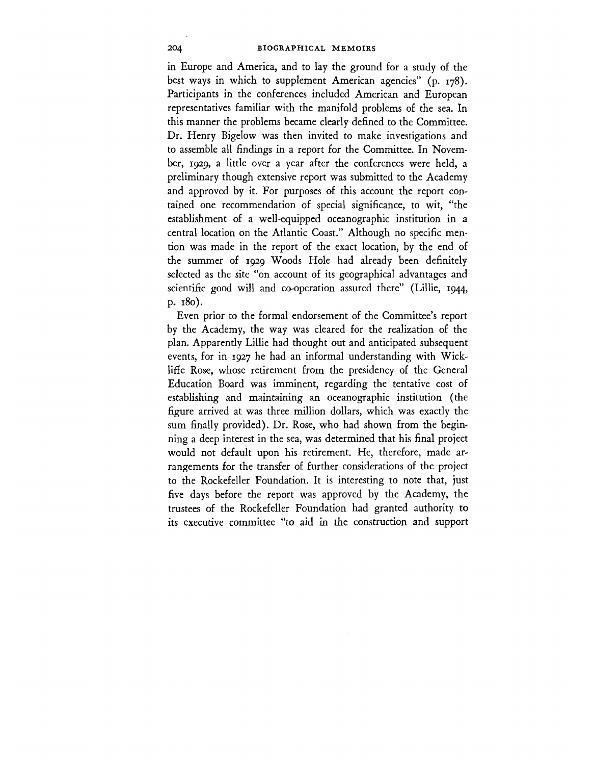in Europe and America, and to lay the ground for a study of the best ways in which to supplement American agencies" (p. 178). Participants in the conferences included American and European representatives familiar with the manifold problems of the sea. In this manner the problems became clearly defined to the Committee. Dr. Henry Bigelow was then invited to make investigations and to assemble all findings in a report for the Committee. In November, 1929, a little over a year after the conferences were held, a preliminary though extensive report was submitted to the Academy and approved by it. For purposes of this account the report contained one recommendation of special significance, to wit, "the establishment of a well-equipped oceanographic institution in a central location on the Atlantic Coast." Although no specific mention was made in the report of the exact location, by the end of the summer of 1929 Woods Hole had already been definitely selected as the site "on account of its geographical advantages and scientific good will and co-operation assured there" (Lillie, 1944, p. 180).

Even prior to the formal endorsement of the Committee's report by the Academy, the way was cleared for the realization of the plan. Apparently Lillie had thought out and anticipated subsequent events, for in 1927 he had an informal understanding with Wickliffe Rose, whose retirement from the presidency of the General Education Board was imminent, regarding the tentative cost of establishing and maintaining an oceanographic institution (the figure arrived at was three million dollars, which was exactly the sum finally provided). Dr. Rose, who had shown from the beginning a deep interest in the sea, was determined that his final project would not default upon his retirement. He, therefore, made arrangements for the transfer of further considerations of the project to the Rockefeller Foundation. It is interesting to note that, just five days before the report was approved by the Academy, the trustees of the Rockefeller Foundation had granted authority to its executive committee "to aid in the construction and support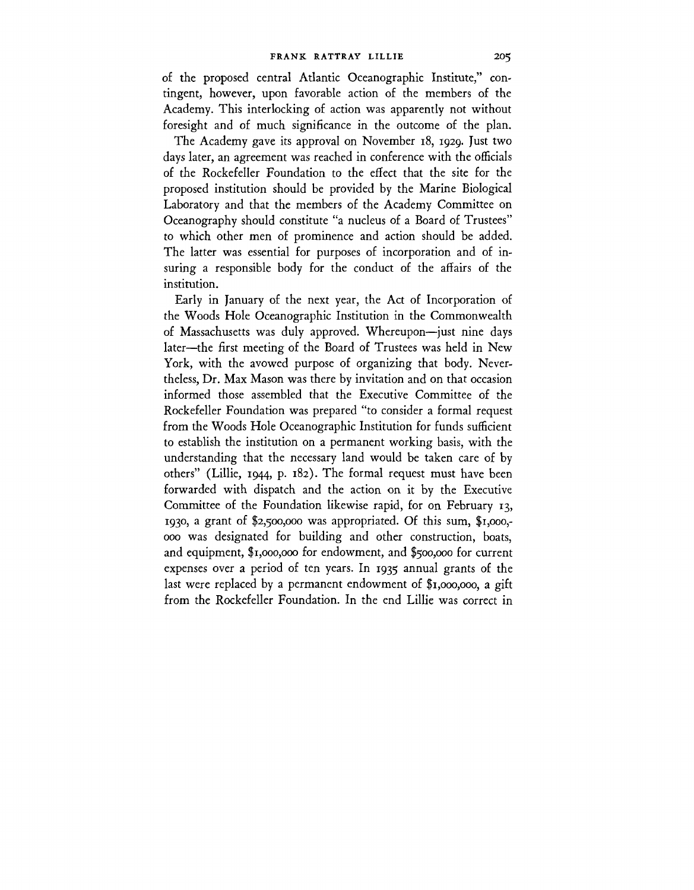of the proposed central Atlantic Oceanographic Institute," contingent, however, upon favorable action of the members of the Academy. This interlocking of action was apparently not without foresight and of much significance in the outcome of the plan.

The Academy gave its approval on November 18, 1929. Just two days later, an agreement was reached in conference with the officials of the Rockefeller Foundation to the effect that the site for the proposed institution should be provided by the Marine Biological Laboratory and that the members of the Academy Committee on Oceanography should constitute "a nucleus of a Board of Trustees" to which other men of prominence and action should be added. The latter was essential for purposes of incorporation and of insuring a responsible body for the conduct of the affairs of the institution.

Early in January of the next year, the Act of Incorporation of the Woods Hole Oceanographic Institution in the Commonwealth of Massachusetts was duly approved. Whereupon—just nine days later—the first meeting of the Board of Trustees was held in New York, with the avowed purpose of organizing that body. Nevertheless, Dr. Max Mason was there by invitation and on that occasion informed those assembled that the Executive Committee of the Rockefeller Foundation was prepared "to consider a formal request from the Woods Hole Oceanographic Institution for funds sufficient to establish the institution on a permanent working basis, with the understanding that the necessary land would be taken care of by others" (Lillie, 1944, p. 182). The formal request must have been forwarded with dispatch and the action on it by the Executive Committee of the Foundation likewise rapid, for on February 13, 1930, a grant of $2,500,000 was appropriated. Of this sum, $1,000,000 was designated for building and other construction, boats, and equipment, $1,000,000 for endowment, and $500,000 for current expenses over a period of ten years. In 1935 annual grants of the last were replaced by a permanent endowment of $1,000,000, a gift from the Rockefeller Foundation. In the end Lillie was correct in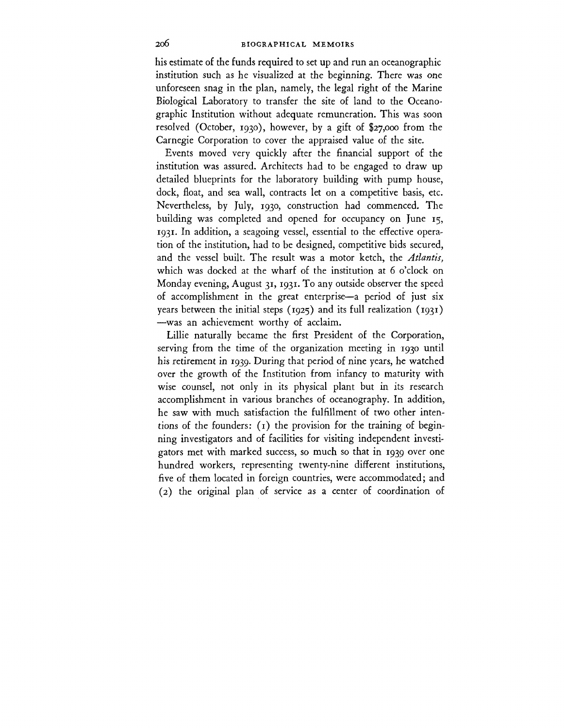his estimate of the funds required to set up and run an oceanographic institution such as he visualized at the beginning. There was one unforeseen snag in the plan, namely, the legal right of the Marine Biological Laboratory to transfer the site of land to the Oceanographic Institution without adequate remuneration. This was soon resolved (October, 1930), however, by a gift of $27,000 from the Carnegie Corporation to cover the appraised value of the site.

Events moved very quickly after the financial support of the institution was assured. Architects had to be engaged to draw up detailed blueprints for the laboratory building with pump house, dock, float, and sea wall, contracts let on a competitive basis, etc. Nevertheless, by July, 1930, construction had commenced. The building was completed and opened for occupancy on June 15, 1931. In addition, a seagoing vessel, essential to the effective operation of the institution, had to be designed, competitive bids secured, and the vessel built. The result was a motor ketch, the *Atlantis,* which was docked at the wharf of the institution at 6 o'clock on Monday evening, August 31, 1931. To any outside observer the speed of accomplishment in the great enterprise—a period of just six years between the initial steps (1925) and its full realization (1931)—was an achievement worthy of acclaim.

Lillie naturally became the first President of the Corporation, serving from the time of the organization meeting in 1930 until his retirement in 1939. During that period of nine years, he watched over the growth of the Institution from infancy to maturity with wise counsel, not only in its physical plant but in its research accomplishment in various branches of oceanography. In addition, he saw with much satisfaction the fulfillment of two other intentions of the founders: (1) the provision for the training of beginning investigators and of facilities for visiting independent investigators met with marked success, so much so that in 1939 over one hundred workers, representing twenty-nine different institutions, five of them located in foreign countries, were accommodated; and (2) the original plan of service as a center of coordination of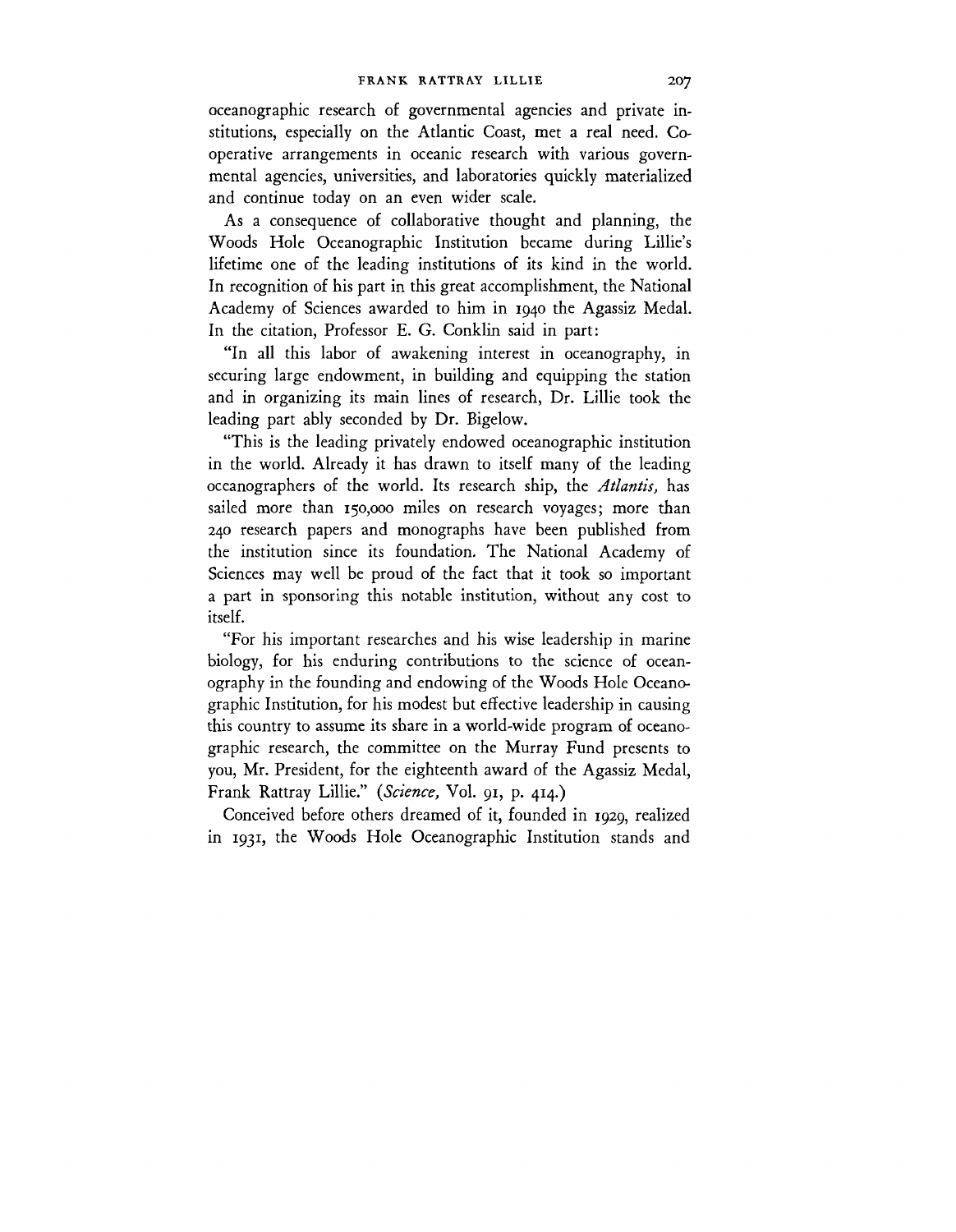oceanographic research of governmental agencies and private institutions, especially on the Atlantic Coast, met a real need. Cooperative arrangements in oceanic research with various governmental agencies, universities, and laboratories quickly materialized and continue today on an even wider scale.

As a consequence of collaborative thought and planning, the Woods Hole Oceanographic Institution became during Lillie's lifetime one of the leading institutions of its kind in the world. In recognition of his part in this great accomplishment, the National Academy of Sciences awarded to him in 1940 the Agassiz Medal. In the citation, Professor E. G. Conklin said in part:

"In all this labor of awakening interest in oceanography, in securing large endowment, in building and equipping the station and in organizing its main lines of research, Dr. Lillie took the leading part ably seconded by Dr. Bigelow.

"This is the leading privately endowed oceanographic institution in the world. Already it has drawn to itself many of the leading oceanographers of the world. Its research ship, the *Atlantis,* has sailed more than 150,000 miles on research voyages; more than 240 research papers and monographs have been published from the institution since its foundation. The National Academy of Sciences may well be proud of the fact that it took so important a part in sponsoring this notable institution, without any cost to itself.

"For his important researches and his wise leadership in marine biology, for his enduring contributions to the science of oceanography in the founding and endowing of the Woods Hole Oceanographic Institution, for his modest but effective leadership in causing this country to assume its share in a world-wide program of oceanographic research, the committee on the Murray Fund presents to you, Mr. President, for the eighteenth award of the Agassiz Medal, Frank Rattray Lillie." (*Science,* Vol. 91, p. 414.)

Conceived before others dreamed of it, founded in 1929, realized in 1931, the Woods Hole Oceanographic Institution stands and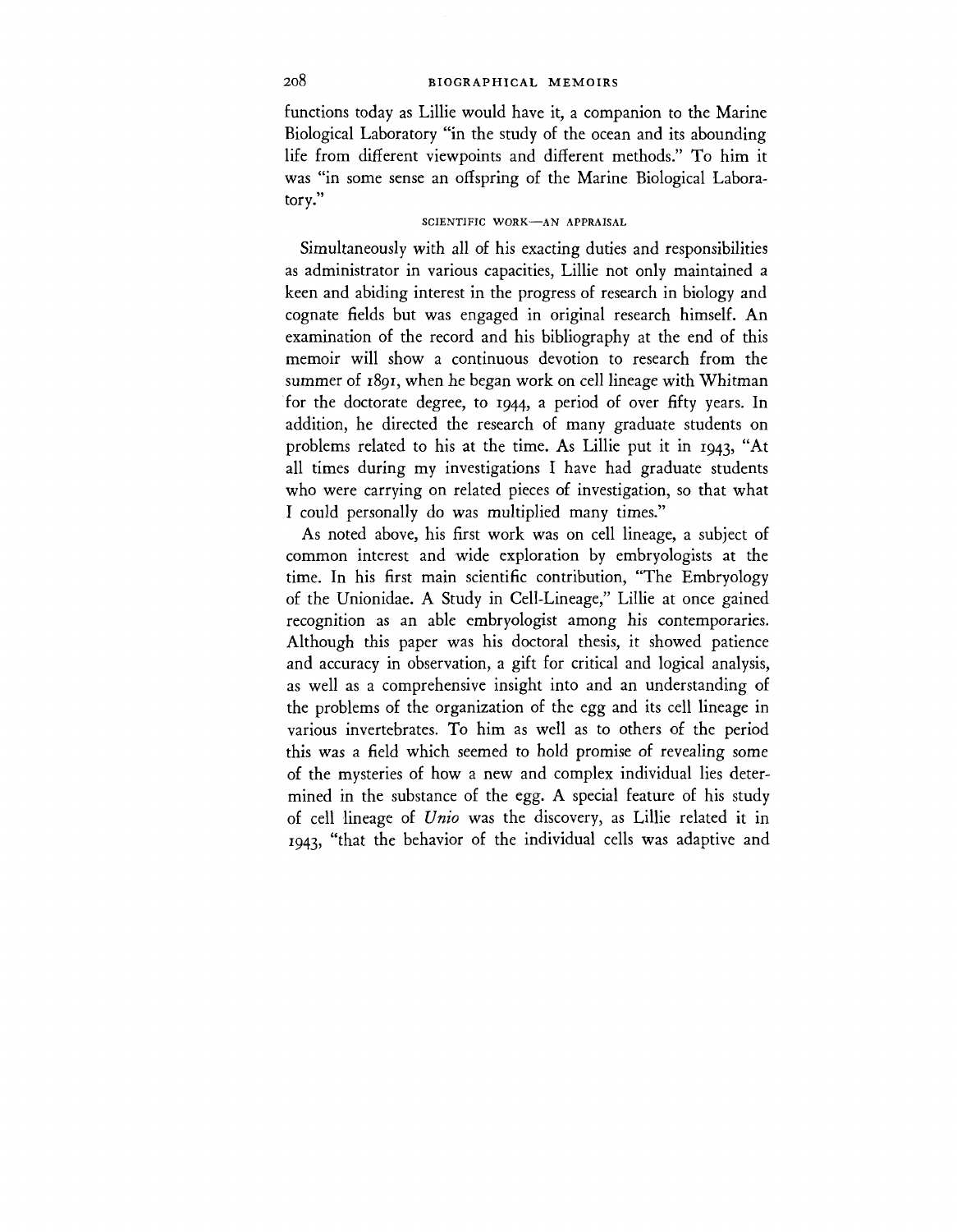functions today as Lillie would have it, a companion to the Marine Biological Laboratory "in the study of the ocean and its abounding life from different viewpoints and different methods." To him it was "in some sense an offspring of the Marine Biological Laboratory."

## SCIENTIFIC WORK—AN APPRAISAL

Simultaneously with all of his exacting duties and responsibilities as administrator in various capacities, Lillie not only maintained a keen and abiding interest in the progress of research in biology and cognate fields but was engaged in original research himself. An examination of the record and his bibliography at the end of this memoir will show a continuous devotion to research from the summer of 1891, when he began work on cell lineage with Whitman for the doctorate degree, to 1944, a period of over fifty years. In addition, he directed the research of many graduate students on problems related to his at the time. As Lillie put it in 1943, "At all times during my investigations I have had graduate students who were carrying on related pieces of investigation, so that what I could personally do was multiplied many times."

As noted above, his first work was on cell lineage, a subject of common interest and wide exploration by embryologists at the time. In his first main scientific contribution, "The Embryology of the Unionidae. A Study in Cell-Lineage," Lillie at once gained recognition as an able embryologist among his contemporaries. Although this paper was his doctoral thesis, it showed patience and accuracy in observation, a gift for critical and logical analysis, as well as a comprehensive insight into and an understanding of the problems of the organization of the egg and its cell lineage in various invertebrates. To him as well as to others of the period this was a field which seemed to hold promise of revealing some of the mysteries of how a new and complex individual lies determined in the substance of the egg. A special feature of his study of cell lineage of *Unio* was the discovery, as Lillie related it in 1943, "that the behavior of the individual cells was adaptive and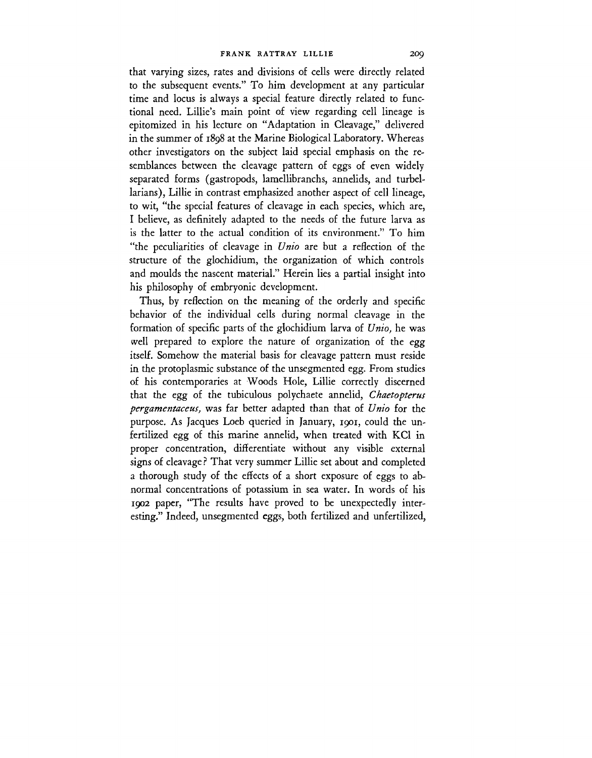that varying sizes, rates and divisions of cells were directly related to the subsequent events." To him development at any particular time and locus is always a special feature directly related to functional need. Lillie's main point of view regarding cell lineage is epitomized in his lecture on "Adaptation in Cleavage," delivered in the summer of 1898 at the Marine Biological Laboratory. Whereas other investigators on the subject laid special emphasis on the resemblances between the cleavage pattern of eggs of even widely separated forms (gastropods, lamellibranchs, annelids, and turbellarians), Lillie in contrast emphasized another aspect of cell lineage, to wit, "the special features of cleavage in each species, which are, I believe, as definitely adapted to the needs of the future larva as is the latter to the actual condition of its environment." To him "the peculiarities of cleavage in *Unio* are but a reflection of the structure of the glochidium, the organization of which controls and moulds the nascent material." Herein lies a partial insight into his philosophy of embryonic development.

Thus, by reflection on the meaning of the orderly and specific behavior of the individual cells during normal cleavage in the formation of specific parts of the glochidium larva of *Unio,* he was well prepared to explore the nature of organization of the egg itself. Somehow the material basis for cleavage pattern must reside in the protoplasmic substance of the unsegmented egg. From studies of his contemporaries at Woods Hole, Lillie correctly discerned that the egg of the tubiculous polychaete annelid, *Chaetopterus pergamentaceus,* was far better adapted than that of *Unio* for the purpose. As Jacques Loeb queried in January, 1901, could the unfertilized egg of this marine annelid, when treated with KCl in proper concentration, differentiate without any visible external signs of cleavage? That very summer Lillie set about and completed a thorough study of the effects of a short exposure of eggs to abnormal concentrations of potassium in sea water. In words of his 1902 paper, "The results have proved to be unexpectedly interesting." Indeed, unsegmented eggs, both fertilized and unfertilized,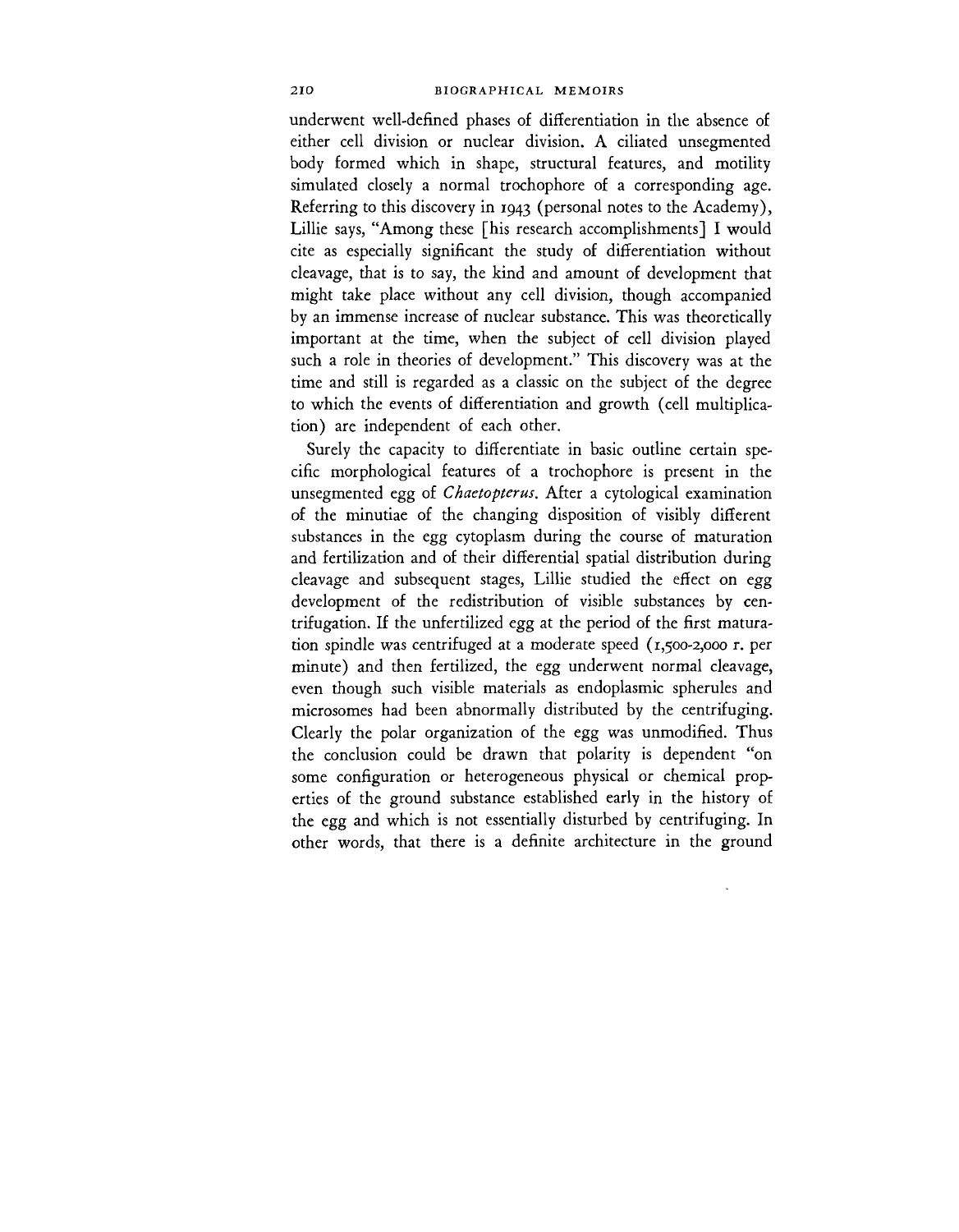underwent well-defined phases of differentiation in the absence of either cell division or nuclear division. A ciliated unsegmented body formed which in shape, structural features, and motility simulated closely a normal trochophore of a corresponding age. Referring to this discovery in 1943 (personal notes to the Academy), Lillie says, "Among these [his research accomplishments] I would cite as especially significant the study of differentiation without cleavage, that is to say, the kind and amount of development that might take place without any cell division, though accompanied by an immense increase of nuclear substance. This was theoretically important at the time, when the subject of cell division played such a role in theories of development." This discovery was at the time and still is regarded as a classic on the subject of the degree to which the events of differentiation and growth (cell multiplication) are independent of each other.

Surely the capacity to differentiate in basic outline certain specific morphological features of a trochophore is present in the unsegmented egg of *Chaetopterus*. After a cytological examination of the minutiae of the changing disposition of visibly different substances in the egg cytoplasm during the course of maturation and fertilization and of their differential spatial distribution during cleavage and subsequent stages, Lillie studied the effect on egg development of the redistribution of visible substances by centrifugation. If the unfertilized egg at the period of the first maturation spindle was centrifuged at a moderate speed (1,500-2,000 r. per minute) and then fertilized, the egg underwent normal cleavage, even though such visible materials as endoplasmic spherules and microsomes had been abnormally distributed by the centrifuging. Clearly the polar organization of the egg was unmodified. Thus the conclusion could be drawn that polarity is dependent "on some configuration or heterogeneous physical or chemical properties of the ground substance established early in the history of the egg and which is not essentially disturbed by centrifuging. In other words, that there is a definite architecture in the ground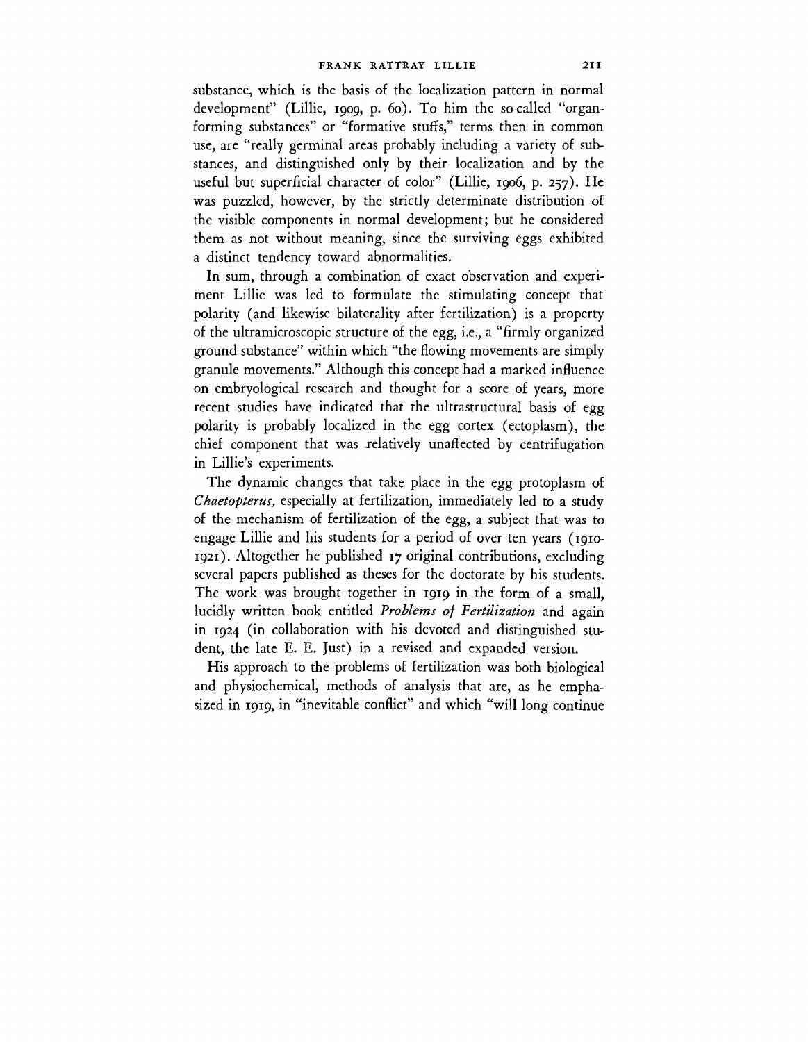substance, which is the basis of the localization pattern in normal development" (Lillie, 1909, p. 60). To him the so-called "organ-forming substances" or "formative stuffs," terms then in common use, are "really germinal areas probably including a variety of substances, and distinguished only by their localization and by the useful but superficial character of color" (Lillie, 1906, p. 257). He was puzzled, however, by the strictly determinate distribution of the visible components in normal development; but he considered them as not without meaning, since the surviving eggs exhibited a distinct tendency toward abnormalities.

In sum, through a combination of exact observation and experiment Lillie was led to formulate the stimulating concept that polarity (and likewise bilaterality after fertilization) is a property of the ultramicroscopic structure of the egg, i.e., a "firmly organized ground substance" within which "the flowing movements are simply granule movements." Although this concept had a marked influence on embryological research and thought for a score of years, more recent studies have indicated that the ultrastructural basis of egg polarity is probably localized in the egg cortex (ectoplasm), the chief component that was relatively unaffected by centrifugation in Lillie's experiments.

The dynamic changes that take place in the egg protoplasm of *Chaetopterus,* especially at fertilization, immediately led to a study of the mechanism of fertilization of the egg, a subject that was to engage Lillie and his students for a period of over ten years (1910-1921). Altogether he published 17 original contributions, excluding several papers published as theses for the doctorate by his students. The work was brought together in 1919 in the form of a small, lucidly written book entitled *Problems of Fertilization* and again in 1924 (in collaboration with his devoted and distinguished student, the late E. E. Just) in a revised and expanded version.

His approach to the problems of fertilization was both biological and physiochemical, methods of analysis that are, as he emphasized in 1919, in "inevitable conflict" and which "will long continue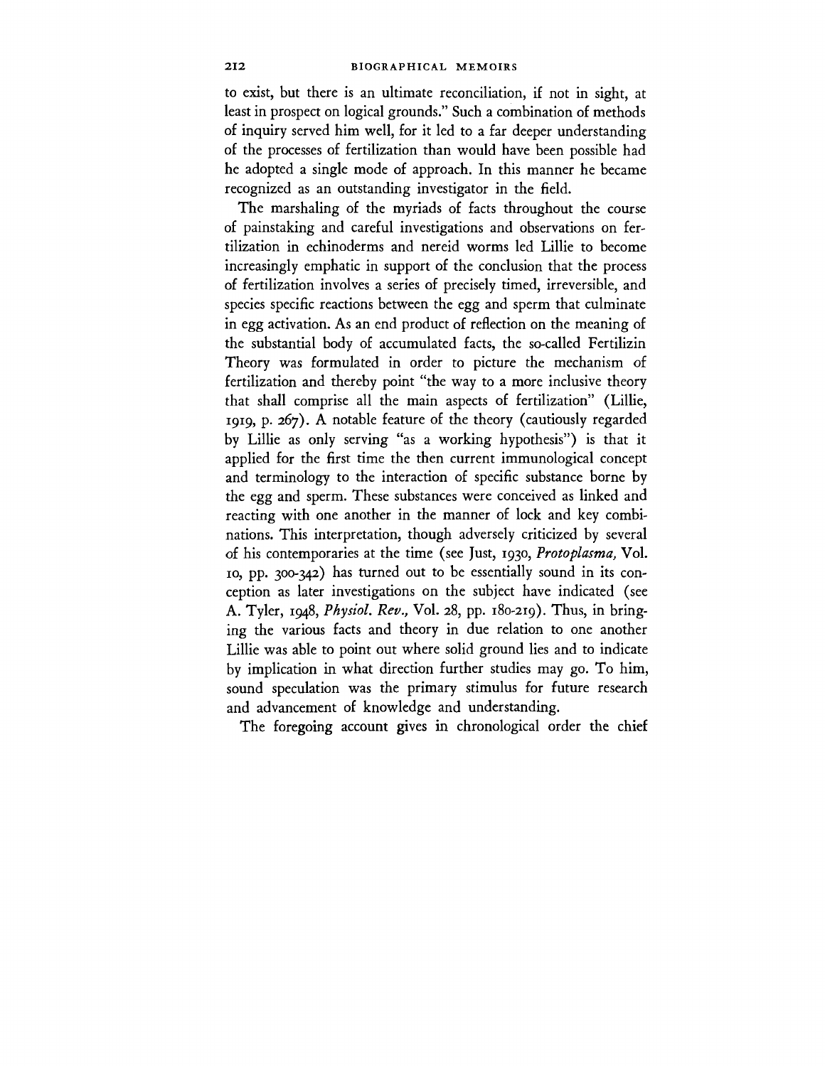to exist, but there is an ultimate reconciliation, if not in sight, at least in prospect on logical grounds." Such a combination of methods of inquiry served him well, for it led to a far deeper understanding of the processes of fertilization than would have been possible had he adopted a single mode of approach. In this manner he became recognized as an outstanding investigator in the field.

The marshaling of the myriads of facts throughout the course of painstaking and careful investigations and observations on fertilization in echinoderms and nereid worms led Lillie to become increasingly emphatic in support of the conclusion that the process of fertilization involves a series of precisely timed, irreversible, and species specific reactions between the egg and sperm that culminate in egg activation. As an end product of reflection on the meaning of the substantial body of accumulated facts, the so-called Fertilizin Theory was formulated in order to picture the mechanism of fertilization and thereby point "the way to a more inclusive theory that shall comprise all the main aspects of fertilization" (Lillie, 1919, p. 267). A notable feature of the theory (cautiously regarded by Lillie as only serving "as a working hypothesis") is that it applied for the first time the then current immunological concept and terminology to the interaction of specific substance borne by the egg and sperm. These substances were conceived as linked and reacting with one another in the manner of lock and key combinations. This interpretation, though adversely criticized by several of his contemporaries at the time (see Just, 1930, *Protoplasma,* Vol. 10, pp. 300-342) has turned out to be essentially sound in its conception as later investigations on the subject have indicated (see A. Tyler, 1948, *Physiol. Rev.,* Vol. 28, pp. 180-219). Thus, in bringing the various facts and theory in due relation to one another Lillie was able to point out where solid ground lies and to indicate by implication in what direction further studies may go. To him, sound speculation was the primary stimulus for future research and advancement of knowledge and understanding.

The foregoing account gives in chronological order the chief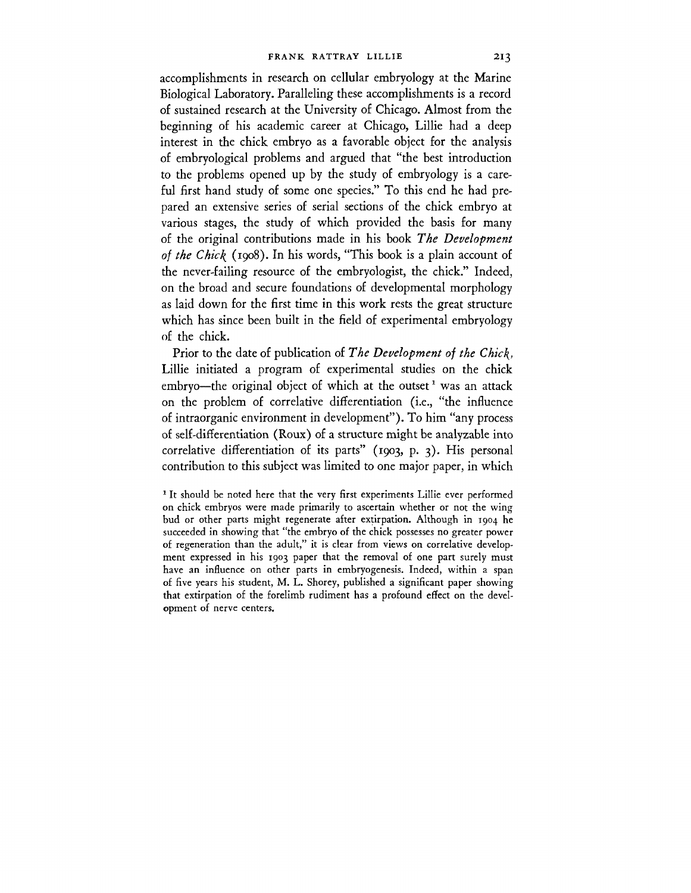accomplishments in research on cellular embryology at the Marine Biological Laboratory. Paralleling these accomplishments is a record of sustained research at the University of Chicago. Almost from the beginning of his academic career at Chicago, Lillie had a deep interest in the chick embryo as a favorable object for the analysis of embryological problems and argued that "the best introduction to the problems opened up by the study of embryology is a careful first hand study of some one species." To this end he had prepared an extensive series of serial sections of the chick embryo at various stages, the study of which provided the basis for many of the original contributions made in his book *The Development of the Chick* (1908). In his words, "This book is a plain account of the never-failing resource of the embryologist, the chick." Indeed, on the broad and secure foundations of developmental morphology as laid down for the first time in this work rests the great structure which has since been built in the field of experimental embryology of the chick.

Prior to the date of publication of *The Development of the Chick*, Lillie initiated a program of experimental studies on the chick embryo—the original object of which at the outset[1] was an attack on the problem of correlative differentiation (i.e., "the influence of intraorganic environment in development"). To him "any process of self-differentiation (Roux) of a structure might be analyzable into correlative differentiation of its parts" (1903, p. 3). His personal contribution to this subject was limited to one major paper, in which

[1] It should be noted here that the very first experiments Lillie ever performed on chick embryos were made primarily to ascertain whether or not the wing bud or other parts might regenerate after extirpation. Although in 1904 he succeeded in showing that "the embryo of the chick possesses no greater power of regeneration than the adult," it is clear from views on correlative development expressed in his 1903 paper that the removal of one part surely must have an influence on other parts in embryogenesis. Indeed, within a span of five years his student, M. L. Shorey, published a significant paper showing that extirpation of the forelimb rudiment has a profound effect on the development of nerve centers.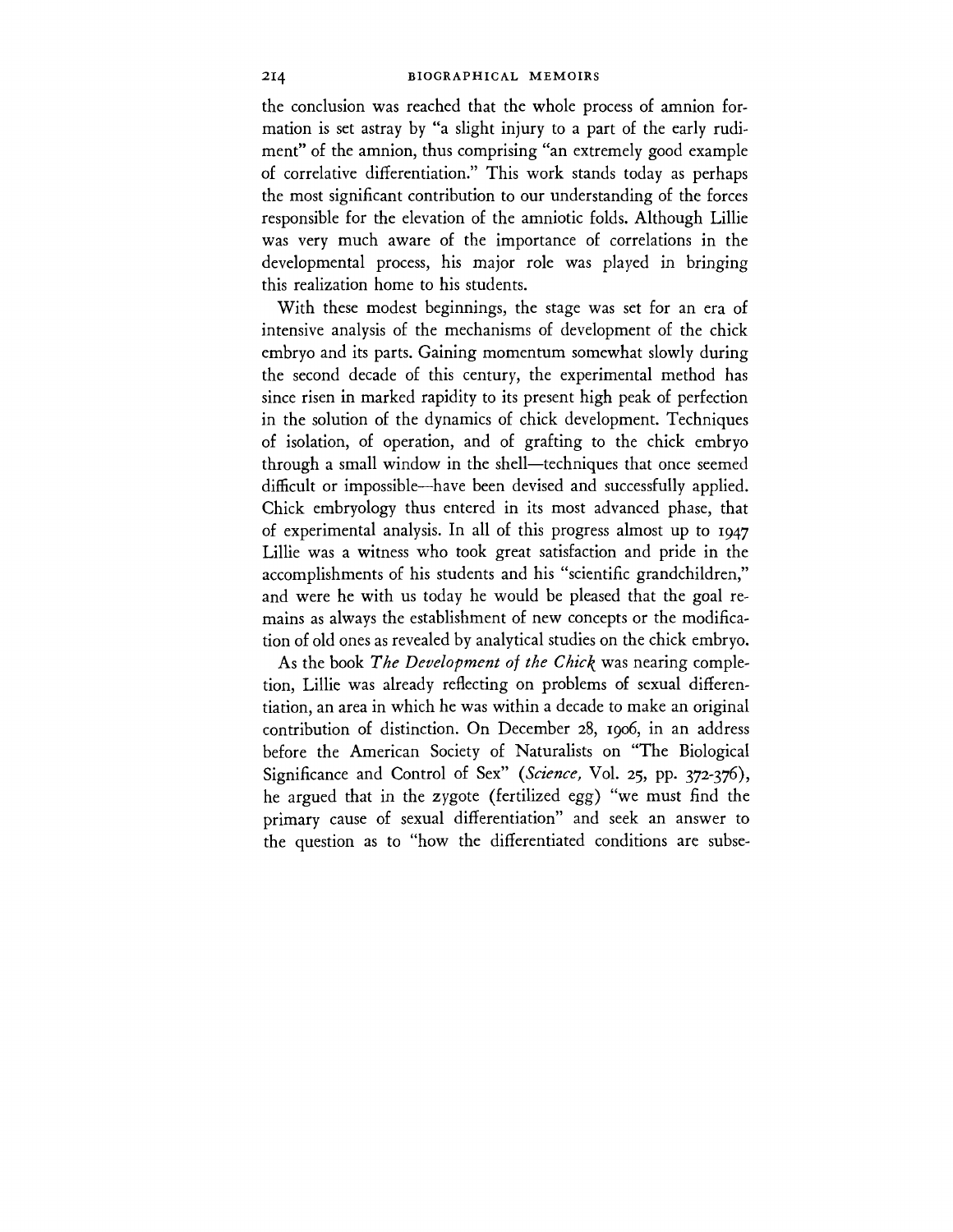the conclusion was reached that the whole process of amnion formation is set astray by "a slight injury to a part of the early rudiment" of the amnion, thus comprising "an extremely good example of correlative differentiation." This work stands today as perhaps the most significant contribution to our understanding of the forces responsible for the elevation of the amniotic folds. Although Lillie was very much aware of the importance of correlations in the developmental process, his major role was played in bringing this realization home to his students.

With these modest beginnings, the stage was set for an era of intensive analysis of the mechanisms of development of the chick embryo and its parts. Gaining momentum somewhat slowly during the second decade of this century, the experimental method has since risen in marked rapidity to its present high peak of perfection in the solution of the dynamics of chick development. Techniques of isolation, of operation, and of grafting to the chick embryo through a small window in the shell—techniques that once seemed difficult or impossible—have been devised and successfully applied. Chick embryology thus entered in its most advanced phase, that of experimental analysis. In all of this progress almost up to 1947 Lillie was a witness who took great satisfaction and pride in the accomplishments of his students and his "scientific grandchildren," and were he with us today he would be pleased that the goal remains as always the establishment of new concepts or the modification of old ones as revealed by analytical studies on the chick embryo.

As the book *The Development of the Chick* was nearing completion, Lillie was already reflecting on problems of sexual differentiation, an area in which he was within a decade to make an original contribution of distinction. On December 28, 1906, in an address before the American Society of Naturalists on "The Biological Significance and Control of Sex" (*Science*, Vol. 25, pp. 372-376), he argued that in the zygote (fertilized egg) "we must find the primary cause of sexual differentiation" and seek an answer to the question as to "how the differentiated conditions are subse-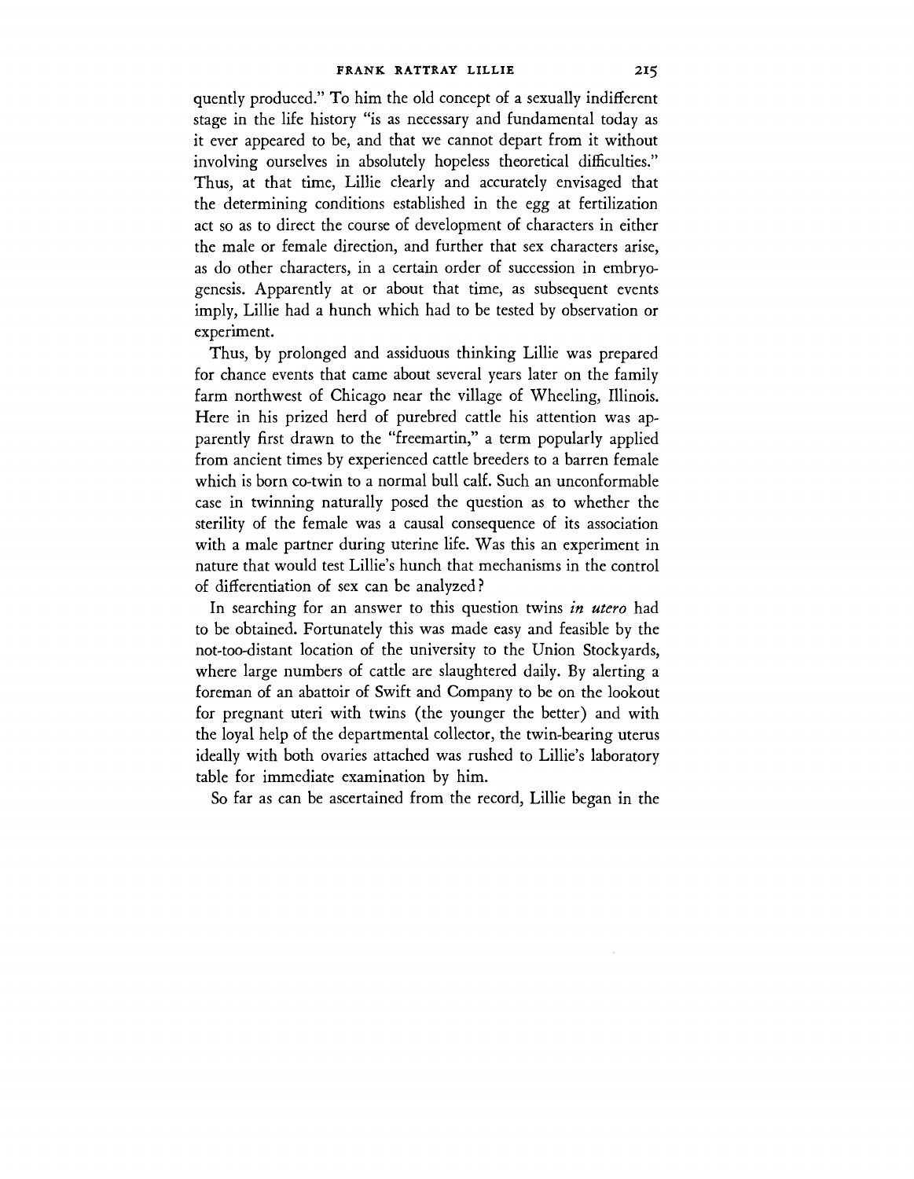quently produced." To him the old concept of a sexually indifferent stage in the life history "is as necessary and fundamental today as it ever appeared to be, and that we cannot depart from it without involving ourselves in absolutely hopeless theoretical difficulties." Thus, at that time, Lillie clearly and accurately envisaged that the determining conditions established in the egg at fertilization act so as to direct the course of development of characters in either the male or female direction, and further that sex characters arise, as do other characters, in a certain order of succession in embryogenesis. Apparently at or about that time, as subsequent events imply, Lillie had a hunch which had to be tested by observation or experiment.

Thus, by prolonged and assiduous thinking Lillie was prepared for chance events that came about several years later on the family farm northwest of Chicago near the village of Wheeling, Illinois. Here in his prized herd of purebred cattle his attention was apparently first drawn to the "freemartin," a term popularly applied from ancient times by experienced cattle breeders to a barren female which is born co-twin to a normal bull calf. Such an unconformable case in twinning naturally posed the question as to whether the sterility of the female was a causal consequence of its association with a male partner during uterine life. Was this an experiment in nature that would test Lillie's hunch that mechanisms in the control of differentiation of sex can be analyzed?

In searching for an answer to this question twins *in utero* had to be obtained. Fortunately this was made easy and feasible by the not-too-distant location of the university to the Union Stockyards, where large numbers of cattle are slaughtered daily. By alerting a foreman of an abattoir of Swift and Company to be on the lookout for pregnant uteri with twins (the younger the better) and with the loyal help of the departmental collector, the twin-bearing uterus ideally with both ovaries attached was rushed to Lillie's laboratory table for immediate examination by him.

So far as can be ascertained from the record, Lillie began in the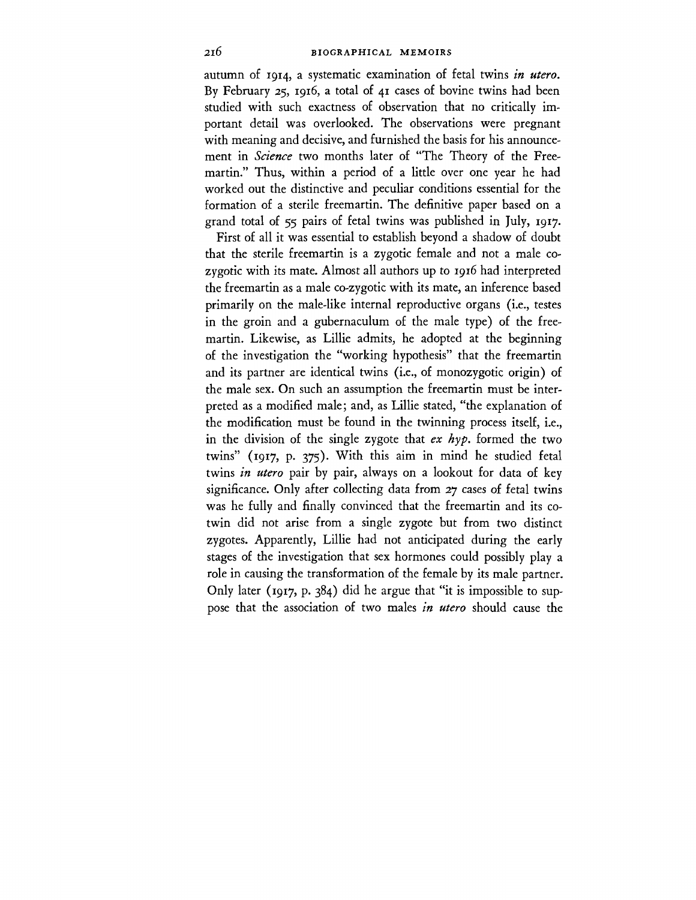autumn of 1914, a systematic examination of fetal twins *in utero*. By February 25, 1916, a total of 41 cases of bovine twins had been studied with such exactness of observation that no critically important detail was overlooked. The observations were pregnant with meaning and decisive, and furnished the basis for his announcement in *Science* two months later of "The Theory of the Freemartin." Thus, within a period of a little over one year he had worked out the distinctive and peculiar conditions essential for the formation of a sterile freemartin. The definitive paper based on a grand total of 55 pairs of fetal twins was published in July, 1917.

First of all it was essential to establish beyond a shadow of doubt that the sterile freemartin is a zygotic female and not a male co-zygotic with its mate. Almost all authors up to 1916 had interpreted the freemartin as a male co-zygotic with its mate, an inference based primarily on the male-like internal reproductive organs (i.e., testes in the groin and a gubernaculum of the male type) of the freemartin. Likewise, as Lillie admits, he adopted at the beginning of the investigation the "working hypothesis" that the freemartin and its partner are identical twins (i.e., of monozygotic origin) of the male sex. On such an assumption the freemartin must be interpreted as a modified male; and, as Lillie stated, "the explanation of the modification must be found in the twinning process itself, i.e., in the division of the single zygote that *ex hyp.* formed the two twins" (1917, p. 375). With this aim in mind he studied fetal twins *in utero* pair by pair, always on a lookout for data of key significance. Only after collecting data from 27 cases of fetal twins was he fully and finally convinced that the freemartin and its co-twin did not arise from a single zygote but from two distinct zygotes. Apparently, Lillie had not anticipated during the early stages of the investigation that sex hormones could possibly play a role in causing the transformation of the female by its male partner. Only later (1917, p. 384) did he argue that "it is impossible to suppose that the association of two males *in utero* should cause the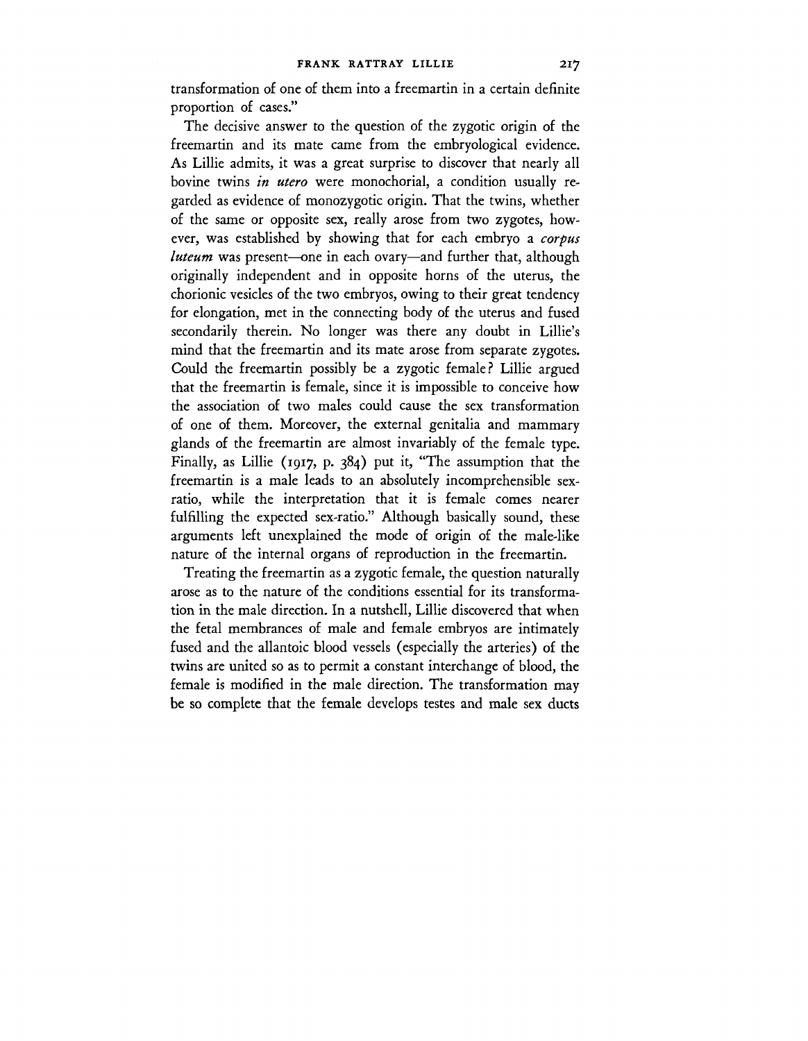transformation of one of them into a freemartin in a certain definite proportion of cases."

The decisive answer to the question of the zygotic origin of the freemartin and its mate came from the embryological evidence. As Lillie admits, it was a great surprise to discover that nearly all bovine twins *in utero* were monochorial, a condition usually regarded as evidence of monozygotic origin. That the twins, whether of the same or opposite sex, really arose from two zygotes, however, was established by showing that for each embryo a *corpus luteum* was present—one in each ovary—and further that, although originally independent and in opposite horns of the uterus, the chorionic vesicles of the two embryos, owing to their great tendency for elongation, met in the connecting body of the uterus and fused secondarily therein. No longer was there any doubt in Lillie's mind that the freemartin and its mate arose from separate zygotes. Could the freemartin possibly be a zygotic female? Lillie argued that the freemartin is female, since it is impossible to conceive how the association of two males could cause the sex transformation of one of them. Moreover, the external genitalia and mammary glands of the freemartin are almost invariably of the female type. Finally, as Lillie (1917, p. 384) put it, "The assumption that the freemartin is a male leads to an absolutely incomprehensible sex-ratio, while the interpretation that it is female comes nearer fulfilling the expected sex-ratio." Although basically sound, these arguments left unexplained the mode of origin of the male-like nature of the internal organs of reproduction in the freemartin.

Treating the freemartin as a zygotic female, the question naturally arose as to the nature of the conditions essential for its transformation in the male direction. In a nutshell, Lillie discovered that when the fetal membrances of male and female embryos are intimately fused and the allantoic blood vessels (especially the arteries) of the twins are united so as to permit a constant interchange of blood, the female is modified in the male direction. The transformation may be so complete that the female develops testes and male sex ducts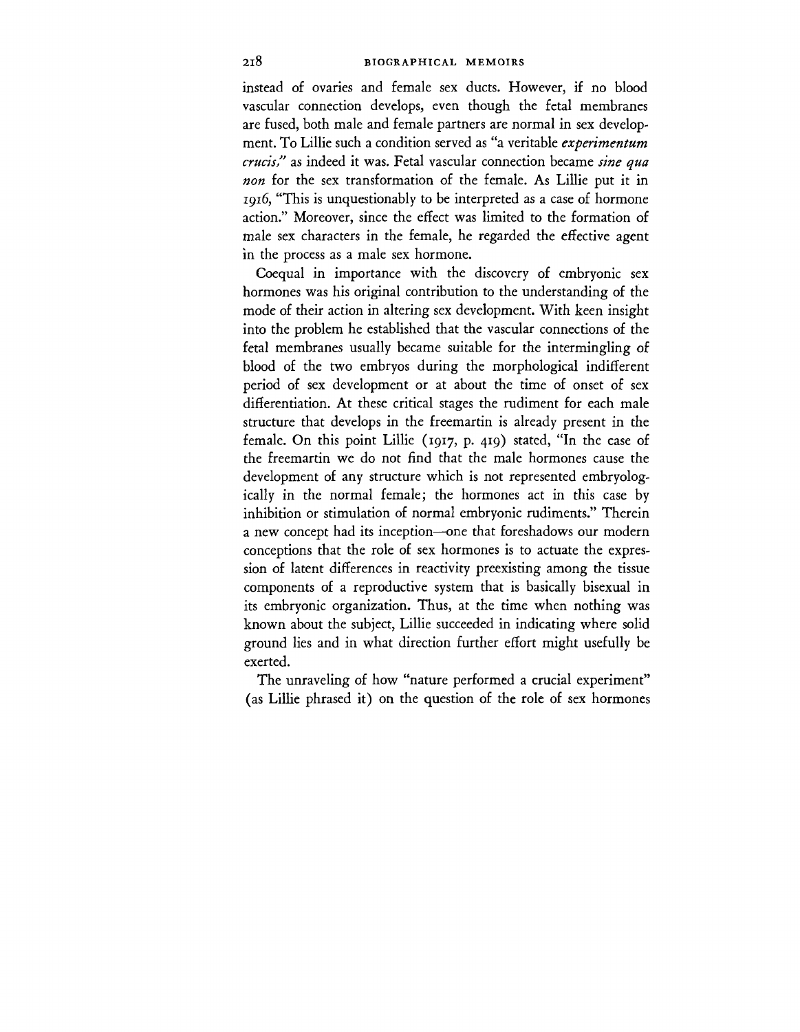instead of ovaries and female sex ducts. However, if no blood vascular connection develops, even though the fetal membranes are fused, both male and female partners are normal in sex development. To Lillie such a condition served as "a veritable *experimentum crucis*," as indeed it was. Fetal vascular connection became *sine qua non* for the sex transformation of the female. As Lillie put it in 1916, "This is unquestionably to be interpreted as a case of hormone action." Moreover, since the effect was limited to the formation of male sex characters in the female, he regarded the effective agent in the process as a male sex hormone.

Coequal in importance with the discovery of embryonic sex hormones was his original contribution to the understanding of the mode of their action in altering sex development. With keen insight into the problem he established that the vascular connections of the fetal membranes usually became suitable for the intermingling of blood of the two embryos during the morphological indifferent period of sex development or at about the time of onset of sex differentiation. At these critical stages the rudiment for each male structure that develops in the freemartin is already present in the female. On this point Lillie (1917, p. 419) stated, "In the case of the freemartin we do not find that the male hormones cause the development of any structure which is not represented embryologically in the normal female; the hormones act in this case by inhibition or stimulation of normal embryonic rudiments." Therein a new concept had its inception—one that foreshadows our modern conceptions that the role of sex hormones is to actuate the expression of latent differences in reactivity preexisting among the tissue components of a reproductive system that is basically bisexual in its embryonic organization. Thus, at the time when nothing was known about the subject, Lillie succeeded in indicating where solid ground lies and in what direction further effort might usefully be exerted.

The unraveling of how "nature performed a crucial experiment" (as Lillie phrased it) on the question of the role of sex hormones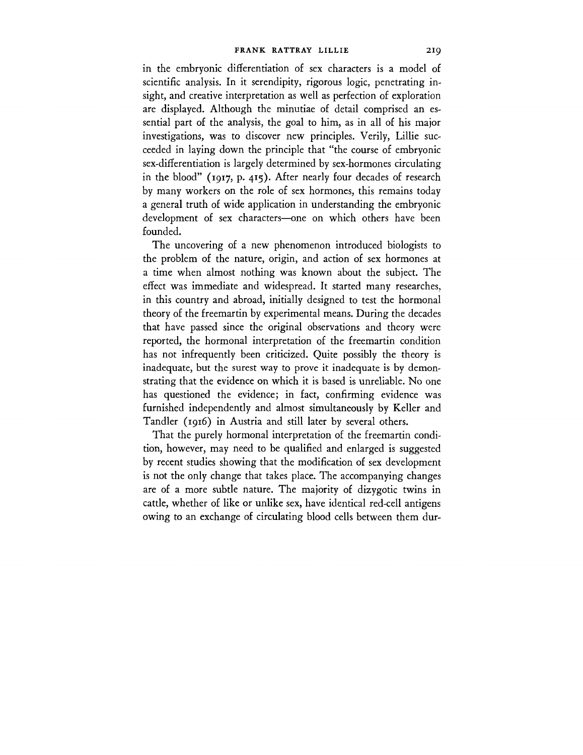in the embryonic differentiation of sex characters is a model of scientific analysis. In it serendipity, rigorous logic, penetrating insight, and creative interpretation as well as perfection of exploration are displayed. Although the minutiae of detail comprised an essential part of the analysis, the goal to him, as in all of his major investigations, was to discover new principles. Verily, Lillie succeeded in laying down the principle that "the course of embryonic sex-differentiation is largely determined by sex-hormones circulating in the blood" (1917, p. 415). After nearly four decades of research by many workers on the role of sex hormones, this remains today a general truth of wide application in understanding the embryonic development of sex characters—one on which others have been founded.

The uncovering of a new phenomenon introduced biologists to the problem of the nature, origin, and action of sex hormones at a time when almost nothing was known about the subject. The effect was immediate and widespread. It started many researches, in this country and abroad, initially designed to test the hormonal theory of the freemartin by experimental means. During the decades that have passed since the original observations and theory were reported, the hormonal interpretation of the freemartin condition has not infrequently been criticized. Quite possibly the theory is inadequate, but the surest way to prove it inadequate is by demonstrating that the evidence on which it is based is unreliable. No one has questioned the evidence; in fact, confirming evidence was furnished independently and almost simultaneously by Keller and Tandler (1916) in Austria and still later by several others.

That the purely hormonal interpretation of the freemartin condition, however, may need to be qualified and enlarged is suggested by recent studies showing that the modification of sex development is not the only change that takes place. The accompanying changes are of a more subtle nature. The majority of dizygotic twins in cattle, whether of like or unlike sex, have identical red-cell antigens owing to an exchange of circulating blood cells between them dur-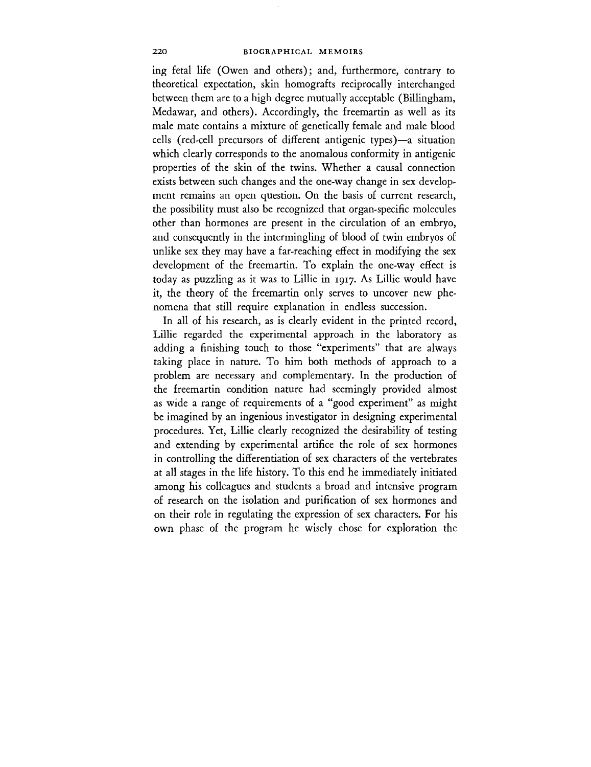ing fetal life (Owen and others); and, furthermore, contrary to theoretical expectation, skin homografts reciprocally interchanged between them are to a high degree mutually acceptable (Billingham, Medawar, and others). Accordingly, the freemartin as well as its male mate contains a mixture of genetically female and male blood cells (red-cell precursors of different antigenic types)—a situation which clearly corresponds to the anomalous conformity in antigenic properties of the skin of the twins. Whether a causal connection exists between such changes and the one-way change in sex development remains an open question. On the basis of current research, the possibility must also be recognized that organ-specific molecules other than hormones are present in the circulation of an embryo, and consequently in the intermingling of blood of twin embryos of unlike sex they may have a far-reaching effect in modifying the sex development of the freemartin. To explain the one-way effect is today as puzzling as it was to Lillie in 1917. As Lillie would have it, the theory of the freemartin only serves to uncover new phenomena that still require explanation in endless succession.

In all of his research, as is clearly evident in the printed record, Lillie regarded the experimental approach in the laboratory as adding a finishing touch to those "experiments" that are always taking place in nature. To him both methods of approach to a problem are necessary and complementary. In the production of the freemartin condition nature had seemingly provided almost as wide a range of requirements of a "good experiment" as might be imagined by an ingenious investigator in designing experimental procedures. Yet, Lillie clearly recognized the desirability of testing and extending by experimental artifice the role of sex hormones in controlling the differentiation of sex characters of the vertebrates at all stages in the life history. To this end he immediately initiated among his colleagues and students a broad and intensive program of research on the isolation and purification of sex hormones and on their role in regulating the expression of sex characters. For his own phase of the program he wisely chose for exploration the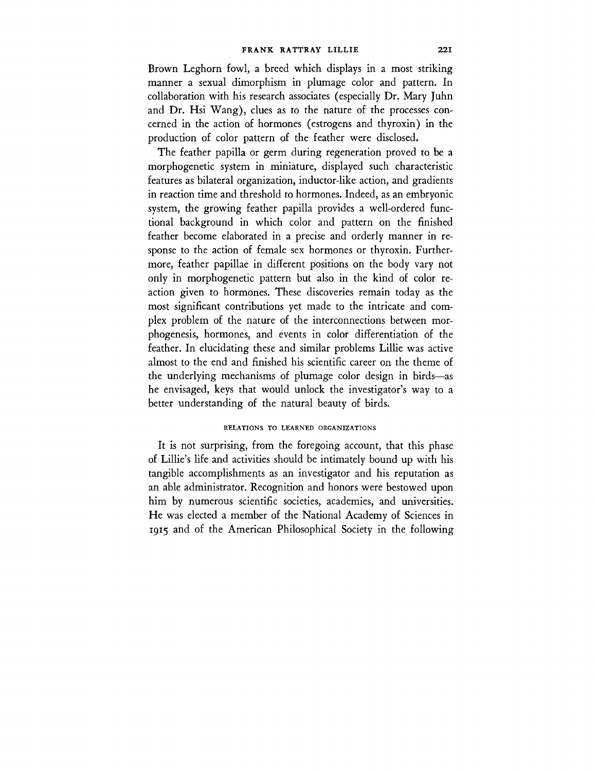Brown Leghorn fowl, a breed which displays in a most striking manner a sexual dimorphism in plumage color and pattern. In collaboration with his research associates (especially Dr. Mary Juhn and Dr. Hsi Wang), clues as to the nature of the processes concerned in the action of hormones (estrogens and thyroxin) in the production of color pattern of the feather were disclosed.

The feather papilla or germ during regeneration proved to be a morphogenetic system in miniature, displayed such characteristic features as bilateral organization, inductor-like action, and gradients in reaction time and threshold to hormones. Indeed, as an embryonic system, the growing feather papilla provides a well-ordered functional background in which color and pattern on the finished feather become elaborated in a precise and orderly manner in response to the action of female sex hormones or thyroxin. Furthermore, feather papillae in different positions on the body vary not only in morphogenetic pattern but also in the kind of color reaction given to hormones. These discoveries remain today as the most significant contributions yet made to the intricate and complex problem of the nature of the interconnections between morphogenesis, hormones, and events in color differentiation of the feather. In elucidating these and similar problems Lillie was active almost to the end and finished his scientific career on the theme of the underlying mechanisms of plumage color design in birds—as he envisaged, keys that would unlock the investigator's way to a better understanding of the natural beauty of birds.

## RELATIONS TO LEARNED ORGANIZATIONS

It is not surprising, from the foregoing account, that this phase of Lillie's life and activities should be intimately bound up with his tangible accomplishments as an investigator and his reputation as an able administrator. Recognition and honors were bestowed upon him by numerous scientific societies, academies, and universities. He was elected a member of the National Academy of Sciences in 1915 and of the American Philosophical Society in the following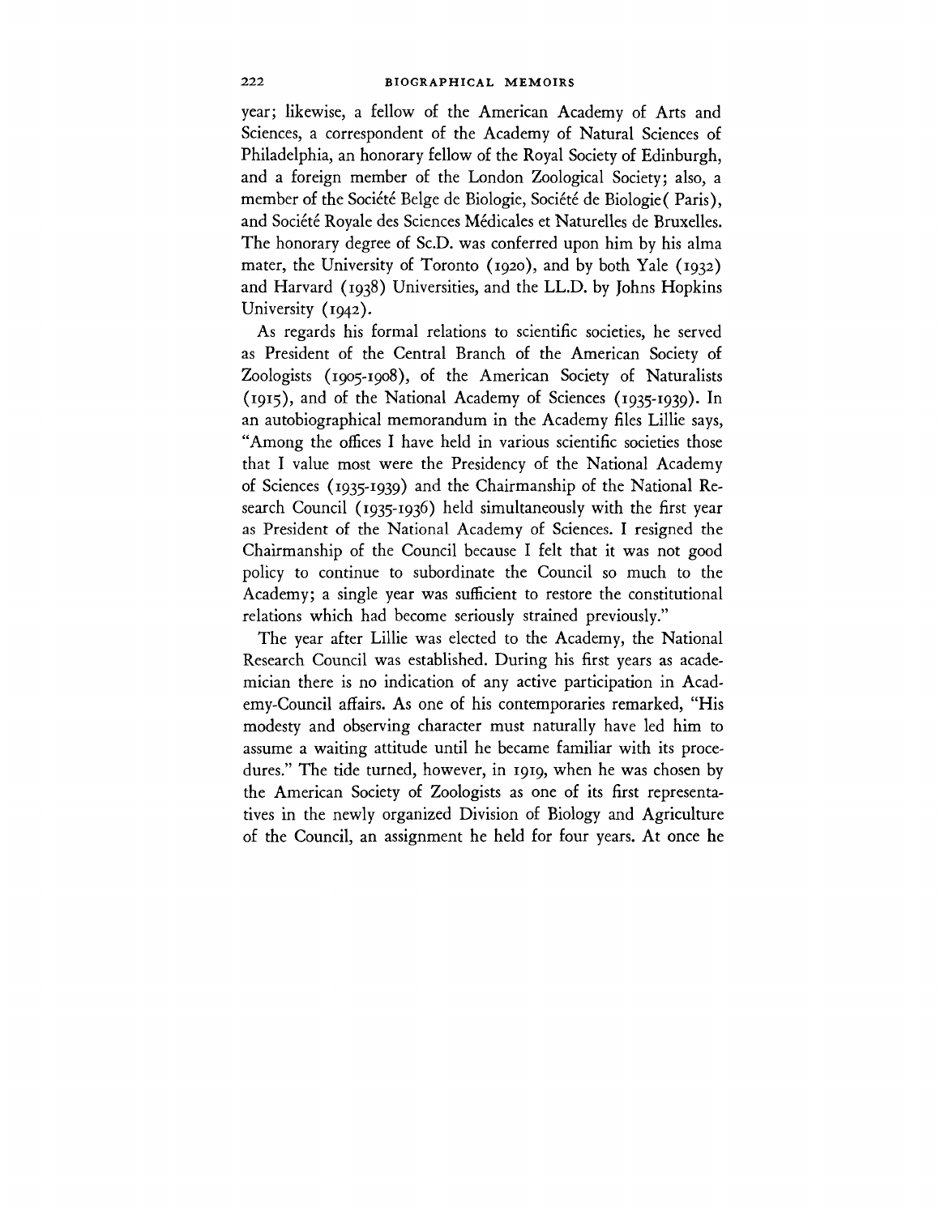year; likewise, a fellow of the American Academy of Arts and Sciences, a correspondent of the Academy of Natural Sciences of Philadelphia, an honorary fellow of the Royal Society of Edinburgh, and a foreign member of the London Zoological Society; also, a member of the Société Belge de Biologie, Société de Biologie( Paris), and Société Royale des Sciences Médicales et Naturelles de Bruxelles. The honorary degree of Sc.D. was conferred upon him by his alma mater, the University of Toronto (1920), and by both Yale (1932) and Harvard (1938) Universities, and the LL.D. by Johns Hopkins University (1942).

As regards his formal relations to scientific societies, he served as President of the Central Branch of the American Society of Zoologists (1905-1908), of the American Society of Naturalists (1915), and of the National Academy of Sciences (1935-1939). In an autobiographical memorandum in the Academy files Lillie says, "Among the offices I have held in various scientific societies those that I value most were the Presidency of the National Academy of Sciences (1935-1939) and the Chairmanship of the National Research Council (1935-1936) held simultaneously with the first year as President of the National Academy of Sciences. I resigned the Chairmanship of the Council because I felt that it was not good policy to continue to subordinate the Council so much to the Academy; a single year was sufficient to restore the constitutional relations which had become seriously strained previously."

The year after Lillie was elected to the Academy, the National Research Council was established. During his first years as academician there is no indication of any active participation in Academy-Council affairs. As one of his contemporaries remarked, "His modesty and observing character must naturally have led him to assume a waiting attitude until he became familiar with its procedures." The tide turned, however, in 1919, when he was chosen by the American Society of Zoologists as one of its first representatives in the newly organized Division of Biology and Agriculture of the Council, an assignment he held for four years. At once he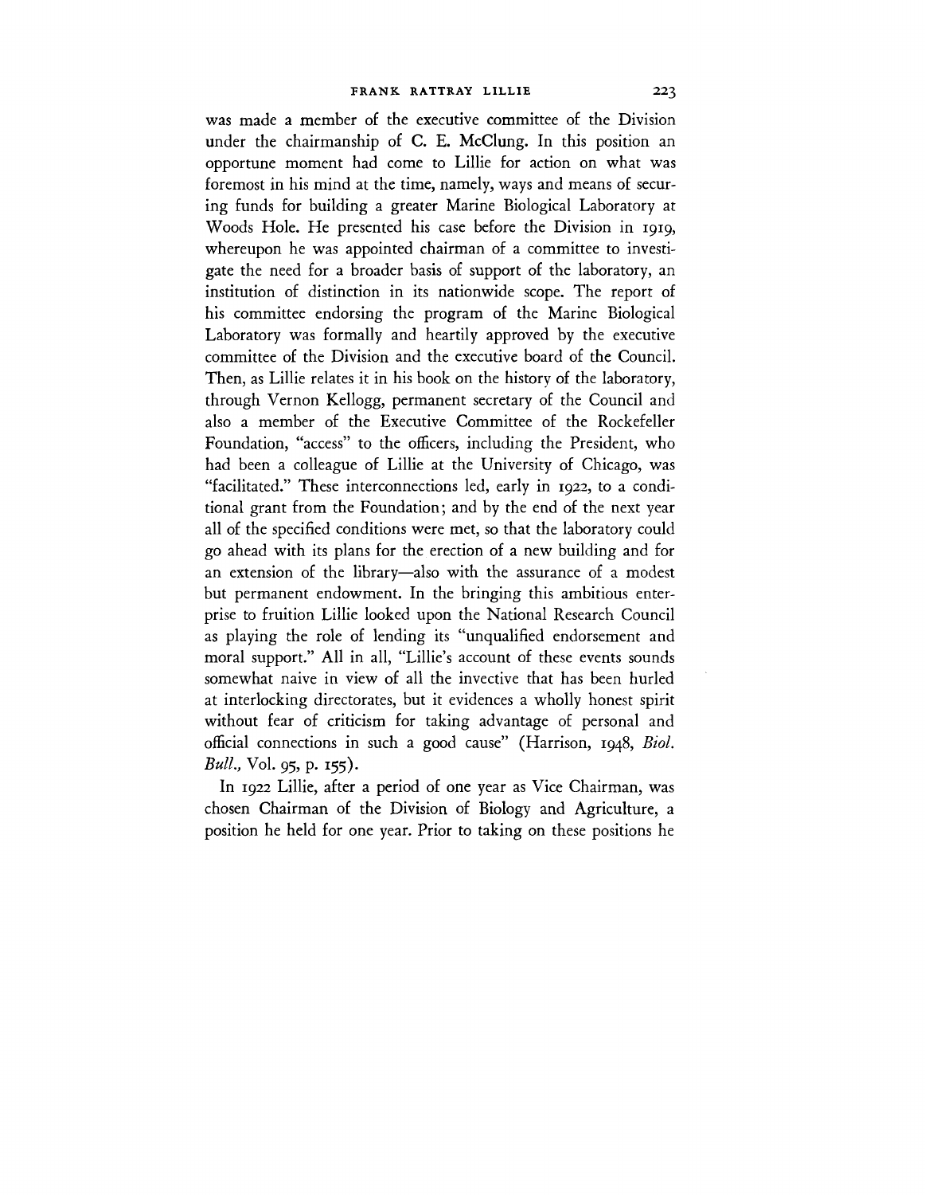was made a member of the executive committee of the Division under the chairmanship of C. E. McClung. In this position an opportune moment had come to Lillie for action on what was foremost in his mind at the time, namely, ways and means of securing funds for building a greater Marine Biological Laboratory at Woods Hole. He presented his case before the Division in 1919, whereupon he was appointed chairman of a committee to investigate the need for a broader basis of support of the laboratory, an institution of distinction in its nationwide scope. The report of his committee endorsing the program of the Marine Biological Laboratory was formally and heartily approved by the executive committee of the Division and the executive board of the Council. Then, as Lillie relates it in his book on the history of the laboratory, through Vernon Kellogg, permanent secretary of the Council and also a member of the Executive Committee of the Rockefeller Foundation, "access" to the officers, including the President, who had been a colleague of Lillie at the University of Chicago, was "facilitated." These interconnections led, early in 1922, to a conditional grant from the Foundation; and by the end of the next year all of the specified conditions were met, so that the laboratory could go ahead with its plans for the erection of a new building and for an extension of the library—also with the assurance of a modest but permanent endowment. In the bringing this ambitious enterprise to fruition Lillie looked upon the National Research Council as playing the role of lending its "unqualified endorsement and moral support." All in all, "Lillie's account of these events sounds somewhat naive in view of all the invective that has been hurled at interlocking directorates, but it evidences a wholly honest spirit without fear of criticism for taking advantage of personal and official connections in such a good cause" (Harrison, 1948, *Biol. Bull.*, Vol. 95, p. 155).

In 1922 Lillie, after a period of one year as Vice Chairman, was chosen Chairman of the Division of Biology and Agriculture, a position he held for one year. Prior to taking on these positions he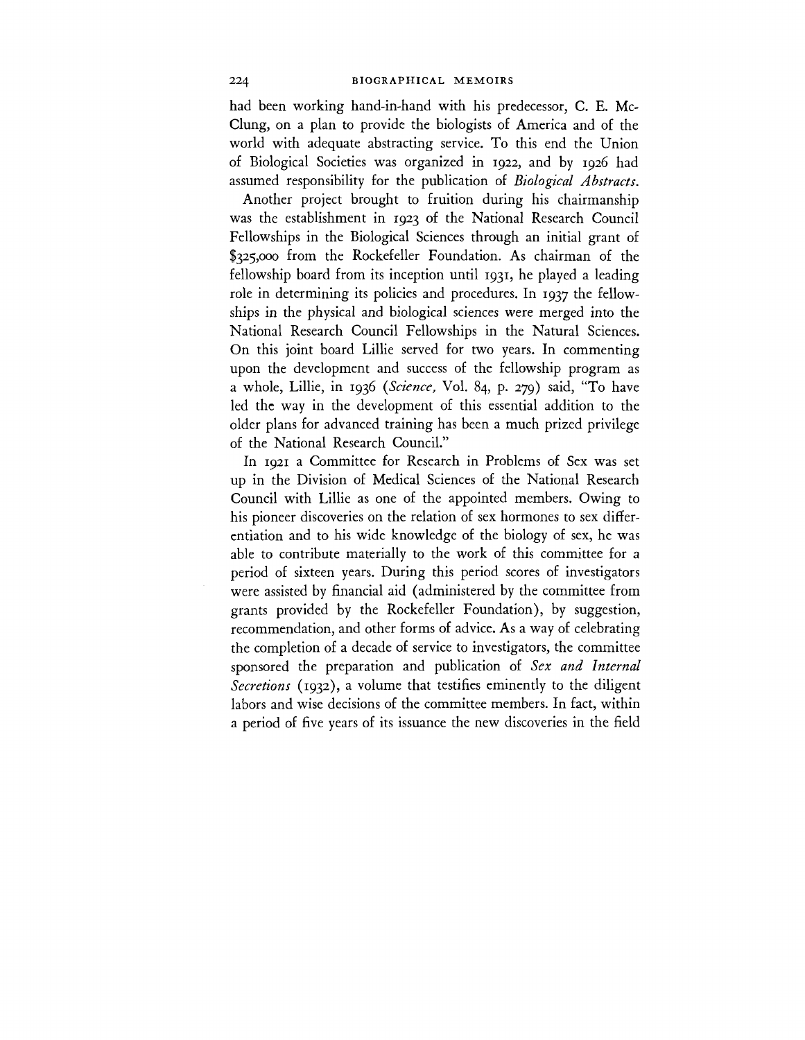had been working hand-in-hand with his predecessor, C. E. McClung, on a plan to provide the biologists of America and of the world with adequate abstracting service. To this end the Union of Biological Societies was organized in 1922, and by 1926 had assumed responsibility for the publication of *Biological Abstracts*.

Another project brought to fruition during his chairmanship was the establishment in 1923 of the National Research Council Fellowships in the Biological Sciences through an initial grant of $325,000 from the Rockefeller Foundation. As chairman of the fellowship board from its inception until 1931, he played a leading role in determining its policies and procedures. In 1937 the fellowships in the physical and biological sciences were merged into the National Research Council Fellowships in the Natural Sciences. On this joint board Lillie served for two years. In commenting upon the development and success of the fellowship program as a whole, Lillie, in 1936 (*Science*, Vol. 84, p. 279) said, "To have led the way in the development of this essential addition to the older plans for advanced training has been a much prized privilege of the National Research Council."

In 1921 a Committee for Research in Problems of Sex was set up in the Division of Medical Sciences of the National Research Council with Lillie as one of the appointed members. Owing to his pioneer discoveries on the relation of sex hormones to sex differentiation and to his wide knowledge of the biology of sex, he was able to contribute materially to the work of this committee for a period of sixteen years. During this period scores of investigators were assisted by financial aid (administered by the committee from grants provided by the Rockefeller Foundation), by suggestion, recommendation, and other forms of advice. As a way of celebrating the completion of a decade of service to investigators, the committee sponsored the preparation and publication of *Sex and Internal Secretions* (1932), a volume that testifies eminently to the diligent labors and wise decisions of the committee members. In fact, within a period of five years of its issuance the new discoveries in the field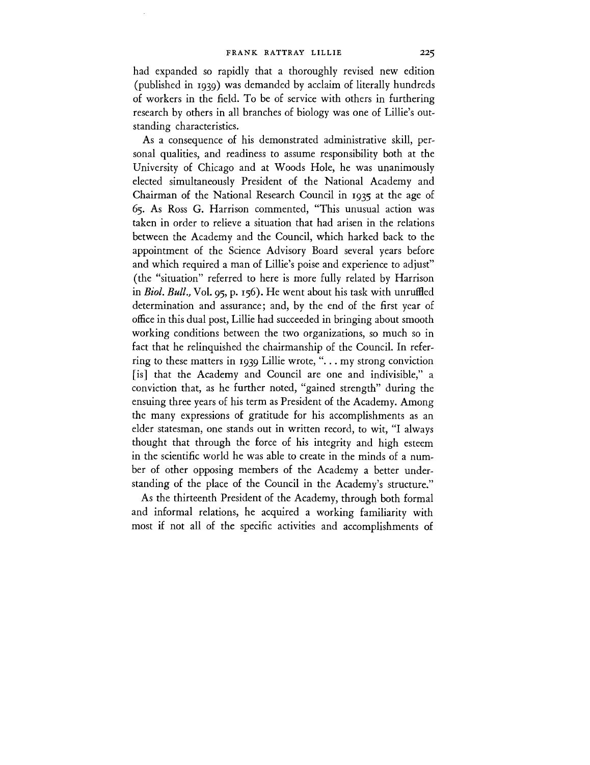had expanded so rapidly that a thoroughly revised new edition (published in 1939) was demanded by acclaim of literally hundreds of workers in the field. To be of service with others in furthering research by others in all branches of biology was one of Lillie's outstanding characteristics.

As a consequence of his demonstrated administrative skill, personal qualities, and readiness to assume responsibility both at the University of Chicago and at Woods Hole, he was unanimously elected simultaneously President of the National Academy and Chairman of the National Research Council in 1935 at the age of 65. As Ross G. Harrison commented, "This unusual action was taken in order to relieve a situation that had arisen in the relations between the Academy and the Council, which harked back to the appointment of the Science Advisory Board several years before and which required a man of Lillie's poise and experience to adjust" (the "situation" referred to here is more fully related by Harrison in *Biol. Bull.,* Vol. 95, p. 156). He went about his task with unruffled determination and assurance; and, by the end of the first year of office in this dual post, Lillie had succeeded in bringing about smooth working conditions between the two organizations, so much so in fact that he relinquished the chairmanship of the Council. In referring to these matters in 1939 Lillie wrote, "... my strong conviction [is] that the Academy and Council are one and indivisible," a conviction that, as he further noted, "gained strength" during the ensuing three years of his term as President of the Academy. Among the many expressions of gratitude for his accomplishments as an elder statesman, one stands out in written record, to wit, "I always thought that through the force of his integrity and high esteem in the scientific world he was able to create in the minds of a number of other opposing members of the Academy a better understanding of the place of the Council in the Academy's structure."

As the thirteenth President of the Academy, through both formal and informal relations, he acquired a working familiarity with most if not all of the specific activities and accomplishments of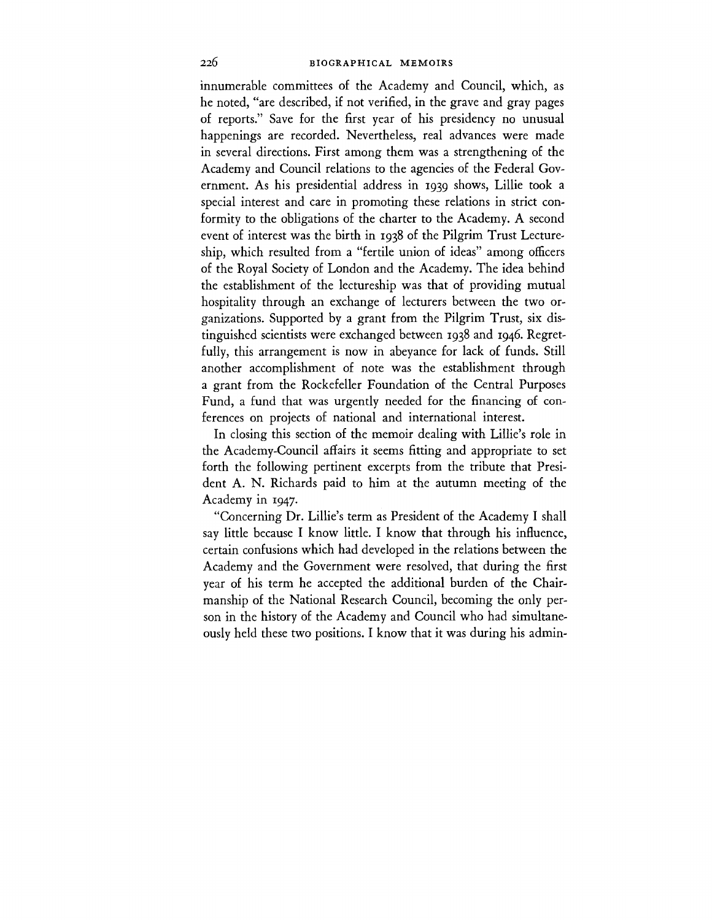innumerable committees of the Academy and Council, which, as he noted, "are described, if not verified, in the grave and gray pages of reports." Save for the first year of his presidency no unusual happenings are recorded. Nevertheless, real advances were made in several directions. First among them was a strengthening of the Academy and Council relations to the agencies of the Federal Government. As his presidential address in 1939 shows, Lillie took a special interest and care in promoting these relations in strict conformity to the obligations of the charter to the Academy. A second event of interest was the birth in 1938 of the Pilgrim Trust Lectureship, which resulted from a "fertile union of ideas" among officers of the Royal Society of London and the Academy. The idea behind the establishment of the lectureship was that of providing mutual hospitality through an exchange of lecturers between the two organizations. Supported by a grant from the Pilgrim Trust, six distinguished scientists were exchanged between 1938 and 1946. Regretfully, this arrangement is now in abeyance for lack of funds. Still another accomplishment of note was the establishment through a grant from the Rockefeller Foundation of the Central Purposes Fund, a fund that was urgently needed for the financing of conferences on projects of national and international interest.

In closing this section of the memoir dealing with Lillie's role in the Academy-Council affairs it seems fitting and appropriate to set forth the following pertinent excerpts from the tribute that President A. N. Richards paid to him at the autumn meeting of the Academy in 1947.

"Concerning Dr. Lillie's term as President of the Academy I shall say little because I know little. I know that through his influence, certain confusions which had developed in the relations between the Academy and the Government were resolved, that during the first year of his term he accepted the additional burden of the Chairmanship of the National Research Council, becoming the only person in the history of the Academy and Council who had simultaneously held these two positions. I know that it was during his admin-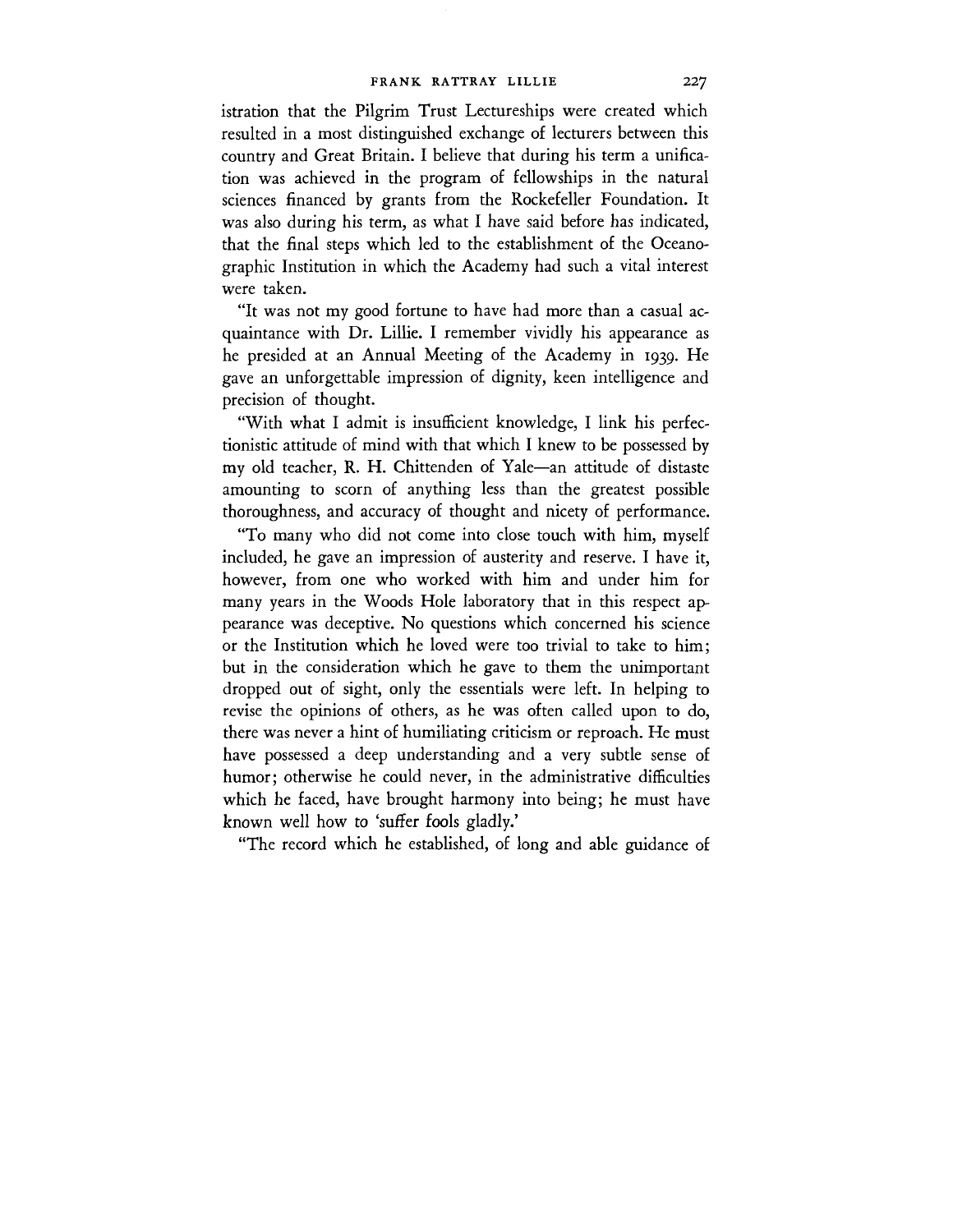istration that the Pilgrim Trust Lectureships were created which resulted in a most distinguished exchange of lecturers between this country and Great Britain. I believe that during his term a unification was achieved in the program of fellowships in the natural sciences financed by grants from the Rockefeller Foundation. It was also during his term, as what I have said before has indicated, that the final steps which led to the establishment of the Oceanographic Institution in which the Academy had such a vital interest were taken.

"It was not my good fortune to have had more than a casual acquaintance with Dr. Lillie. I remember vividly his appearance as he presided at an Annual Meeting of the Academy in 1939. He gave an unforgettable impression of dignity, keen intelligence and precision of thought.

"With what I admit is insufficient knowledge, I link his perfectionistic attitude of mind with that which I knew to be possessed by my old teacher, R. H. Chittenden of Yale—an attitude of distaste amounting to scorn of anything less than the greatest possible thoroughness, and accuracy of thought and nicety of performance.

"To many who did not come into close touch with him, myself included, he gave an impression of austerity and reserve. I have it, however, from one who worked with him and under him for many years in the Woods Hole laboratory that in this respect appearance was deceptive. No questions which concerned his science or the Institution which he loved were too trivial to take to him; but in the consideration which he gave to them the unimportant dropped out of sight, only the essentials were left. In helping to revise the opinions of others, as he was often called upon to do, there was never a hint of humiliating criticism or reproach. He must have possessed a deep understanding and a very subtle sense of humor; otherwise he could never, in the administrative difficulties which he faced, have brought harmony into being; he must have known well how to 'suffer fools gladly.'

"The record which he established, of long and able guidance of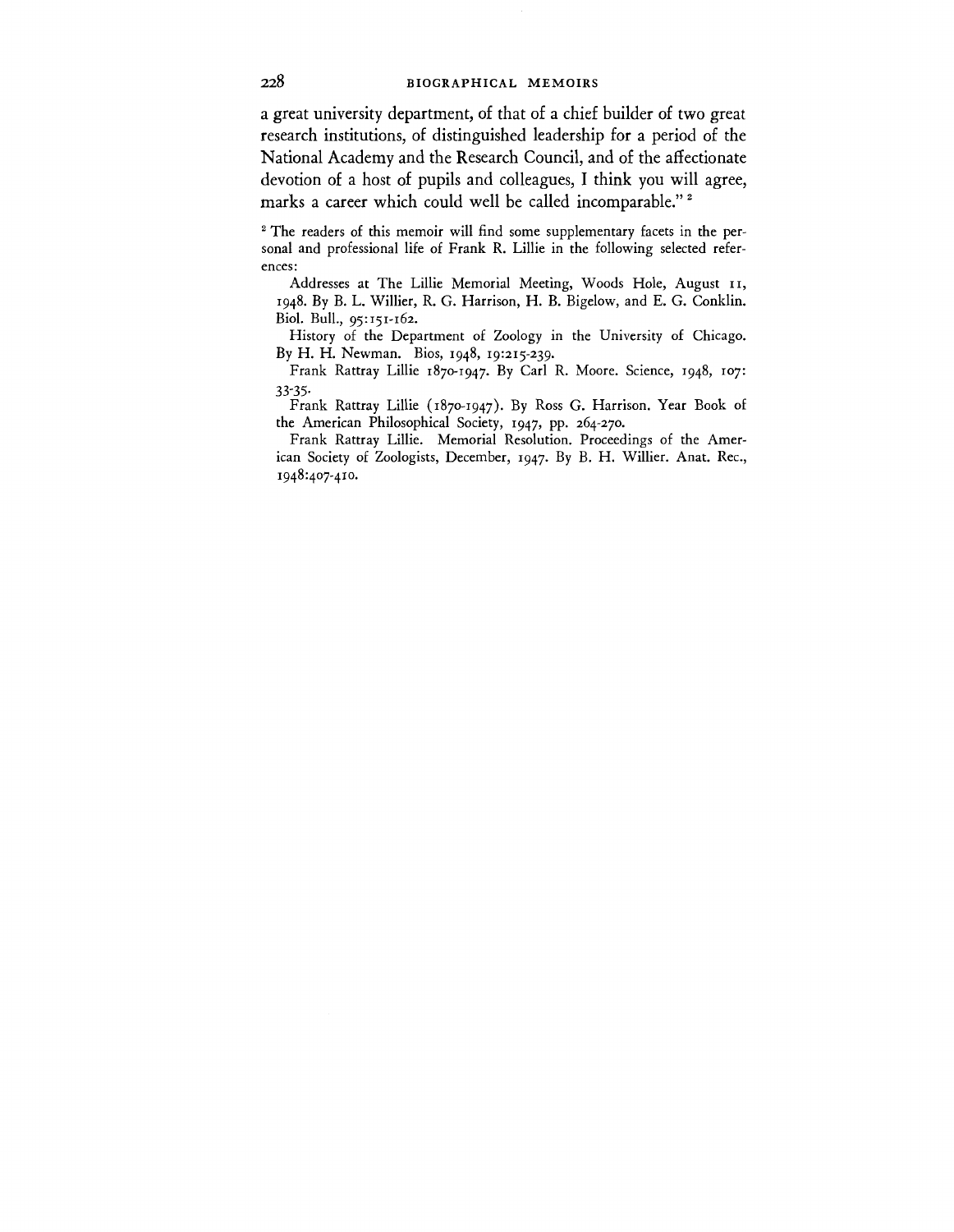a great university department, of that of a chief builder of two great research institutions, of distinguished leadership for a period of the National Academy and the Research Council, and of the affectionate devotion of a host of pupils and colleagues, I think you will agree, marks a career which could well be called incomparable." [2]

[2] The readers of this memoir will find some supplementary facets in the personal and professional life of Frank R. Lillie in the following selected references:

Addresses at The Lillie Memorial Meeting, Woods Hole, August 11, 1948. By B. L. Willier, R. G. Harrison, H. B. Bigelow, and E. G. Conklin. Biol. Bull., 95:151-162.

History of the Department of Zoology in the University of Chicago. By H. H. Newman. Bios, 1948, 19:215-239.

Frank Rattray Lillie 1870-1947. By Carl R. Moore. Science, 1948, 107: 33-35.

Frank Rattray Lillie (1870-1947). By Ross G. Harrison. Year Book of the American Philosophical Society, 1947, pp. 264-270.

Frank Rattray Lillie. Memorial Resolution. Proceedings of the American Society of Zoologists, December, 1947. By B. H. Willier. Anat. Rec., 1948:407-410.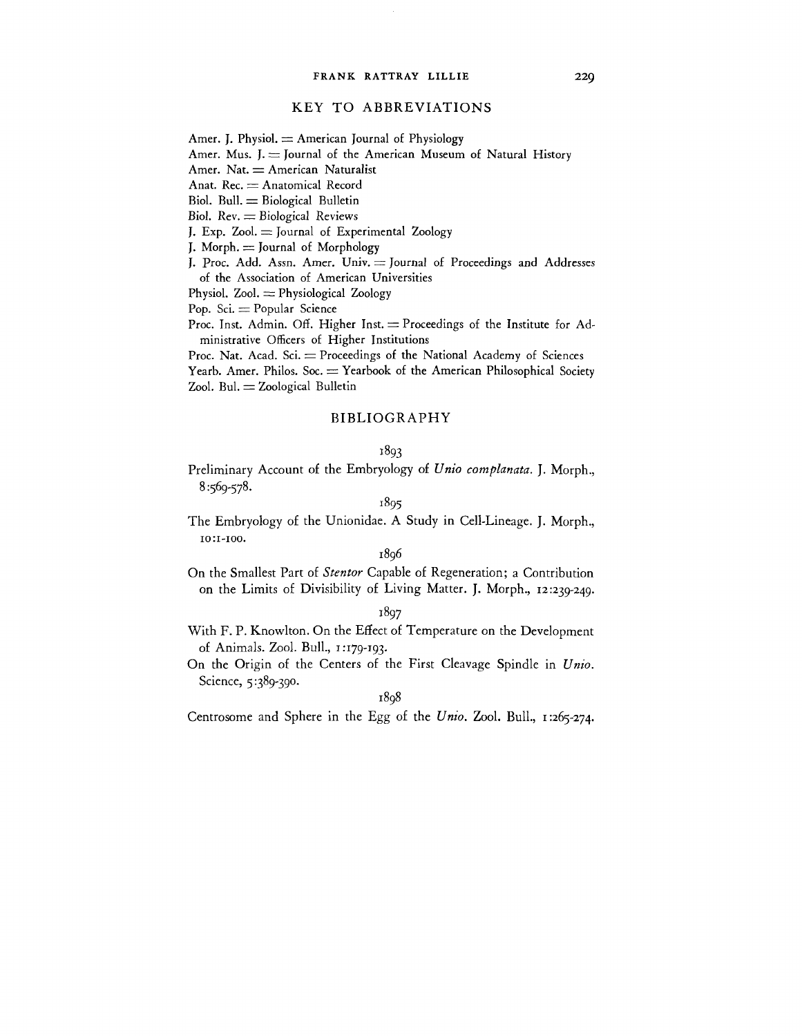## KEY TO ABBREVIATIONS

Amer. J. Physiol. = American Journal of Physiology
Amer. Mus. J. = Journal of the American Museum of Natural History
Amer. Nat. = American Naturalist
Anat. Rec. = Anatomical Record
Biol. Bull. = Biological Bulletin
Biol. Rev. = Biological Reviews
J. Exp. Zool. = Journal of Experimental Zoology
J. Morph. = Journal of Morphology
J. Proc. Add. Assn. Amer. Univ. = Journal of Proceedings and Addresses of the Association of American Universities
Physiol. Zool. = Physiological Zoology
Pop. Sci. = Popular Science
Proc. Inst. Admin. Off. Higher Inst. = Proceedings of the Institute for Administrative Officers of Higher Institutions
Proc. Nat. Acad. Sci. = Proceedings of the National Academy of Sciences
Yearb. Amer. Philos. Soc. = Yearbook of the American Philosophical Society
Zool. Bul. = Zoological Bulletin

## BIBLIOGRAPHY

### 1893

Preliminary Account of the Embryology of *Unio complanata*. J. Morph., 8:569-578.

### 1895

The Embryology of the Unionidae. A Study in Cell-Lineage. J. Morph., 10:1-100.

### 1896

On the Smallest Part of *Stentor* Capable of Regeneration; a Contribution on the Limits of Divisibility of Living Matter. J. Morph., 12:239-249.

### 1897

With F. P. Knowlton. On the Effect of Temperature on the Development of Animals. Zool. Bull., 1:179-193.

On the Origin of the Centers of the First Cleavage Spindle in *Unio*. Science, 5:389-390.

### 1898

Centrosome and Sphere in the Egg of the *Unio*. Zool. Bull., 1:265-274.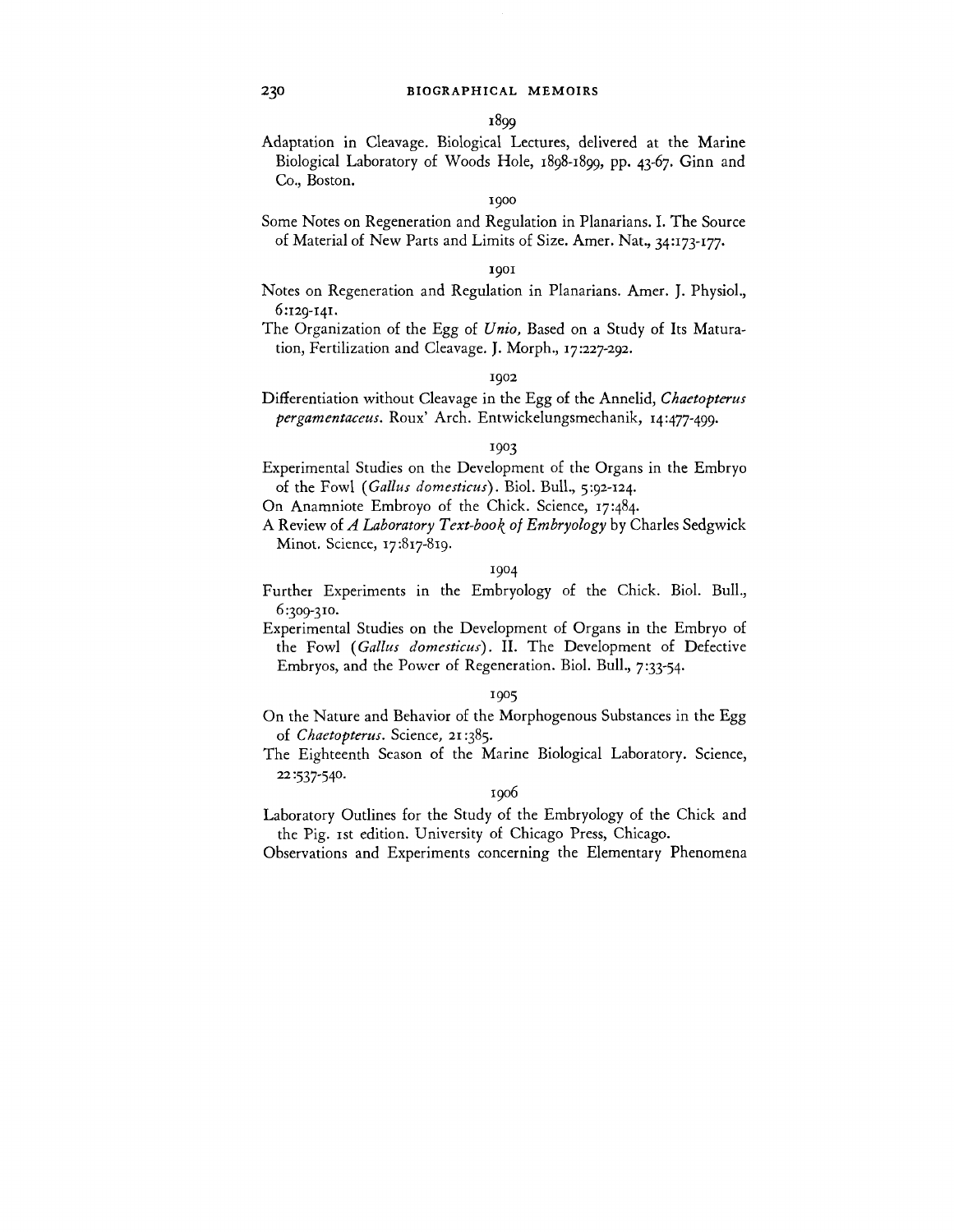1899

Adaptation in Cleavage. Biological Lectures, delivered at the Marine Biological Laboratory of Woods Hole, 1898-1899, pp. 43-67. Ginn and Co., Boston.

1900

Some Notes on Regeneration and Regulation in Planarians. I. The Source of Material of New Parts and Limits of Size. Amer. Nat., 34:173-177.

1901

Notes on Regeneration and Regulation in Planarians. Amer. J. Physiol., 6:129-141.

The Organization of the Egg of *Unio*, Based on a Study of Its Maturation, Fertilization and Cleavage. J. Morph., 17:227-292.

1902

Differentiation without Cleavage in the Egg of the Annelid, *Chaetopterus pergamentaceus*. Roux' Arch. Entwickelungsmechanik, 14:477-499.

1903

Experimental Studies on the Development of the Organs in the Embryo of the Fowl (*Gallus domesticus*). Biol. Bull., 5:92-124.

On Anamniote Embroyo of the Chick. Science, 17:484.

A Review of *A Laboratory Text-book of Embryology* by Charles Sedgwick Minot. Science, 17:817-819.

1904

Further Experiments in the Embryology of the Chick. Biol. Bull., 6:309-310.

Experimental Studies on the Development of Organs in the Embryo of the Fowl (*Gallus domesticus*). II. The Development of Defective Embryos, and the Power of Regeneration. Biol. Bull., 7:33-54.

1905

On the Nature and Behavior of the Morphogenous Substances in the Egg of *Chaetopterus*. Science, 21:385.

The Eighteenth Season of the Marine Biological Laboratory. Science, 22:537-540.

1906

Laboratory Outlines for the Study of the Embryology of the Chick and the Pig. 1st edition. University of Chicago Press, Chicago.

Observations and Experiments concerning the Elementary Phenomena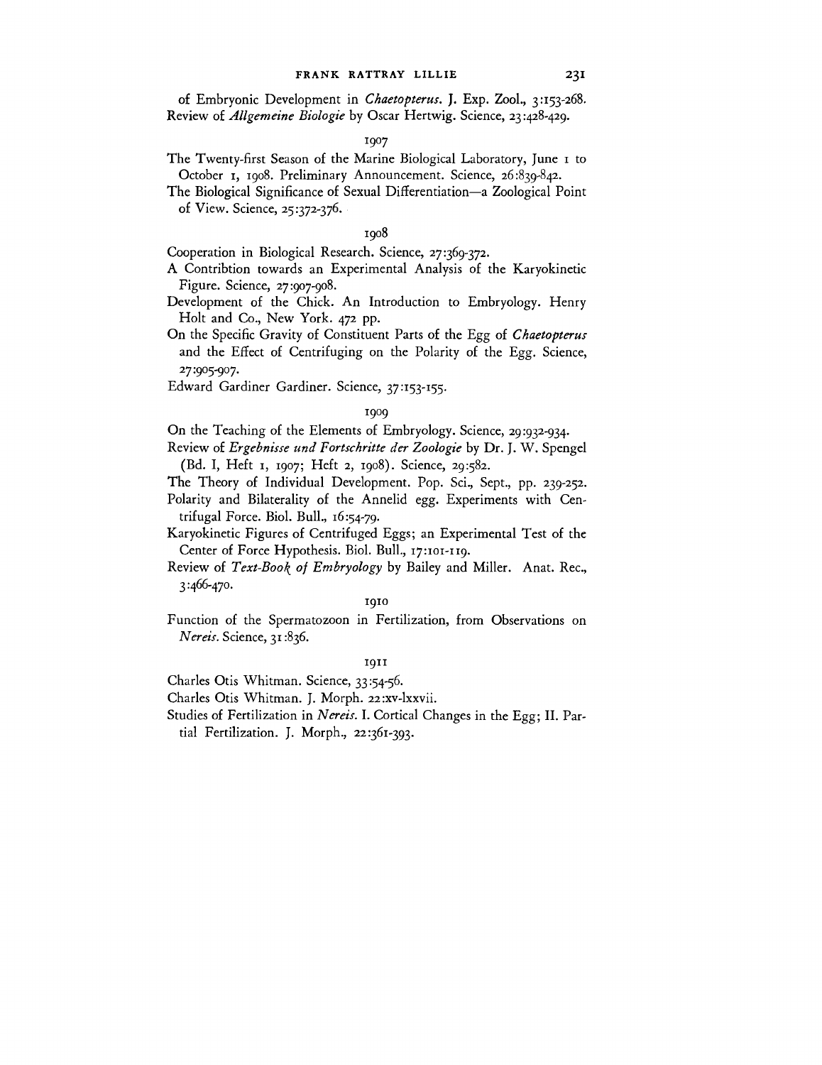of Embryonic Development in *Chaetopterus*. J. Exp. Zool., 3:153-268.

Review of *Allgemeine Biologie* by Oscar Hertwig. Science, 23:428-429.

1907

The Twenty-first Season of the Marine Biological Laboratory, June 1 to October 1, 1908. Preliminary Announcement. Science, 26:839-842.

The Biological Significance of Sexual Differentiation—a Zoological Point of View. Science, 25:372-376.

1908

Cooperation in Biological Research. Science, 27:369-372.

A Contribtion towards an Experimental Analysis of the Karyokinetic Figure. Science, 27:907-908.

Development of the Chick. An Introduction to Embryology. Henry Holt and Co., New York. 472 pp.

On the Specific Gravity of Constituent Parts of the Egg of *Chaetopterus* and the Effect of Centrifuging on the Polarity of the Egg. Science, 27:905-907.

Edward Gardiner Gardiner. Science, 37:153-155.

1909

On the Teaching of the Elements of Embryology. Science, 29:932-934.

Review of *Ergebnisse und Fortschritte der Zoologie* by Dr. J. W. Spengel (Bd. I, Heft 1, 1907; Heft 2, 1908). Science, 29:582.

The Theory of Individual Development. Pop. Sci., Sept., pp. 239-252.

Polarity and Bilaterality of the Annelid egg. Experiments with Centrifugal Force. Biol. Bull., 16:54-79.

Karyokinetic Figures of Centrifuged Eggs; an Experimental Test of the Center of Force Hypothesis. Biol. Bull., 17:101-119.

Review of *Text-Book of Embryology* by Bailey and Miller. Anat. Rec., 3:466-470.

1910

Function of the Spermatozoon in Fertilization, from Observations on *Nereis*. Science, 31:836.

1911

Charles Otis Whitman. Science, 33:54-56.

Charles Otis Whitman. J. Morph. 22:xv-lxxvii.

Studies of Fertilization in *Nereis*. I. Cortical Changes in the Egg; II. Partial Fertilization. J. Morph., 22:361-393.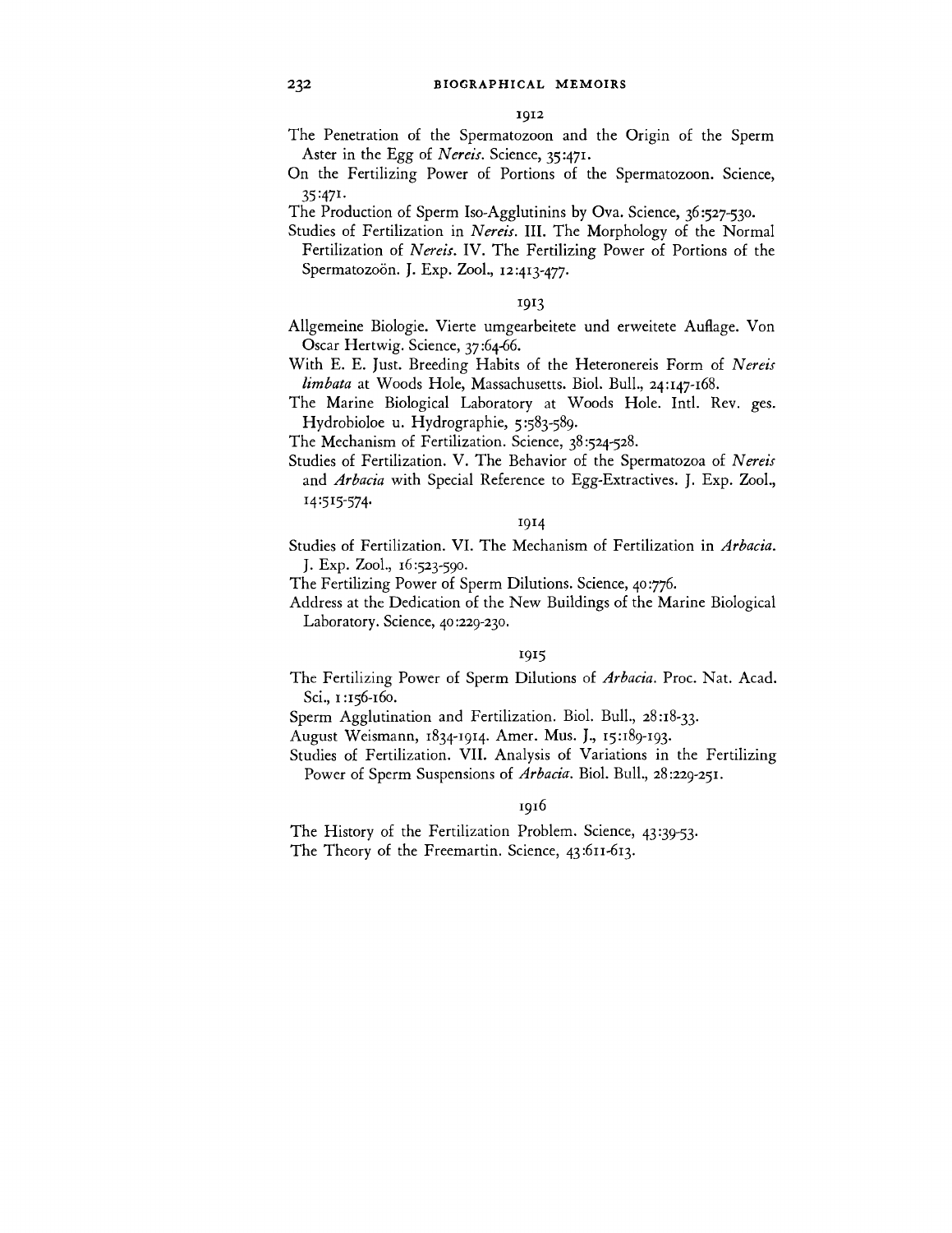## 1912

The Penetration of the Spermatozoon and the Origin of the Sperm Aster in the Egg of *Nereis*. Science, 35:471.

On the Fertilizing Power of Portions of the Spermatozoon. Science, 35:471.

The Production of Sperm Iso-Agglutinins by Ova. Science, 36:527-530.

Studies of Fertilization in *Nereis*. III. The Morphology of the Normal Fertilization of *Nereis*. IV. The Fertilizing Power of Portions of the Spermatozoön. J. Exp. Zool., 12:413-477.

## 1913

Allgemeine Biologie. Vierte umgearbeitete und erweitete Auflage. Von Oscar Hertwig. Science, 37:64-66.

With E. E. Just. Breeding Habits of the Heteronereis Form of *Nereis limbata* at Woods Hole, Massachusetts. Biol. Bull., 24:147-168.

The Marine Biological Laboratory at Woods Hole. Intl. Rev. ges. Hydrobioloe u. Hydrographie, 5:583-589.

The Mechanism of Fertilization. Science, 38:524-528.

Studies of Fertilization. V. The Behavior of the Spermatozoa of *Nereis* and *Arbacia* with Special Reference to Egg-Extractives. J. Exp. Zool., 14:515-574.

## 1914

Studies of Fertilization. VI. The Mechanism of Fertilization in *Arbacia*. J. Exp. Zool., 16:523-590.

The Fertilizing Power of Sperm Dilutions. Science, 40:776.

Address at the Dedication of the New Buildings of the Marine Biological Laboratory. Science, 40:229-230.

## 1915

The Fertilizing Power of Sperm Dilutions of *Arbacia*. Proc. Nat. Acad. Sci., 1:156-160.

Sperm Agglutination and Fertilization. Biol. Bull., 28:18-33.

August Weismann, 1834-1914. Amer. Mus. J., 15:189-193.

Studies of Fertilization. VII. Analysis of Variations in the Fertilizing Power of Sperm Suspensions of *Arbacia*. Biol. Bull., 28:229-251.

## 1916

The History of the Fertilization Problem. Science, 43:39-53.

The Theory of the Freemartin. Science, 43:611-613.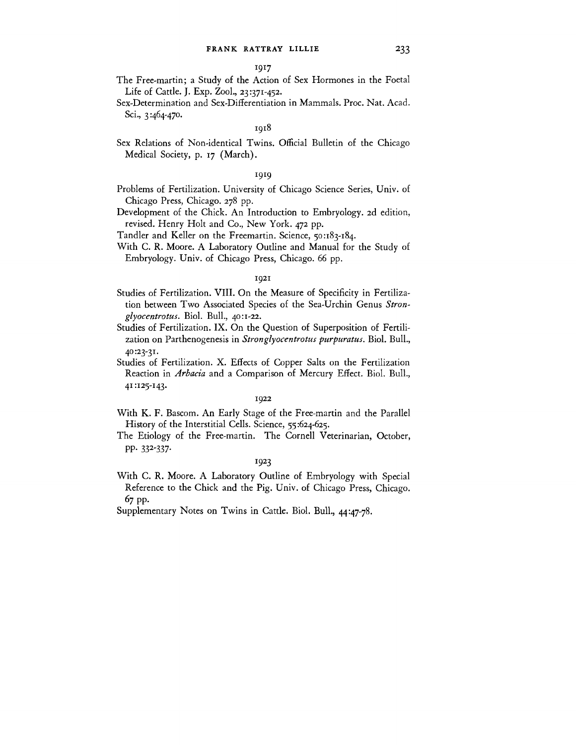1917

The Free-martin; a Study of the Action of Sex Hormones in the Foetal Life of Cattle. J. Exp. Zool., 23:371-452.

Sex-Determination and Sex-Differentiation in Mammals. Proc. Nat. Acad. Sci., 3:464-470.

1918

Sex Relations of Non-identical Twins. Official Bulletin of the Chicago Medical Society, p. 17 (March).

1919

Problems of Fertilization. University of Chicago Science Series, Univ. of Chicago Press, Chicago. 278 pp.

Development of the Chick. An Introduction to Embryology. 2d edition, revised. Henry Holt and Co., New York. 472 pp.

Tandler and Keller on the Freemartin. Science, 50:183-184.

With C. R. Moore. A Laboratory Outline and Manual for the Study of Embryology. Univ. of Chicago Press, Chicago. 66 pp.

1921

Studies of Fertilization. VIII. On the Measure of Specificity in Fertilization between Two Associated Species of the Sea-Urchin Genus *Strongylocentrotus*. Biol. Bull., 40:1-22.

Studies of Fertilization. IX. On the Question of Superposition of Fertilization on Parthenogenesis in *Stronglyocentrotus purpuratus*. Biol. Bull., 40:23-31.

Studies of Fertilization. X. Effects of Copper Salts on the Fertilization Reaction in *Arbacia* and a Comparison of Mercury Effect. Biol. Bull., 41:125-143.

1922

With K. F. Bascom. An Early Stage of the Free-martin and the Parallel History of the Interstitial Cells. Science, 55:624-625.

The Etiology of the Free-martin. The Cornell Veterinarian, October, pp. 332-337.

1923

With C. R. Moore. A Laboratory Outline of Embryology with Special Reference to the Chick and the Pig. Univ. of Chicago Press, Chicago. 67 pp.

Supplementary Notes on Twins in Cattle. Biol. Bull., 44:47-78.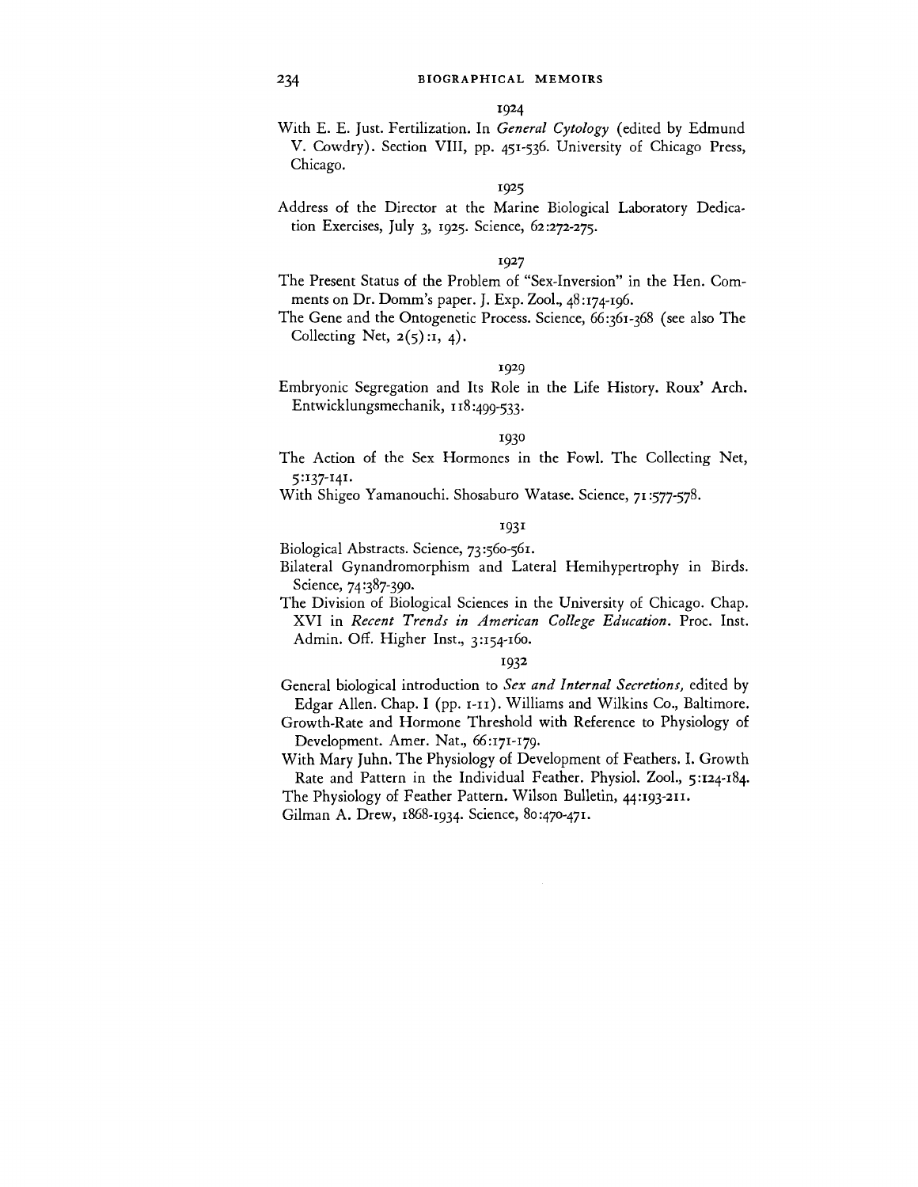1924

With E. E. Just. Fertilization. In *General Cytology* (edited by Edmund V. Cowdry). Section VIII, pp. 451-536. University of Chicago Press, Chicago.

1925

Address of the Director at the Marine Biological Laboratory Dedication Exercises, July 3, 1925. Science, 62:272-275.

1927

The Present Status of the Problem of "Sex-Inversion" in the Hen. Comments on Dr. Domm's paper. J. Exp. Zool., 48:174-196.

The Gene and the Ontogenetic Process. Science, 66:361-368 (see also The Collecting Net, 2(5):1, 4).

1929

Embryonic Segregation and Its Role in the Life History. Roux' Arch. Entwicklungsmechanik, 118:499-533.

1930

The Action of the Sex Hormones in the Fowl. The Collecting Net, 5:137-141.

With Shigeo Yamanouchi. Shosaburo Watase. Science, 71:577-578.

1931

Biological Abstracts. Science, 73:560-561.

Bilateral Gynandromorphism and Lateral Hemihypertrophy in Birds. Science, 74:387-390.

The Division of Biological Sciences in the University of Chicago. Chap. XVI in *Recent Trends in American College Education*. Proc. Inst. Admin. Off. Higher Inst., 3:154-160.

1932

General biological introduction to *Sex and Internal Secretions*, edited by Edgar Allen. Chap. I (pp. 1-11). Williams and Wilkins Co., Baltimore.

Growth-Rate and Hormone Threshold with Reference to Physiology of Development. Amer. Nat., 66:171-179.

With Mary Juhn. The Physiology of Development of Feathers. I. Growth Rate and Pattern in the Individual Feather. Physiol. Zool., 5:124-184.

The Physiology of Feather Pattern. Wilson Bulletin, 44:193-211.

Gilman A. Drew, 1868-1934. Science, 80:470-471.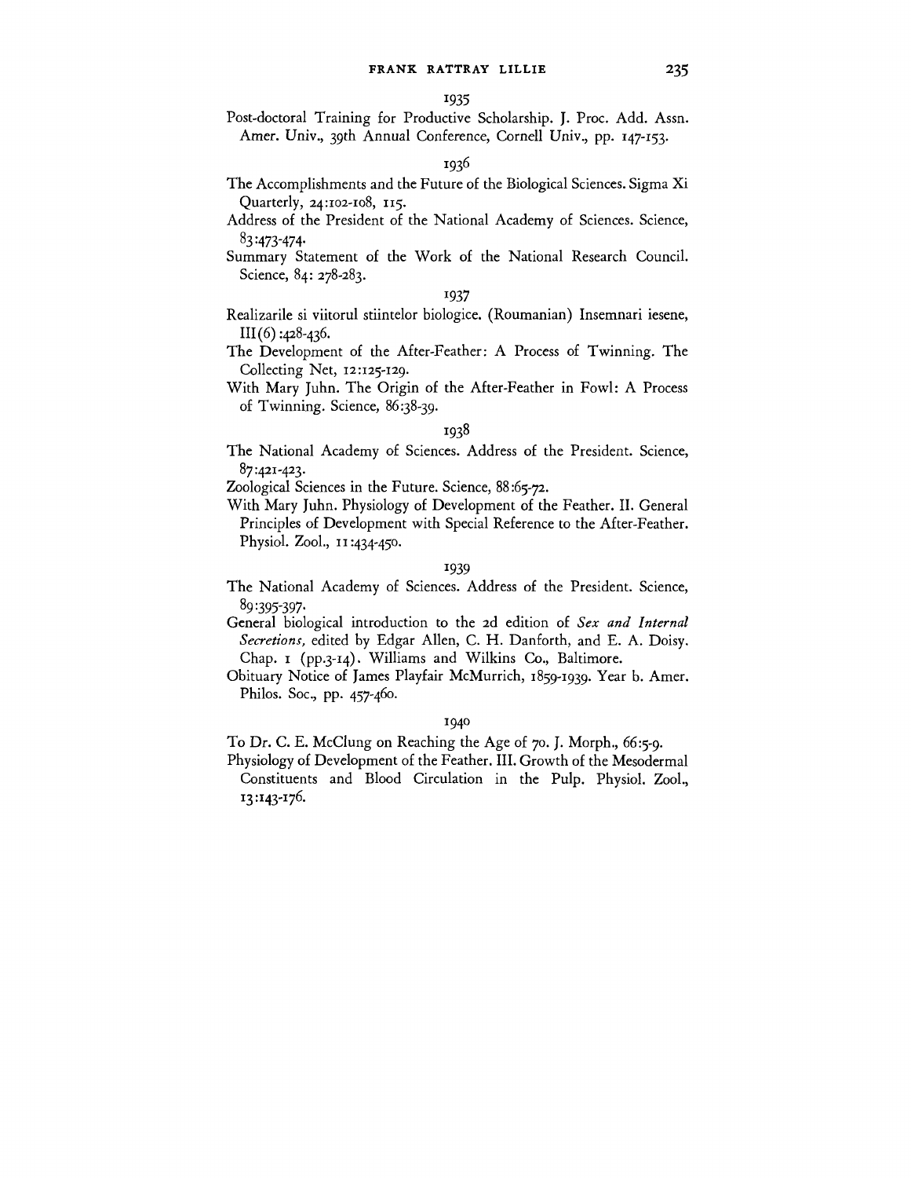1935

Post-doctoral Training for Productive Scholarship. J. Proc. Add. Assn. Amer. Univ., 39th Annual Conference, Cornell Univ., pp. 147-153.

1936

The Accomplishments and the Future of the Biological Sciences. Sigma Xi Quarterly, 24:102-108, 115.

Address of the President of the National Academy of Sciences. Science, 83:473-474.

Summary Statement of the Work of the National Research Council. Science, 84: 278-283.

1937

Realizarile si viitorul stiintelor biologice. (Roumanian) Insemnari iesene, III(6):428-436.

The Development of the After-Feather: A Process of Twinning. The Collecting Net, 12:125-129.

With Mary Juhn. The Origin of the After-Feather in Fowl: A Process of Twinning. Science, 86:38-39.

1938

The National Academy of Sciences. Address of the President. Science, 87:421-423.

Zoological Sciences in the Future. Science, 88:65-72.

With Mary Juhn. Physiology of Development of the Feather. II. General Principles of Development with Special Reference to the After-Feather. Physiol. Zool., 11:434-450.

1939

The National Academy of Sciences. Address of the President. Science, 89:395-397.

General biological introduction to the 2d edition of *Sex and Internal Secretions,* edited by Edgar Allen, C. H. Danforth, and E. A. Doisy. Chap. 1 (pp.3-14). Williams and Wilkins Co., Baltimore.

Obituary Notice of James Playfair McMurrich, 1859-1939. Year b. Amer. Philos. Soc., pp. 457-460.

1940

To Dr. C. E. McClung on Reaching the Age of 70. J. Morph., 66:5-9.

Physiology of Development of the Feather. III. Growth of the Mesodermal Constituents and Blood Circulation in the Pulp. Physiol. Zool., 13:143-176.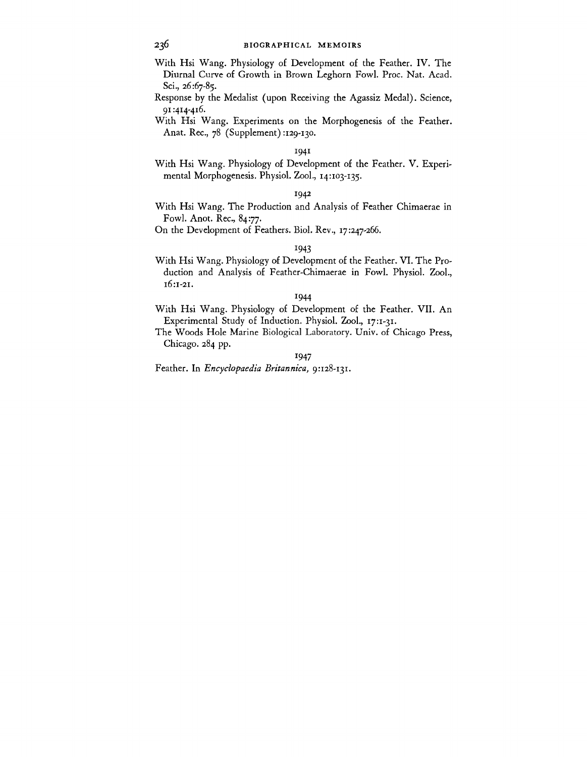With Hsi Wang. Physiology of Development of the Feather. IV. The Diurnal Curve of Growth in Brown Leghorn Fowl. Proc. Nat. Acad. Sci., 26:67-85.

Response by the Medalist (upon Receiving the Agassiz Medal). Science, 91:414-416.

With Hsi Wang. Experiments on the Morphogenesis of the Feather. Anat. Rec., 78 (Supplement):129-130.

1941

With Hsi Wang. Physiology of Development of the Feather. V. Experimental Morphogenesis. Physiol. Zool., 14:103-135.

1942

With Hsi Wang. The Production and Analysis of Feather Chimaerae in Fowl. Anot. Rec., 84:77.

On the Development of Feathers. Biol. Rev., 17:247-266.

1943

With Hsi Wang. Physiology of Development of the Feather. VI. The Production and Analysis of Feather-Chimaerae in Fowl. Physiol. Zool., 16:1-21.

1944

With Hsi Wang. Physiology of Development of the Feather. VII. An Experimental Study of Induction. Physiol. Zool., 17:1-31.

The Woods Hole Marine Biological Laboratory. Univ. of Chicago Press, Chicago. 284 pp.

1947

Feather. In *Encyclopaedia Britannica*, 9:128-131.